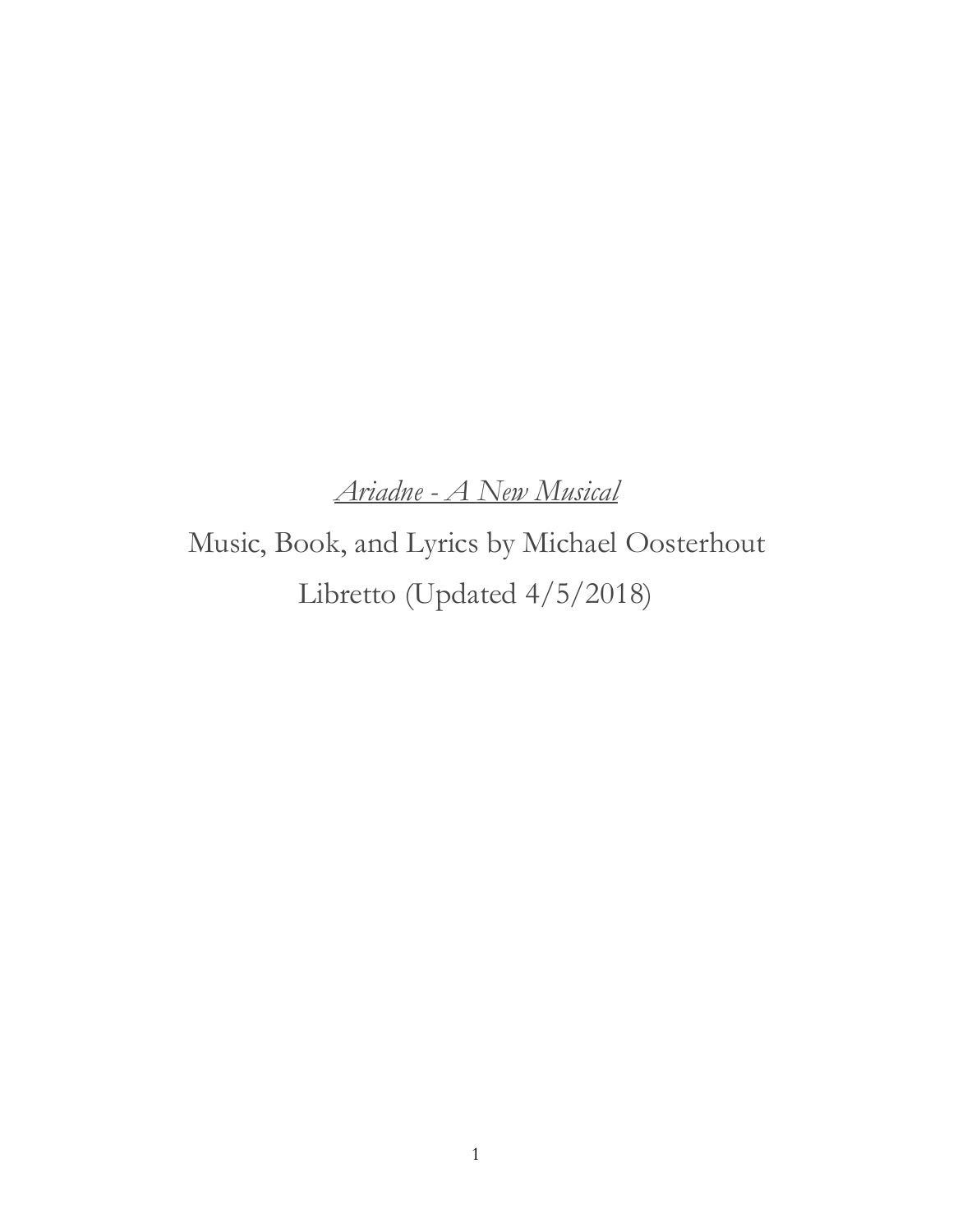*Ariadne - A New Musical*

Music, Book, and Lyrics by Michael Oosterhout

Libretto (Updated 4/5/2018)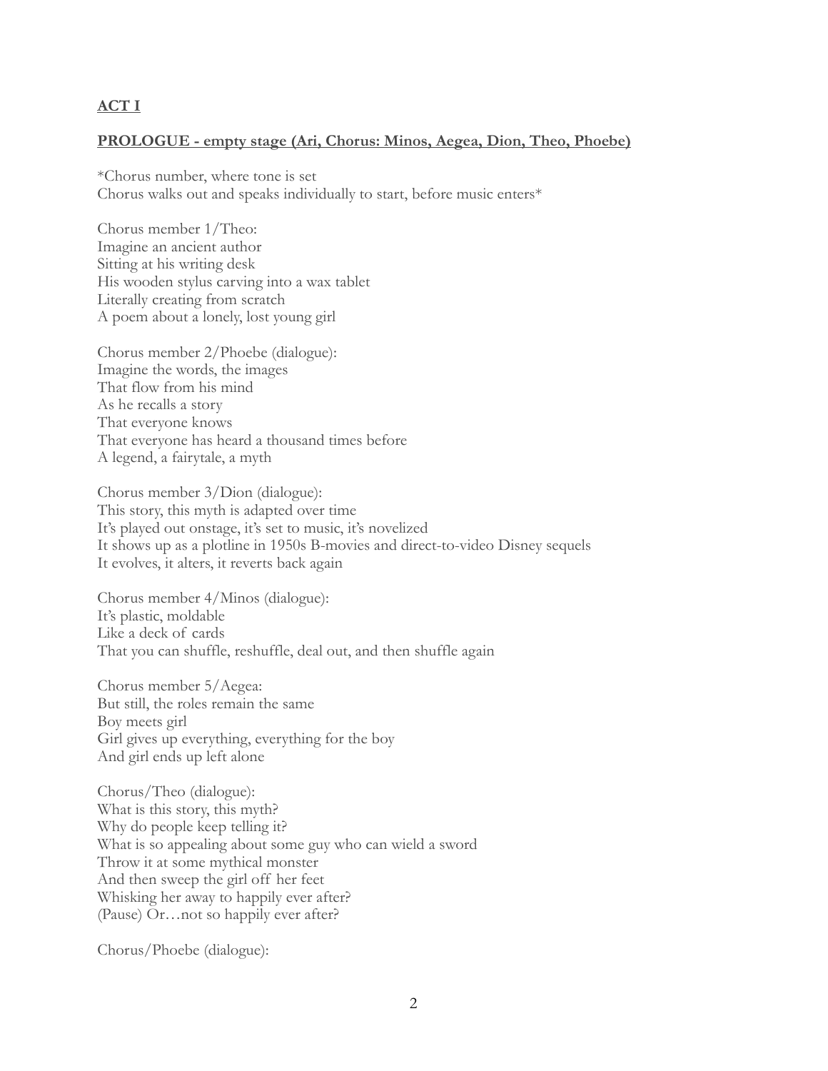**ACT I**

**PROLOGUE - empty stage (Ari, Chorus: Minos, Aegea, Dion, Theo, Phoebe)**

*Chorus number, where tone is set
Chorus walks out and speaks individually to start, before music enters*

Chorus member 1/Theo:
Imagine an ancient author
Sitting at his writing desk
His wooden stylus carving into a wax tablet
Literally creating from scratch
A poem about a lonely, lost young girl

Chorus member 2/Phoebe (dialogue):
Imagine the words, the images
That flow from his mind
As he recalls a story
That everyone knows
That everyone has heard a thousand times before
A legend, a fairytale, a myth

Chorus member 3/Dion (dialogue):
This story, this myth is adapted over time
It's played out onstage, it's set to music, it's novelized
It shows up as a plotline in 1950s B-movies and direct-to-video Disney sequels
It evolves, it alters, it reverts back again

Chorus member 4/Minos (dialogue):
It's plastic, moldable
Like a deck of cards
That you can shuffle, reshuffle, deal out, and then shuffle again

Chorus member 5/Aegea:
But still, the roles remain the same
Boy meets girl
Girl gives up everything, everything for the boy
And girl ends up left alone

Chorus/Theo (dialogue):
What is this story, this myth?
Why do people keep telling it?
What is so appealing about some guy who can wield a sword
Throw it at some mythical monster
And then sweep the girl off her feet
Whisking her away to happily ever after?
(Pause) Or…not so happily ever after?

Chorus/Phoebe (dialogue):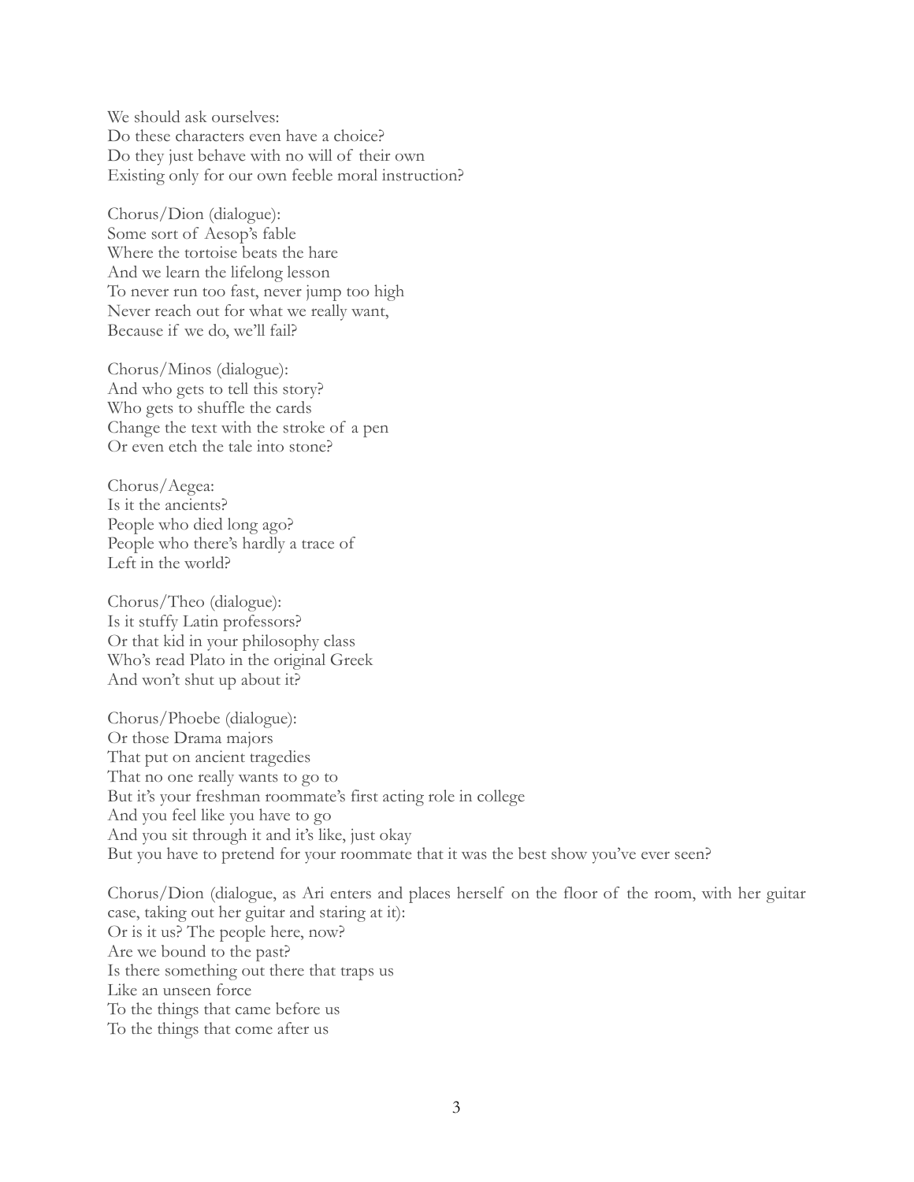We should ask ourselves:  
Do these characters even have a choice?  
Do they just behave with no will of their own  
Existing only for our own feeble moral instruction?

Chorus/Dion (dialogue):  
Some sort of Aesop's fable  
Where the tortoise beats the hare  
And we learn the lifelong lesson  
To never run too fast, never jump too high  
Never reach out for what we really want,  
Because if we do, we'll fail?

Chorus/Minos (dialogue):  
And who gets to tell this story?  
Who gets to shuffle the cards  
Change the text with the stroke of a pen  
Or even etch the tale into stone?

Chorus/Aegea:  
Is it the ancients?  
People who died long ago?  
People who there's hardly a trace of  
Left in the world?

Chorus/Theo (dialogue):  
Is it stuffy Latin professors?  
Or that kid in your philosophy class  
Who's read Plato in the original Greek  
And won't shut up about it?

Chorus/Phoebe (dialogue):  
Or those Drama majors  
That put on ancient tragedies  
That no one really wants to go to  
But it's your freshman roommate's first acting role in college  
And you feel like you have to go  
And you sit through it and it's like, just okay  
But you have to pretend for your roommate that it was the best show you've ever seen?

Chorus/Dion (dialogue, as Ari enters and places herself on the floor of the room, with her guitar case, taking out her guitar and staring at it):  
Or is it us? The people here, now?  
Are we bound to the past?  
Is there something out there that traps us  
Like an unseen force  
To the things that came before us  
To the things that come after us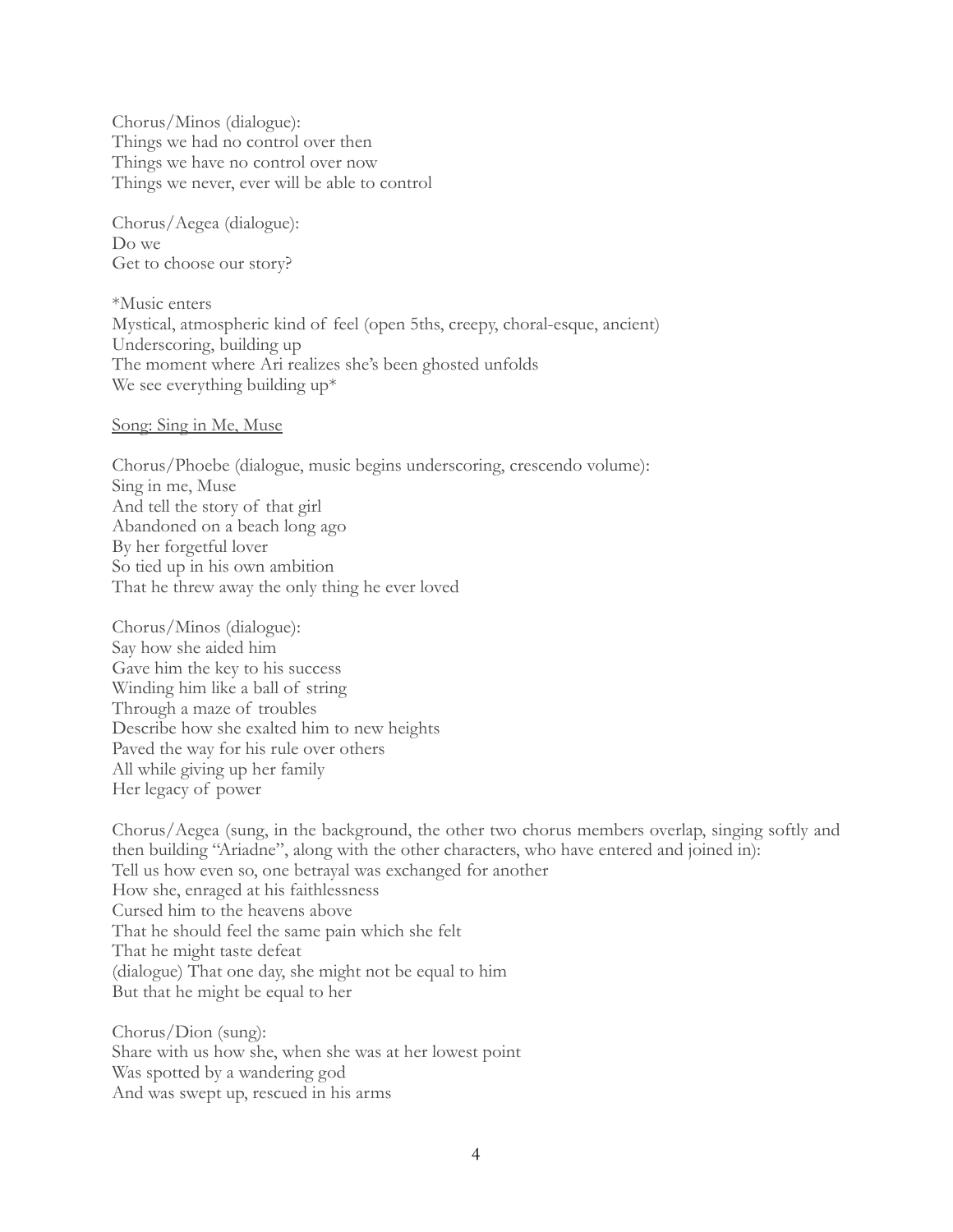Chorus/Minos (dialogue):
Things we had no control over then
Things we have no control over now
Things we never, ever will be able to control

Chorus/Aegea (dialogue):
Do we
Get to choose our story?

*Music enters
Mystical, atmospheric kind of feel (open 5ths, creepy, choral-esque, ancient)
Underscoring, building up
The moment where Ari realizes she's been ghosted unfolds
We see everything building up*

<u>Song: Sing in Me, Muse</u>

Chorus/Phoebe (dialogue, music begins underscoring, crescendo volume):
Sing in me, Muse
And tell the story of that girl
Abandoned on a beach long ago
By her forgetful lover
So tied up in his own ambition
That he threw away the only thing he ever loved

Chorus/Minos (dialogue):
Say how she aided him
Gave him the key to his success
Winding him like a ball of string
Through a maze of troubles
Describe how she exalted him to new heights
Paved the way for his rule over others
All while giving up her family
Her legacy of power

Chorus/Aegea (sung, in the background, the other two chorus members overlap, singing softly and then building "Ariadne", along with the other characters, who have entered and joined in):
Tell us how even so, one betrayal was exchanged for another
How she, enraged at his faithlessness
Cursed him to the heavens above
That he should feel the same pain which she felt
That he might taste defeat
(dialogue) That one day, she might not be equal to him
But that he might be equal to her

Chorus/Dion (sung):
Share with us how she, when she was at her lowest point
Was spotted by a wandering god
And was swept up, rescued in his arms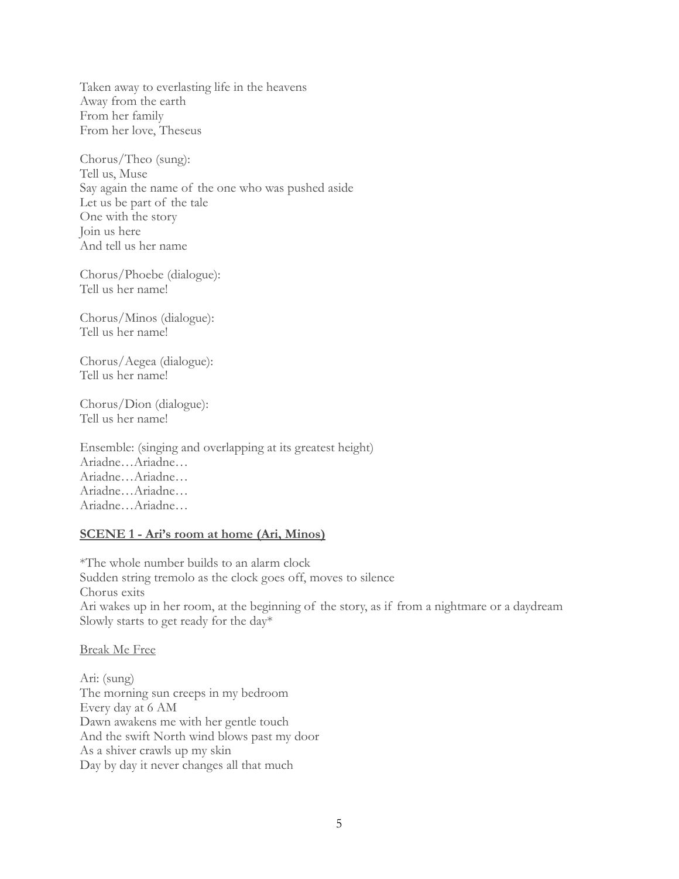Taken away to everlasting life in the heavens
Away from the earth
From her family
From her love, Theseus

Chorus/Theo (sung):
Tell us, Muse
Say again the name of the one who was pushed aside
Let us be part of the tale
One with the story
Join us here
And tell us her name

Chorus/Phoebe (dialogue):
Tell us her name!

Chorus/Minos (dialogue):
Tell us her name!

Chorus/Aegea (dialogue):
Tell us her name!

Chorus/Dion (dialogue):
Tell us her name!

Ensemble: (singing and overlapping at its greatest height)
Ariadne…Ariadne…
Ariadne…Ariadne…
Ariadne…Ariadne…
Ariadne…Ariadne…

**SCENE 1 - Ari's room at home (Ari, Minos)**

*The whole number builds to an alarm clock
Sudden string tremolo as the clock goes off, moves to silence
Chorus exits
Ari wakes up in her room, at the beginning of the story, as if from a nightmare or a daydream
Slowly starts to get ready for the day*

Break Me Free

Ari: (sung)
The morning sun creeps in my bedroom
Every day at 6 AM
Dawn awakens me with her gentle touch
And the swift North wind blows past my door
As a shiver crawls up my skin
Day by day it never changes all that much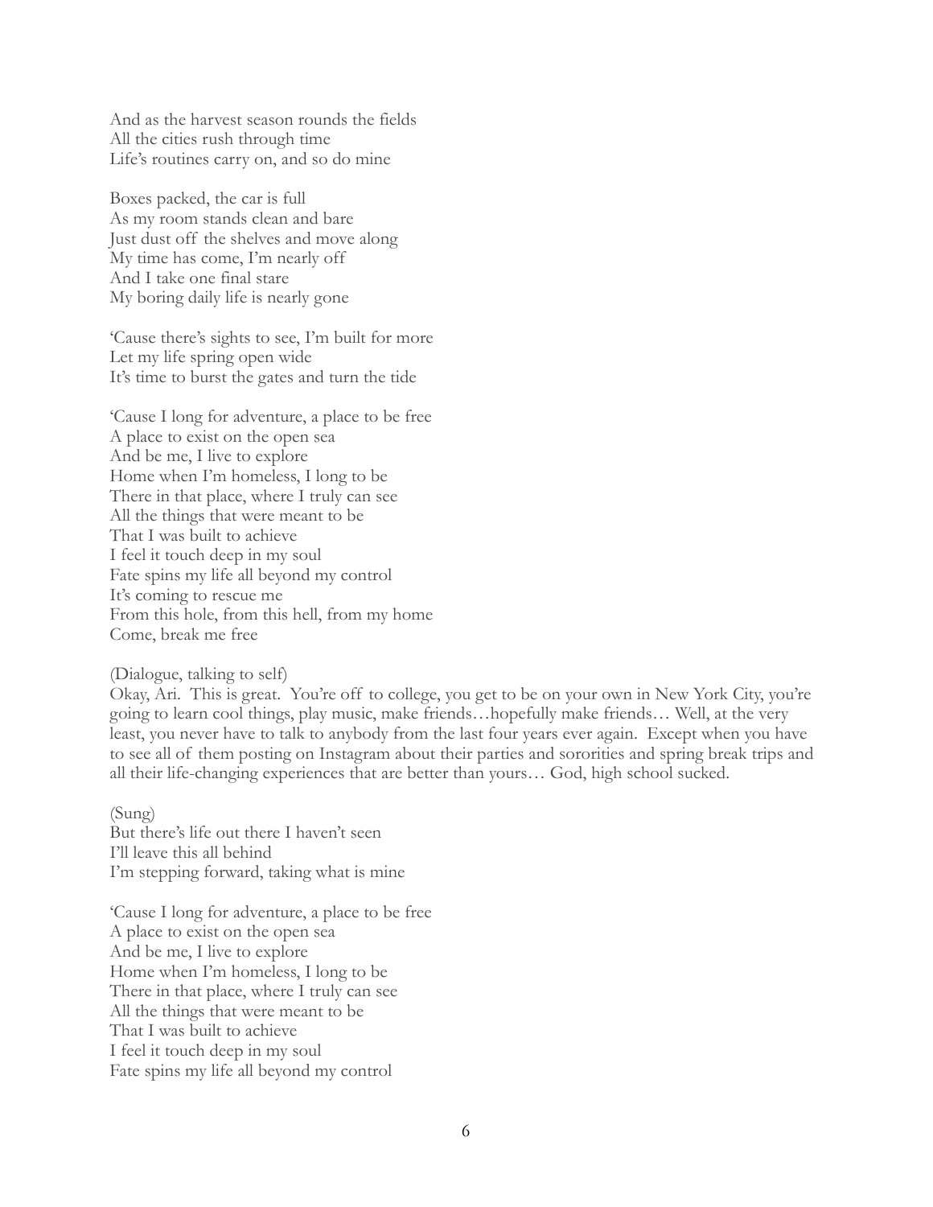And as the harvest season rounds the fields  
All the cities rush through time  
Life's routines carry on, and so do mine

Boxes packed, the car is full  
As my room stands clean and bare  
Just dust off the shelves and move along  
My time has come, I'm nearly off  
And I take one final stare  
My boring daily life is nearly gone

'Cause there's sights to see, I'm built for more  
Let my life spring open wide  
It's time to burst the gates and turn the tide

'Cause I long for adventure, a place to be free  
A place to exist on the open sea  
And be me, I live to explore  
Home when I'm homeless, I long to be  
There in that place, where I truly can see  
All the things that were meant to be  
That I was built to achieve  
I feel it touch deep in my soul  
Fate spins my life all beyond my control  
It's coming to rescue me  
From this hole, from this hell, from my home  
Come, break me free

(Dialogue, talking to self)  
Okay, Ari. This is great. You're off to college, you get to be on your own in New York City, you're going to learn cool things, play music, make friends…hopefully make friends… Well, at the very least, you never have to talk to anybody from the last four years ever again. Except when you have to see all of them posting on Instagram about their parties and sororities and spring break trips and all their life-changing experiences that are better than yours… God, high school sucked.

(Sung)  
But there's life out there I haven't seen  
I'll leave this all behind  
I'm stepping forward, taking what is mine

'Cause I long for adventure, a place to be free  
A place to exist on the open sea  
And be me, I live to explore  
Home when I'm homeless, I long to be  
There in that place, where I truly can see  
All the things that were meant to be  
That I was built to achieve  
I feel it touch deep in my soul  
Fate spins my life all beyond my control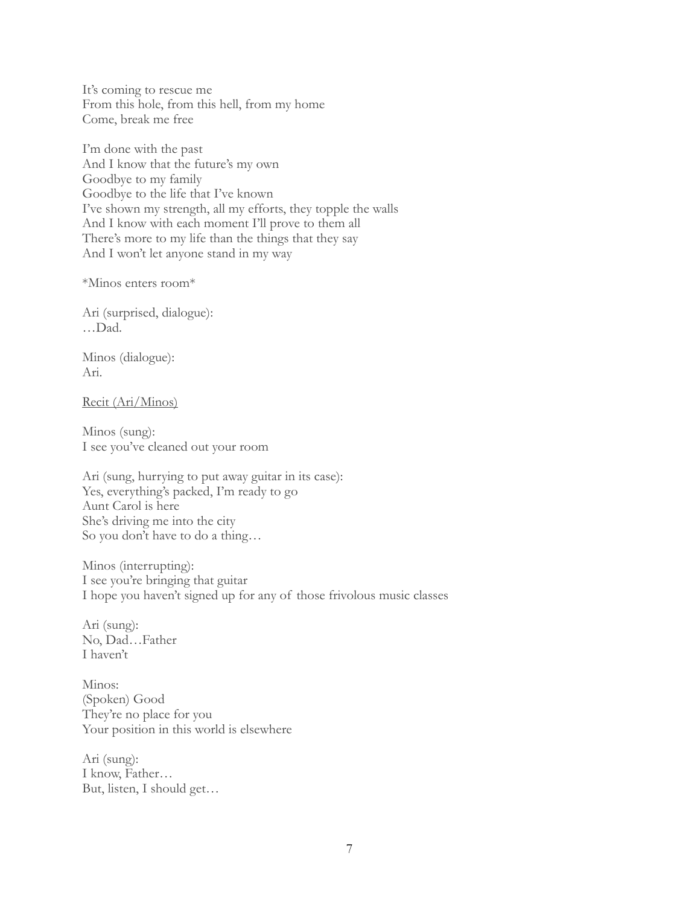It's coming to rescue me
From this hole, from this hell, from my home
Come, break me free

I'm done with the past
And I know that the future's my own
Goodbye to my family
Goodbye to the life that I've known
I've shown my strength, all my efforts, they topple the walls
And I know with each moment I'll prove to them all
There's more to my life than the things that they say
And I won't let anyone stand in my way

*Minos enters room*

Ari (surprised, dialogue):
…Dad.

Minos (dialogue):
Ari.

<u>Recit (Ari/Minos)</u>

Minos (sung):
I see you've cleaned out your room

Ari (sung, hurrying to put away guitar in its case):
Yes, everything's packed, I'm ready to go
Aunt Carol is here
She's driving me into the city
So you don't have to do a thing…

Minos (interrupting):
I see you're bringing that guitar
I hope you haven't signed up for any of those frivolous music classes

Ari (sung):
No, Dad…Father
I haven't

Minos:
(Spoken) Good
They're no place for you
Your position in this world is elsewhere

Ari (sung):
I know, Father…
But, listen, I should get…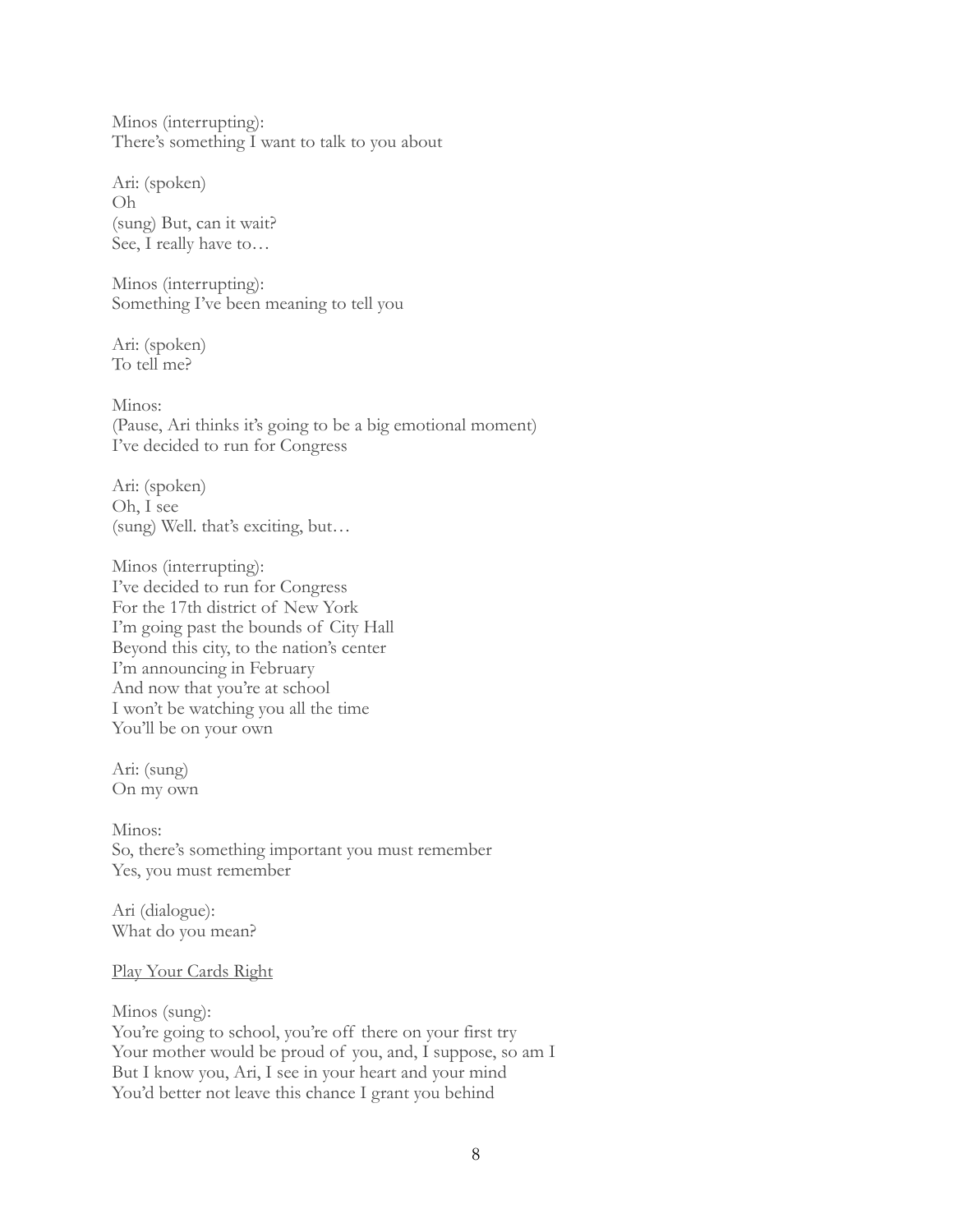Minos (interrupting):
There's something I want to talk to you about

Ari: (spoken)
Oh
(sung) But, can it wait?
See, I really have to…

Minos (interrupting):
Something I've been meaning to tell you

Ari: (spoken)
To tell me?

Minos:
(Pause, Ari thinks it's going to be a big emotional moment)
I've decided to run for Congress

Ari: (spoken)
Oh, I see
(sung) Well. that's exciting, but…

Minos (interrupting):
I've decided to run for Congress
For the 17th district of New York
I'm going past the bounds of City Hall
Beyond this city, to the nation's center
I'm announcing in February
And now that you're at school
I won't be watching you all the time
You'll be on your own

Ari: (sung)
On my own

Minos:
So, there's something important you must remember
Yes, you must remember

Ari (dialogue):
What do you mean?

<u>Play Your Cards Right</u>

Minos (sung):
You're going to school, you're off there on your first try
Your mother would be proud of you, and, I suppose, so am I
But I know you, Ari, I see in your heart and your mind
You'd better not leave this chance I grant you behind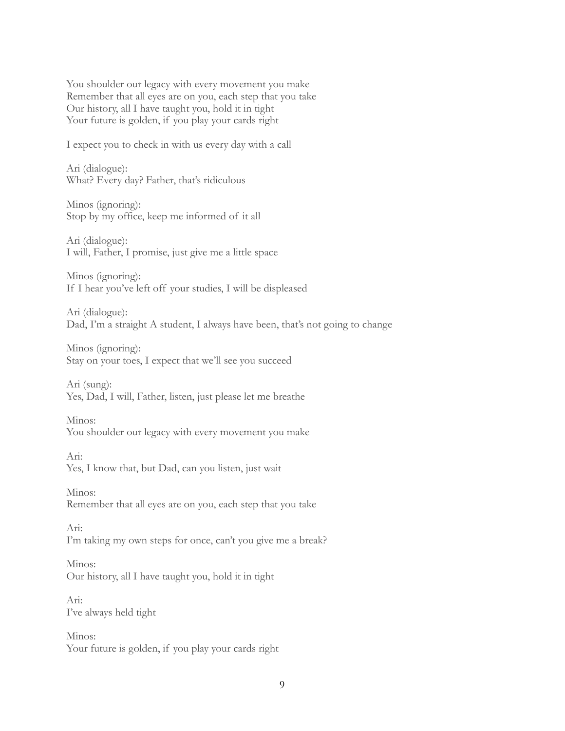You shoulder our legacy with every movement you make
Remember that all eyes are on you, each step that you take
Our history, all I have taught you, hold it in tight
Your future is golden, if you play your cards right

I expect you to check in with us every day with a call

Ari (dialogue):
What? Every day? Father, that's ridiculous

Minos (ignoring):
Stop by my office, keep me informed of it all

Ari (dialogue):
I will, Father, I promise, just give me a little space

Minos (ignoring):
If I hear you've left off your studies, I will be displeased

Ari (dialogue):
Dad, I'm a straight A student, I always have been, that's not going to change

Minos (ignoring):
Stay on your toes, I expect that we'll see you succeed

Ari (sung):
Yes, Dad, I will, Father, listen, just please let me breathe

Minos:
You shoulder our legacy with every movement you make

Ari:
Yes, I know that, but Dad, can you listen, just wait

Minos:
Remember that all eyes are on you, each step that you take

Ari:
I'm taking my own steps for once, can't you give me a break?

Minos:
Our history, all I have taught you, hold it in tight

Ari:
I've always held tight

Minos:
Your future is golden, if you play your cards right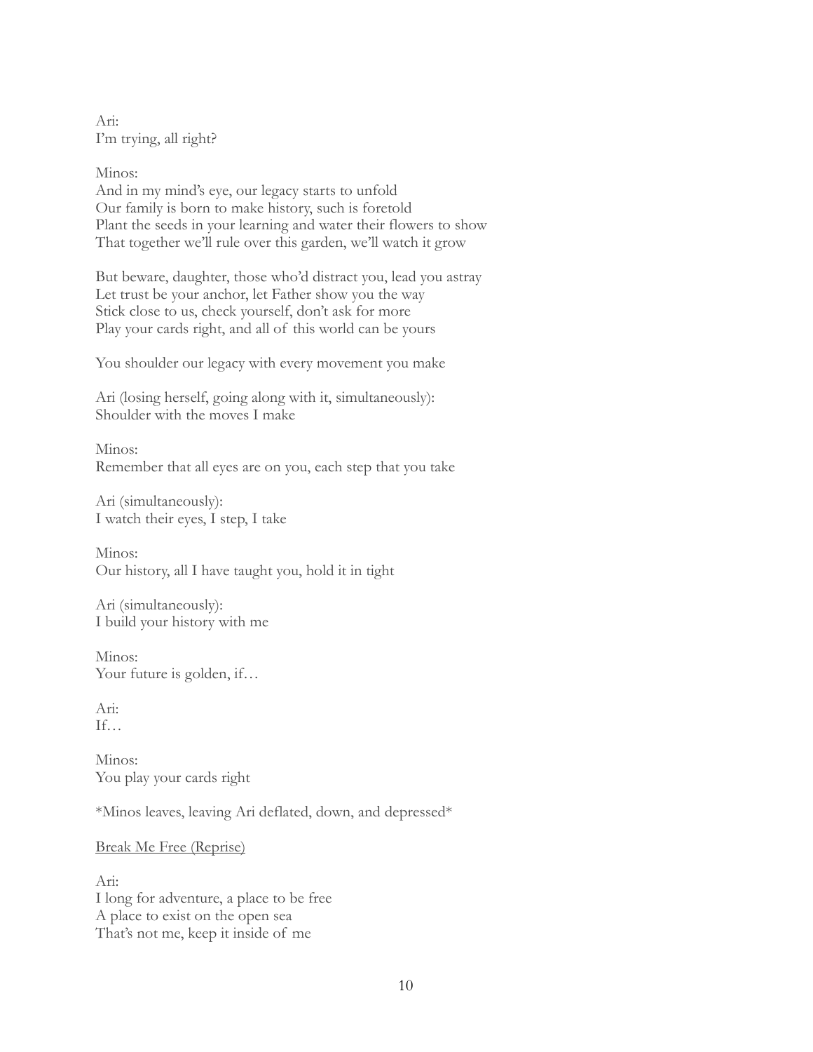Ari:
I'm trying, all right?

Minos:
And in my mind's eye, our legacy starts to unfold
Our family is born to make history, such is foretold
Plant the seeds in your learning and water their flowers to show
That together we'll rule over this garden, we'll watch it grow

But beware, daughter, those who'd distract you, lead you astray
Let trust be your anchor, let Father show you the way
Stick close to us, check yourself, don't ask for more
Play your cards right, and all of this world can be yours

You shoulder our legacy with every movement you make

Ari (losing herself, going along with it, simultaneously):
Shoulder with the moves I make

Minos:
Remember that all eyes are on you, each step that you take

Ari (simultaneously):
I watch their eyes, I step, I take

Minos:
Our history, all I have taught you, hold it in tight

Ari (simultaneously):
I build your history with me

Minos:
Your future is golden, if…

Ari:
If…

Minos:
You play your cards right

*Minos leaves, leaving Ari deflated, down, and depressed*

<u>Break Me Free (Reprise)</u>

Ari:
I long for adventure, a place to be free
A place to exist on the open sea
That's not me, keep it inside of me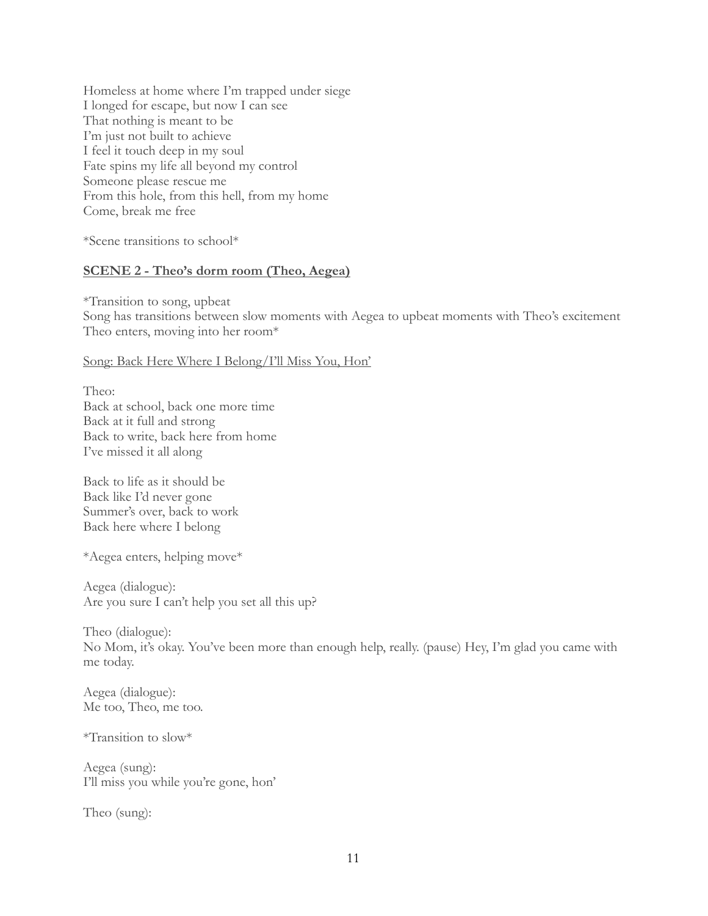Homeless at home where I'm trapped under siege
I longed for escape, but now I can see
That nothing is meant to be
I'm just not built to achieve
I feel it touch deep in my soul
Fate spins my life all beyond my control
Someone please rescue me
From this hole, from this hell, from my home
Come, break me free

*Scene transitions to school*

**SCENE 2 - Theo's dorm room (Theo, Aegea)**

*Transition to song, upbeat
Song has transitions between slow moments with Aegea to upbeat moments with Theo's excitement
Theo enters, moving into her room*

Song: Back Here Where I Belong/I'll Miss You, Hon'

Theo:
Back at school, back one more time
Back at it full and strong
Back to write, back here from home
I've missed it all along

Back to life as it should be
Back like I'd never gone
Summer's over, back to work
Back here where I belong

*Aegea enters, helping move*

Aegea (dialogue):
Are you sure I can't help you set all this up?

Theo (dialogue):
No Mom, it's okay. You've been more than enough help, really. (pause) Hey, I'm glad you came with me today.

Aegea (dialogue):
Me too, Theo, me too.

*Transition to slow*

Aegea (sung):
I'll miss you while you're gone, hon'

Theo (sung):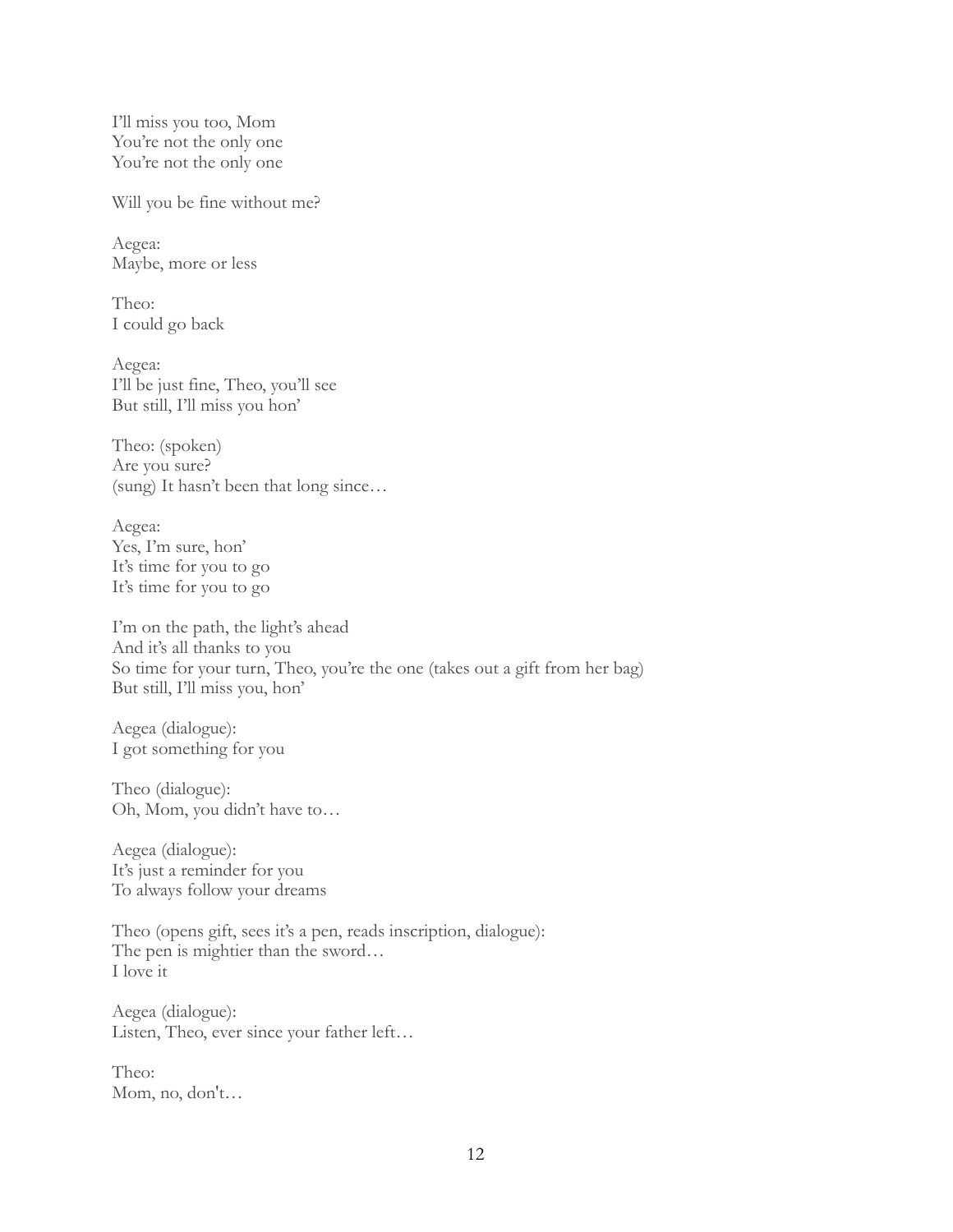I'll miss you too, Mom
You're not the only one
You're not the only one

Will you be fine without me?

Aegea:
Maybe, more or less

Theo:
I could go back

Aegea:
I'll be just fine, Theo, you'll see
But still, I'll miss you hon'

Theo: (spoken)
Are you sure?
(sung) It hasn't been that long since…

Aegea:
Yes, I'm sure, hon'
It's time for you to go
It's time for you to go

I'm on the path, the light's ahead
And it's all thanks to you
So time for your turn, Theo, you're the one (takes out a gift from her bag)
But still, I'll miss you, hon'

Aegea (dialogue):
I got something for you

Theo (dialogue):
Oh, Mom, you didn't have to…

Aegea (dialogue):
It's just a reminder for you
To always follow your dreams

Theo (opens gift, sees it's a pen, reads inscription, dialogue):
The pen is mightier than the sword…
I love it

Aegea (dialogue):
Listen, Theo, ever since your father left…

Theo:
Mom, no, don't…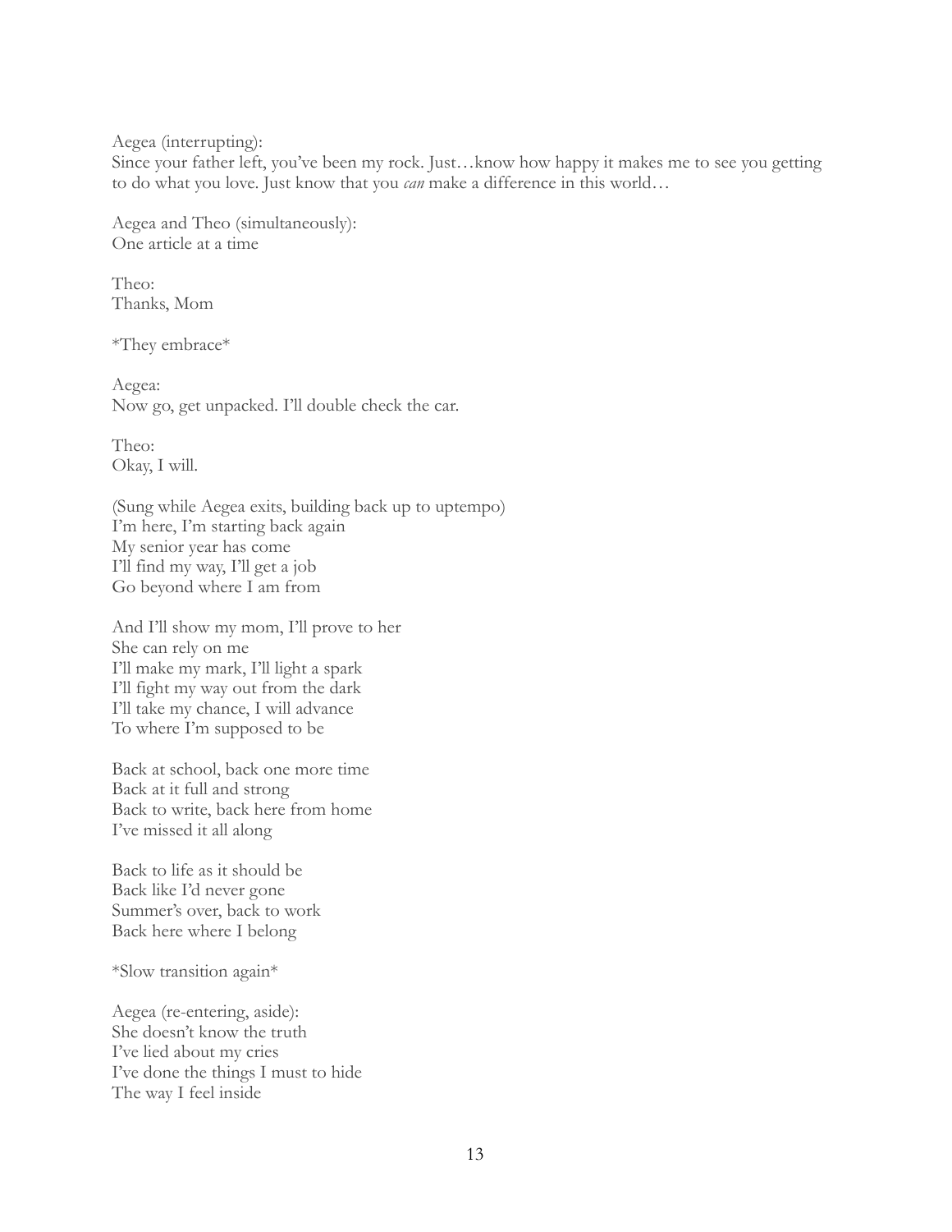Aegea (interrupting):
Since your father left, you've been my rock. Just…know how happy it makes me to see you getting to do what you love. Just know that you *can* make a difference in this world…

Aegea and Theo (simultaneously):
One article at a time

Theo:
Thanks, Mom

*They embrace*

Aegea:
Now go, get unpacked. I'll double check the car.

Theo:
Okay, I will.

(Sung while Aegea exits, building back up to uptempo)
I'm here, I'm starting back again
My senior year has come
I'll find my way, I'll get a job
Go beyond where I am from

And I'll show my mom, I'll prove to her
She can rely on me
I'll make my mark, I'll light a spark
I'll fight my way out from the dark
I'll take my chance, I will advance
To where I'm supposed to be

Back at school, back one more time
Back at it full and strong
Back to write, back here from home
I've missed it all along

Back to life as it should be
Back like I'd never gone
Summer's over, back to work
Back here where I belong

*Slow transition again*

Aegea (re-entering, aside):
She doesn't know the truth
I've lied about my cries
I've done the things I must to hide
The way I feel inside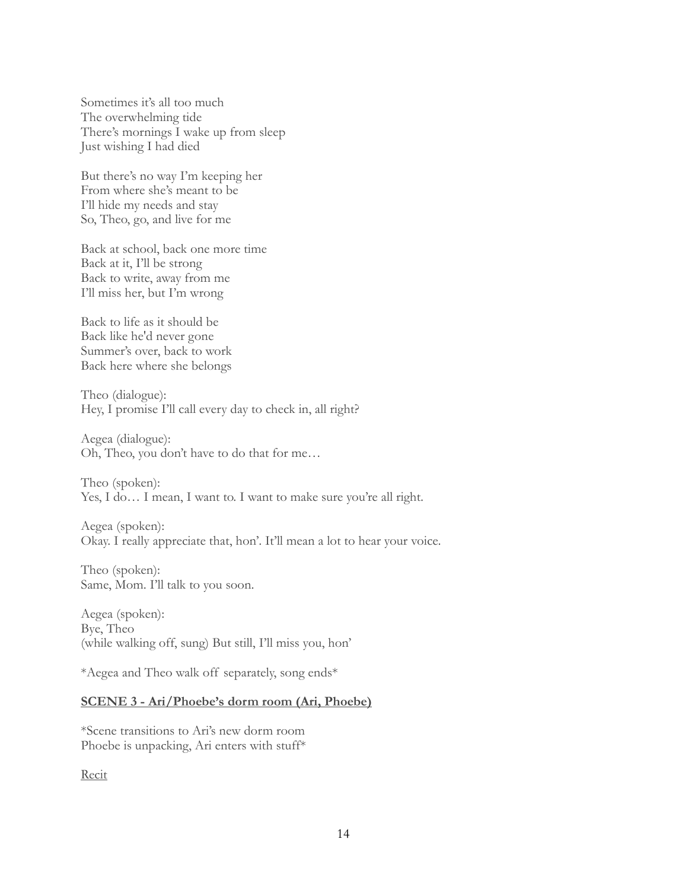Sometimes it's all too much
The overwhelming tide
There's mornings I wake up from sleep
Just wishing I had died

But there's no way I'm keeping her
From where she's meant to be
I'll hide my needs and stay
So, Theo, go, and live for me

Back at school, back one more time
Back at it, I'll be strong
Back to write, away from me
I'll miss her, but I'm wrong

Back to life as it should be
Back like he'd never gone
Summer's over, back to work
Back here where she belongs

Theo (dialogue):
Hey, I promise I'll call every day to check in, all right?

Aegea (dialogue):
Oh, Theo, you don't have to do that for me…

Theo (spoken):
Yes, I do… I mean, I want to. I want to make sure you're all right.

Aegea (spoken):
Okay. I really appreciate that, hon'. It'll mean a lot to hear your voice.

Theo (spoken):
Same, Mom. I'll talk to you soon.

Aegea (spoken):
Bye, Theo
(while walking off, sung) But still, I'll miss you, hon'

*Aegea and Theo walk off separately, song ends*

**<u>SCENE 3 - Ari/Phoebe's dorm room (Ari, Phoebe)</u>**

*Scene transitions to Ari's new dorm room
Phoebe is unpacking, Ari enters with stuff*

<u>Recit</u>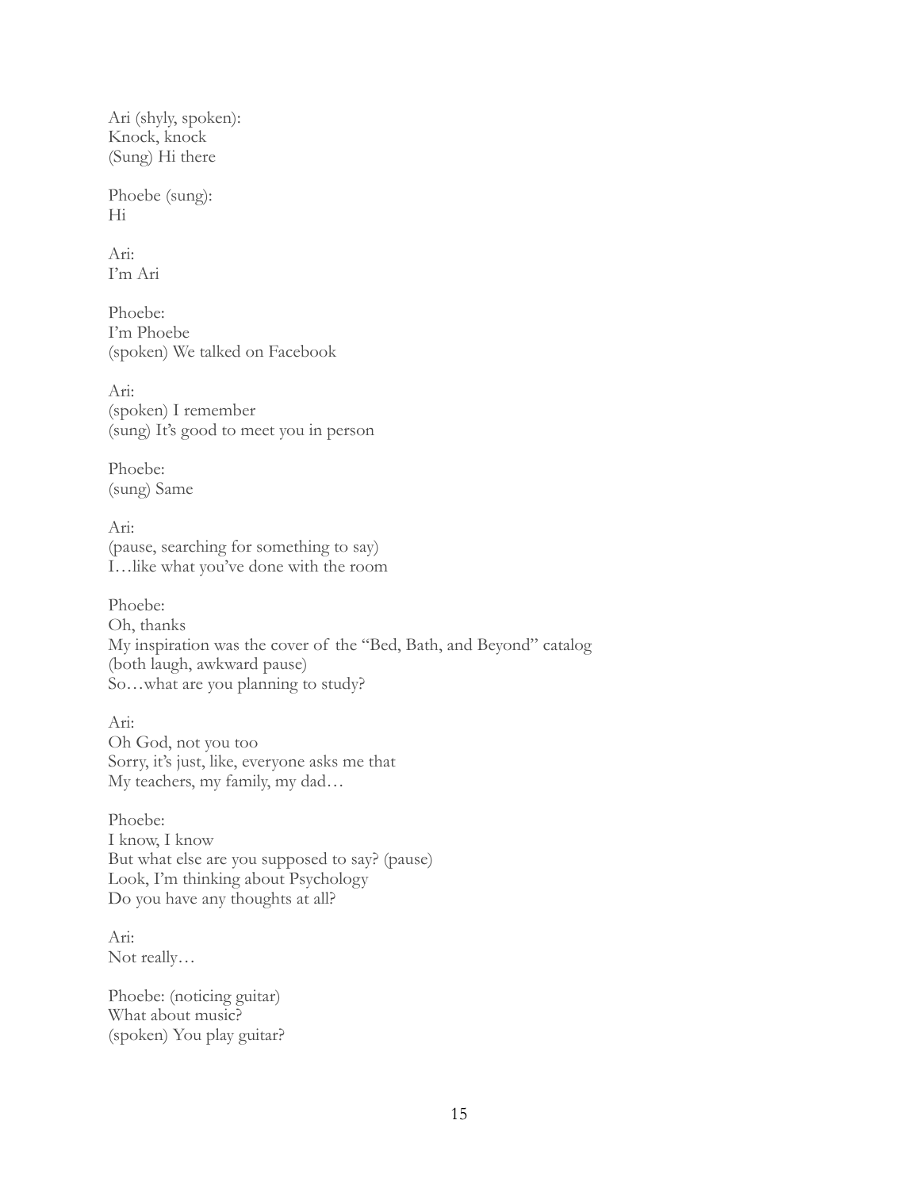Ari (shyly, spoken):
Knock, knock
(Sung) Hi there

Phoebe (sung):
Hi

Ari:
I'm Ari

Phoebe:
I'm Phoebe
(spoken) We talked on Facebook

Ari:
(spoken) I remember
(sung) It's good to meet you in person

Phoebe:
(sung) Same

Ari:
(pause, searching for something to say)
I…like what you've done with the room

Phoebe:
Oh, thanks
My inspiration was the cover of the "Bed, Bath, and Beyond" catalog
(both laugh, awkward pause)
So…what are you planning to study?

Ari:
Oh God, not you too
Sorry, it's just, like, everyone asks me that
My teachers, my family, my dad…

Phoebe:
I know, I know
But what else are you supposed to say? (pause)
Look, I'm thinking about Psychology
Do you have any thoughts at all?

Ari:
Not really…

Phoebe: (noticing guitar)
What about music?
(spoken) You play guitar?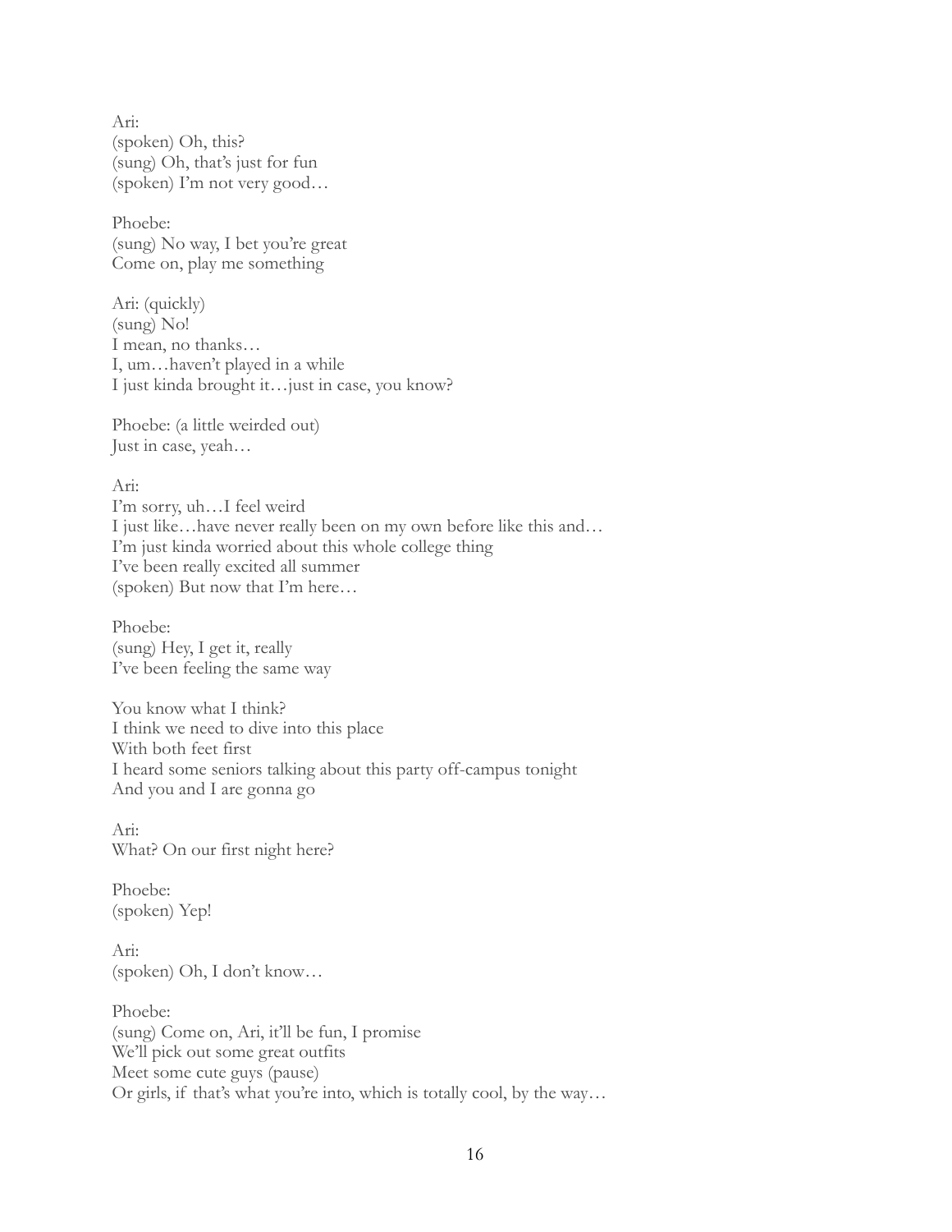Ari:
(spoken) Oh, this?
(sung) Oh, that's just for fun
(spoken) I'm not very good…

Phoebe:
(sung) No way, I bet you're great
Come on, play me something

Ari: (quickly)
(sung) No!
I mean, no thanks…
I, um…haven't played in a while
I just kinda brought it…just in case, you know?

Phoebe: (a little weirded out)
Just in case, yeah…

Ari:
I'm sorry, uh…I feel weird
I just like…have never really been on my own before like this and…
I'm just kinda worried about this whole college thing
I've been really excited all summer
(spoken) But now that I'm here…

Phoebe:
(sung) Hey, I get it, really
I've been feeling the same way

You know what I think?
I think we need to dive into this place
With both feet first
I heard some seniors talking about this party off-campus tonight
And you and I are gonna go

Ari:
What? On our first night here?

Phoebe:
(spoken) Yep!

Ari:
(spoken) Oh, I don't know…

Phoebe:
(sung) Come on, Ari, it'll be fun, I promise
We'll pick out some great outfits
Meet some cute guys (pause)
Or girls, if that's what you're into, which is totally cool, by the way…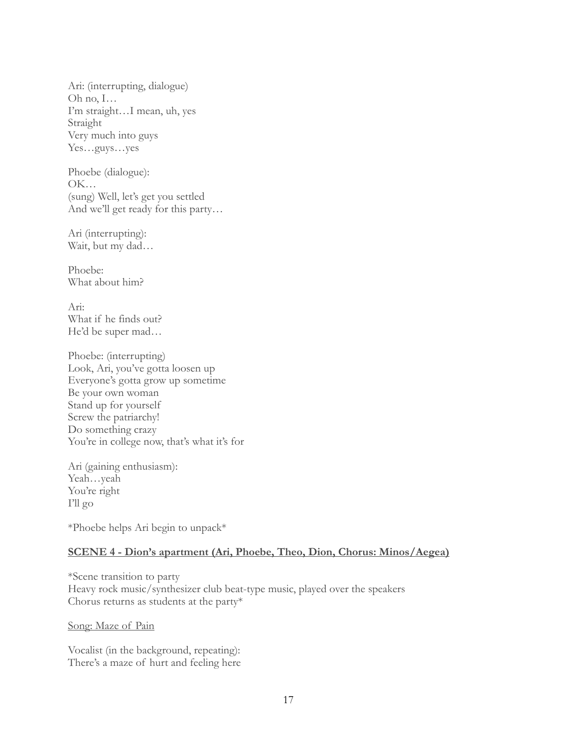Ari: (interrupting, dialogue)
Oh no, I…
I'm straight…I mean, uh, yes
Straight
Very much into guys
Yes…guys…yes

Phoebe (dialogue):
OK…
(sung) Well, let's get you settled
And we'll get ready for this party…

Ari (interrupting):
Wait, but my dad…

Phoebe:
What about him?

Ari:
What if he finds out?
He'd be super mad…

Phoebe: (interrupting)
Look, Ari, you've gotta loosen up
Everyone's gotta grow up sometime
Be your own woman
Stand up for yourself
Screw the patriarchy!
Do something crazy
You're in college now, that's what it's for

Ari (gaining enthusiasm):
Yeah…yeah
You're right
I'll go

*Phoebe helps Ari begin to unpack*

**<u>SCENE 4 - Dion's apartment (Ari, Phoebe, Theo, Dion, Chorus: Minos/Aegea)</u>**

*Scene transition to party
Heavy rock music/synthesizer club beat-type music, played over the speakers
Chorus returns as students at the party*

<u>Song: Maze of Pain</u>

Vocalist (in the background, repeating):
There's a maze of hurt and feeling here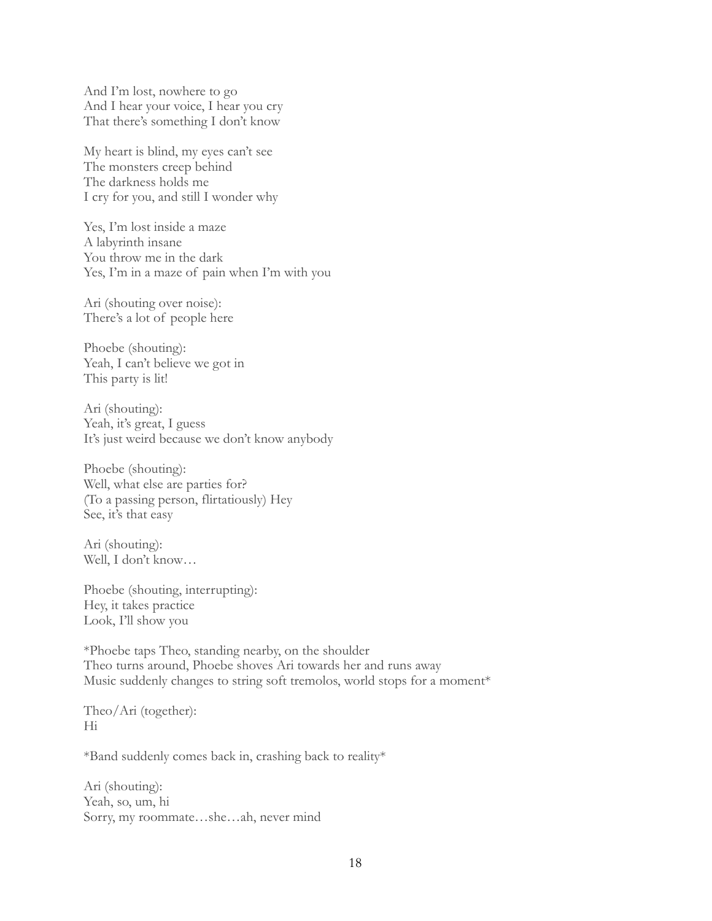And I'm lost, nowhere to go
And I hear your voice, I hear you cry
That there's something I don't know

My heart is blind, my eyes can't see
The monsters creep behind
The darkness holds me
I cry for you, and still I wonder why

Yes, I'm lost inside a maze
A labyrinth insane
You throw me in the dark
Yes, I'm in a maze of pain when I'm with you

Ari (shouting over noise):
There's a lot of people here

Phoebe (shouting):
Yeah, I can't believe we got in
This party is lit!

Ari (shouting):
Yeah, it's great, I guess
It's just weird because we don't know anybody

Phoebe (shouting):
Well, what else are parties for?
(To a passing person, flirtatiously) Hey
See, it's that easy

Ari (shouting):
Well, I don't know…

Phoebe (shouting, interrupting):
Hey, it takes practice
Look, I'll show you

*Phoebe taps Theo, standing nearby, on the shoulder
Theo turns around, Phoebe shoves Ari towards her and runs away
Music suddenly changes to string soft tremolos, world stops for a moment*

Theo/Ari (together):
Hi

*Band suddenly comes back in, crashing back to reality*

Ari (shouting):
Yeah, so, um, hi
Sorry, my roommate…she…ah, never mind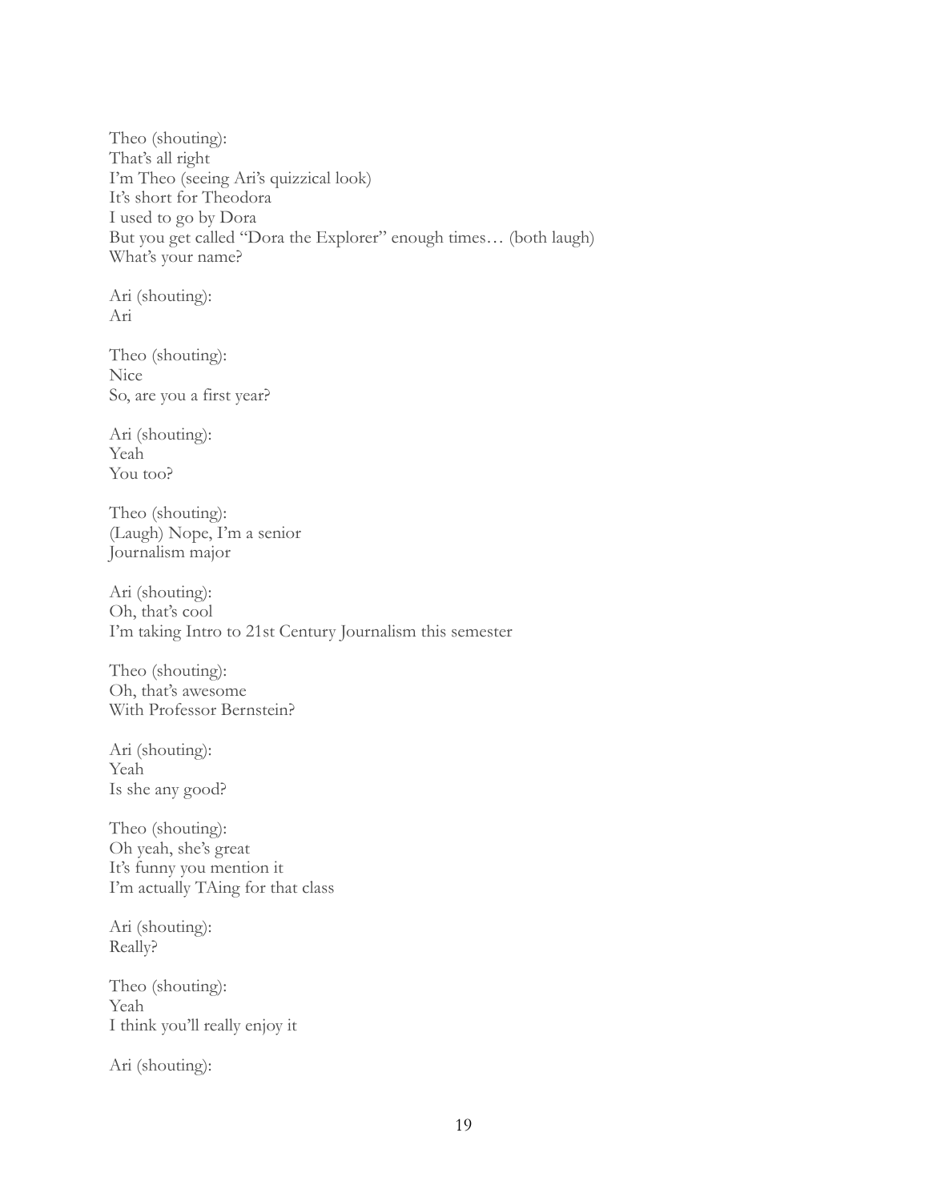Theo (shouting):
That's all right
I'm Theo (seeing Ari's quizzical look)
It's short for Theodora
I used to go by Dora
But you get called "Dora the Explorer" enough times… (both laugh)
What's your name?

Ari (shouting):
Ari

Theo (shouting):
Nice
So, are you a first year?

Ari (shouting):
Yeah
You too?

Theo (shouting):
(Laugh) Nope, I'm a senior
Journalism major

Ari (shouting):
Oh, that's cool
I'm taking Intro to 21st Century Journalism this semester

Theo (shouting):
Oh, that's awesome
With Professor Bernstein?

Ari (shouting):
Yeah
Is she any good?

Theo (shouting):
Oh yeah, she's great
It's funny you mention it
I'm actually TAing for that class

Ari (shouting):
Really?

Theo (shouting):
Yeah
I think you'll really enjoy it

Ari (shouting):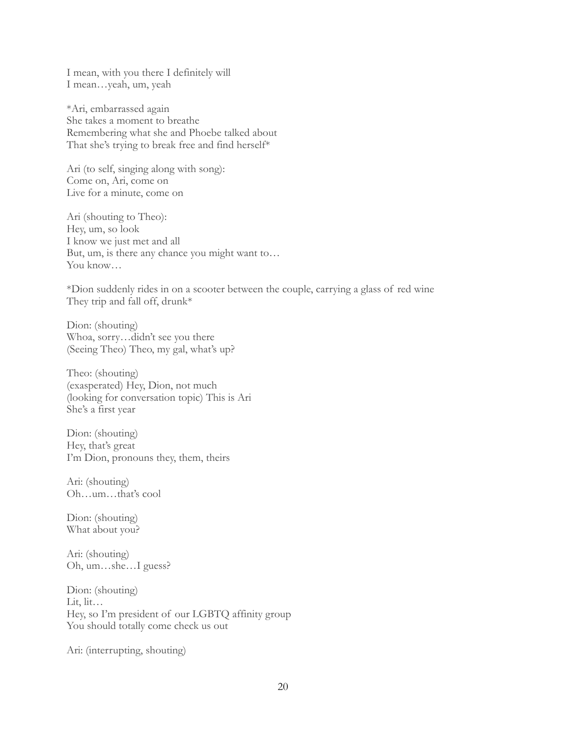I mean, with you there I definitely will
I mean…yeah, um, yeah

*Ari, embarrassed again
She takes a moment to breathe
Remembering what she and Phoebe talked about
That she's trying to break free and find herself*

Ari (to self, singing along with song):
Come on, Ari, come on
Live for a minute, come on

Ari (shouting to Theo):
Hey, um, so look
I know we just met and all
But, um, is there any chance you might want to…
You know…

*Dion suddenly rides in on a scooter between the couple, carrying a glass of red wine
They trip and fall off, drunk*

Dion: (shouting)
Whoa, sorry…didn't see you there
(Seeing Theo) Theo, my gal, what's up?

Theo: (shouting)
(exasperated) Hey, Dion, not much
(looking for conversation topic) This is Ari
She's a first year

Dion: (shouting)
Hey, that's great
I'm Dion, pronouns they, them, theirs

Ari: (shouting)
Oh…um…that's cool

Dion: (shouting)
What about you?

Ari: (shouting)
Oh, um…she…I guess?

Dion: (shouting)
Lit, lit…
Hey, so I'm president of our LGBTQ affinity group
You should totally come check us out

Ari: (interrupting, shouting)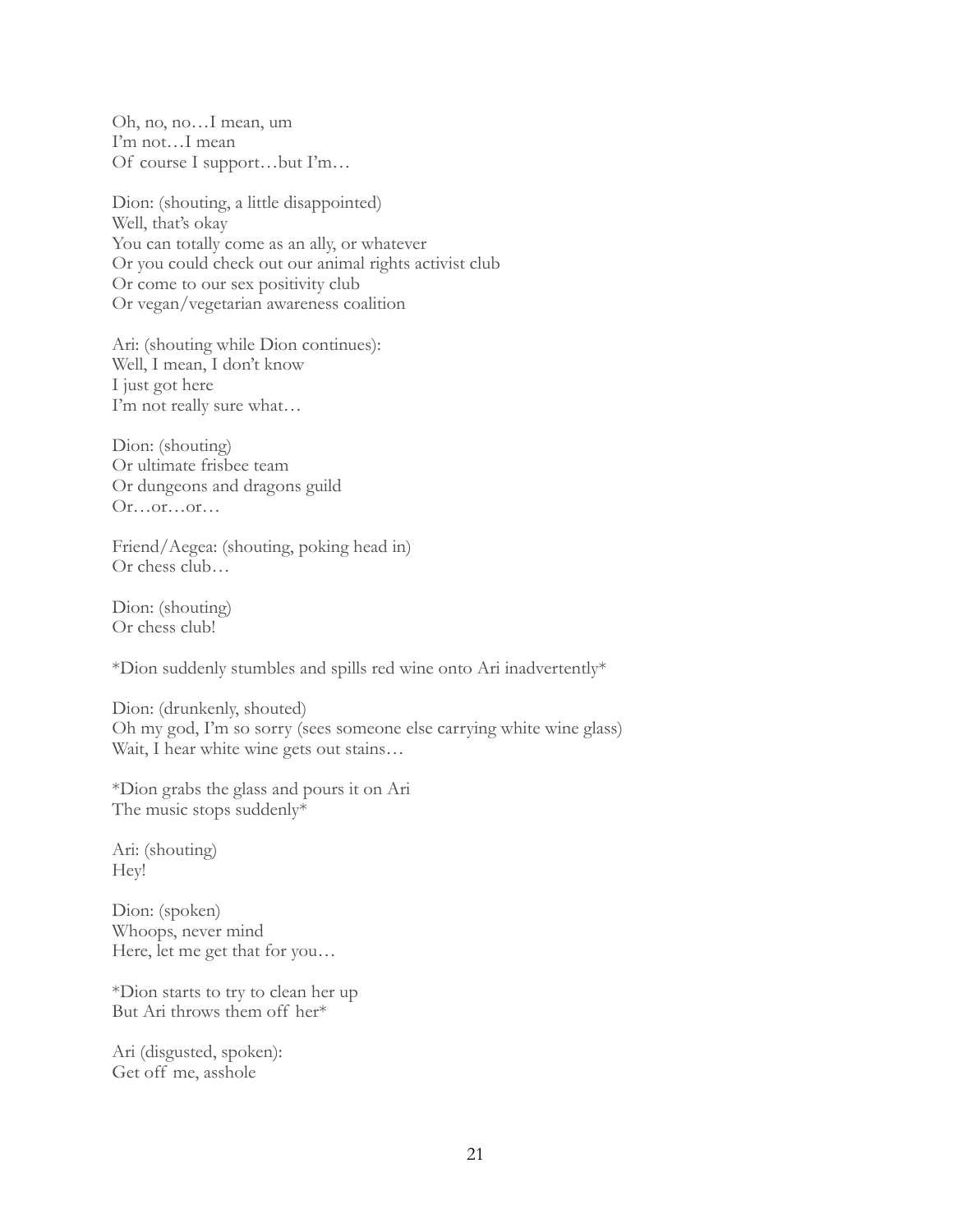Oh, no, no…I mean, um
I'm not…I mean
Of course I support…but I'm…

Dion: (shouting, a little disappointed)
Well, that's okay
You can totally come as an ally, or whatever
Or you could check out our animal rights activist club
Or come to our sex positivity club
Or vegan/vegetarian awareness coalition

Ari: (shouting while Dion continues):
Well, I mean, I don't know
I just got here
I'm not really sure what…

Dion: (shouting)
Or ultimate frisbee team
Or dungeons and dragons guild
Or…or…or…

Friend/Aegea: (shouting, poking head in)
Or chess club…

Dion: (shouting)
Or chess club!

*Dion suddenly stumbles and spills red wine onto Ari inadvertently*

Dion: (drunkenly, shouted)
Oh my god, I'm so sorry (sees someone else carrying white wine glass)
Wait, I hear white wine gets out stains…

*Dion grabs the glass and pours it on Ari
The music stops suddenly*

Ari: (shouting)
Hey!

Dion: (spoken)
Whoops, never mind
Here, let me get that for you…

*Dion starts to try to clean her up
But Ari throws them off her*

Ari (disgusted, spoken):
Get off me, asshole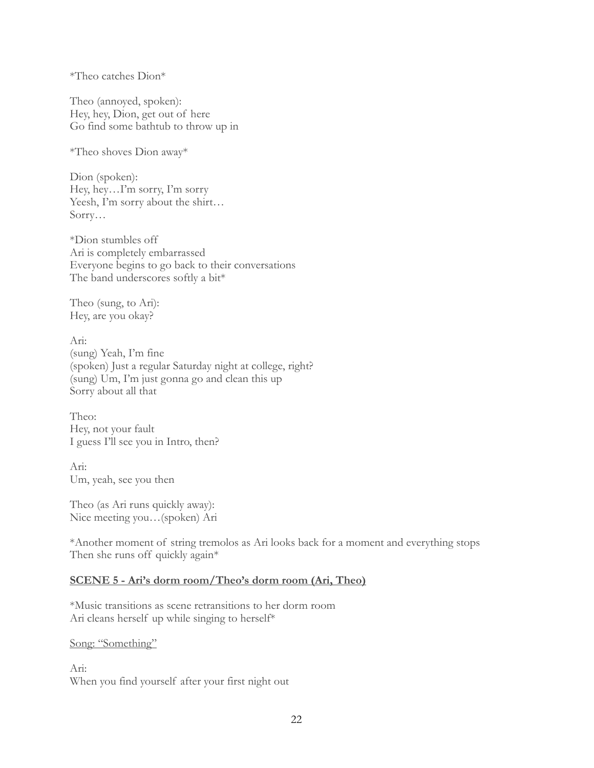*Theo catches Dion*

Theo (annoyed, spoken):
Hey, hey, Dion, get out of here
Go find some bathtub to throw up in

*Theo shoves Dion away*

Dion (spoken):
Hey, hey…I'm sorry, I'm sorry
Yeesh, I'm sorry about the shirt…
Sorry…

*Dion stumbles off
Ari is completely embarrassed
Everyone begins to go back to their conversations
The band underscores softly a bit*

Theo (sung, to Ari):
Hey, are you okay?

Ari:
(sung) Yeah, I'm fine
(spoken) Just a regular Saturday night at college, right?
(sung) Um, I'm just gonna go and clean this up
Sorry about all that

Theo:
Hey, not your fault
I guess I'll see you in Intro, then?

Ari:
Um, yeah, see you then

Theo (as Ari runs quickly away):
Nice meeting you…(spoken) Ari

*Another moment of string tremolos as Ari looks back for a moment and everything stops
Then she runs off quickly again*

## <u>SCENE 5 - Ari's dorm room/Theo's dorm room (Ari, Theo)</u>

*Music transitions as scene retransitions to her dorm room
Ari cleans herself up while singing to herself*

<u>Song: "Something"</u>

Ari:
When you find yourself after your first night out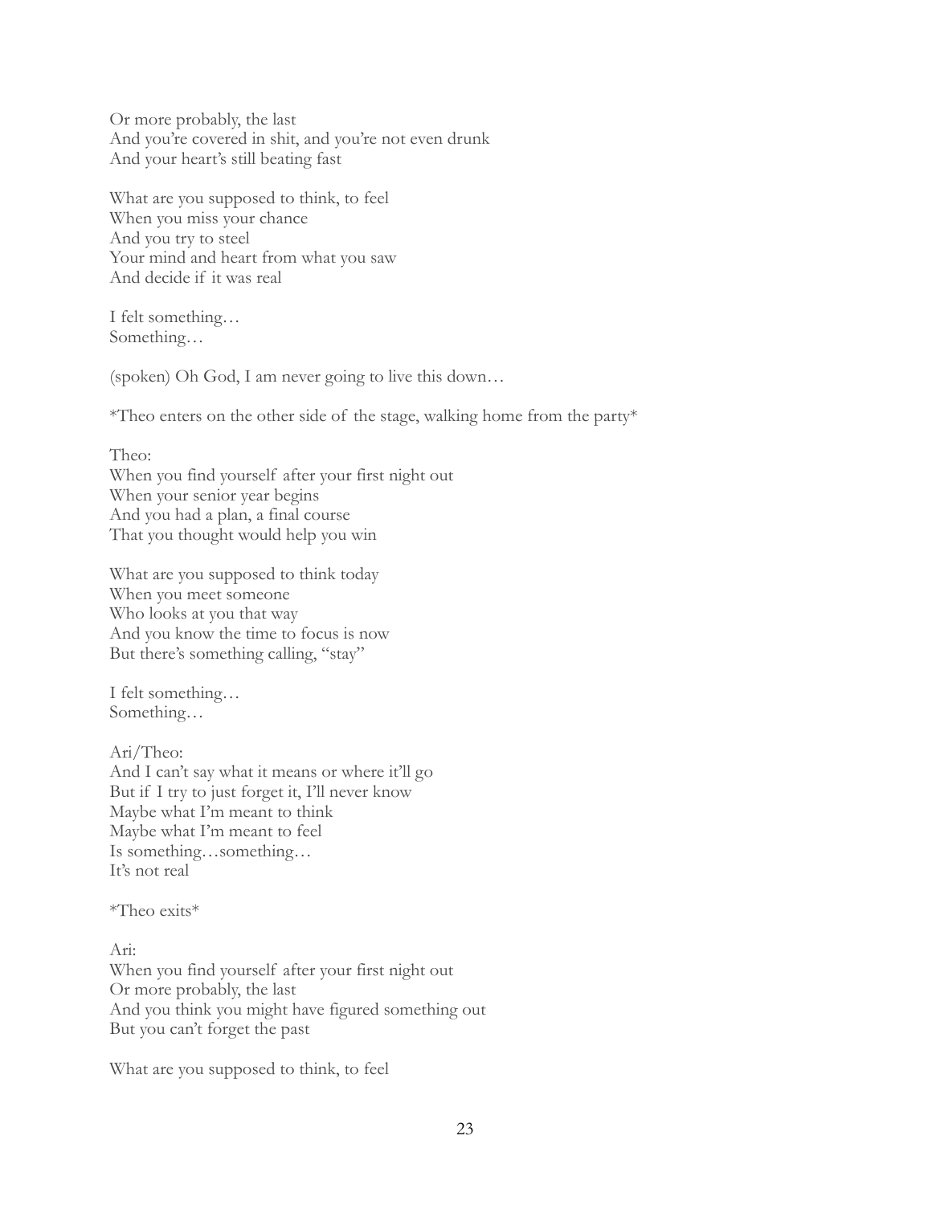Or more probably, the last
And you're covered in shit, and you're not even drunk
And your heart's still beating fast

What are you supposed to think, to feel
When you miss your chance
And you try to steel
Your mind and heart from what you saw
And decide if it was real

I felt something…
Something…

(spoken) Oh God, I am never going to live this down…

*Theo enters on the other side of the stage, walking home from the party*

Theo:
When you find yourself after your first night out
When your senior year begins
And you had a plan, a final course
That you thought would help you win

What are you supposed to think today
When you meet someone
Who looks at you that way
And you know the time to focus is now
But there's something calling, "stay"

I felt something…
Something…

Ari/Theo:
And I can't say what it means or where it'll go
But if I try to just forget it, I'll never know
Maybe what I'm meant to think
Maybe what I'm meant to feel
Is something…something…
It's not real

*Theo exits*

Ari:
When you find yourself after your first night out
Or more probably, the last
And you think you might have figured something out
But you can't forget the past

What are you supposed to think, to feel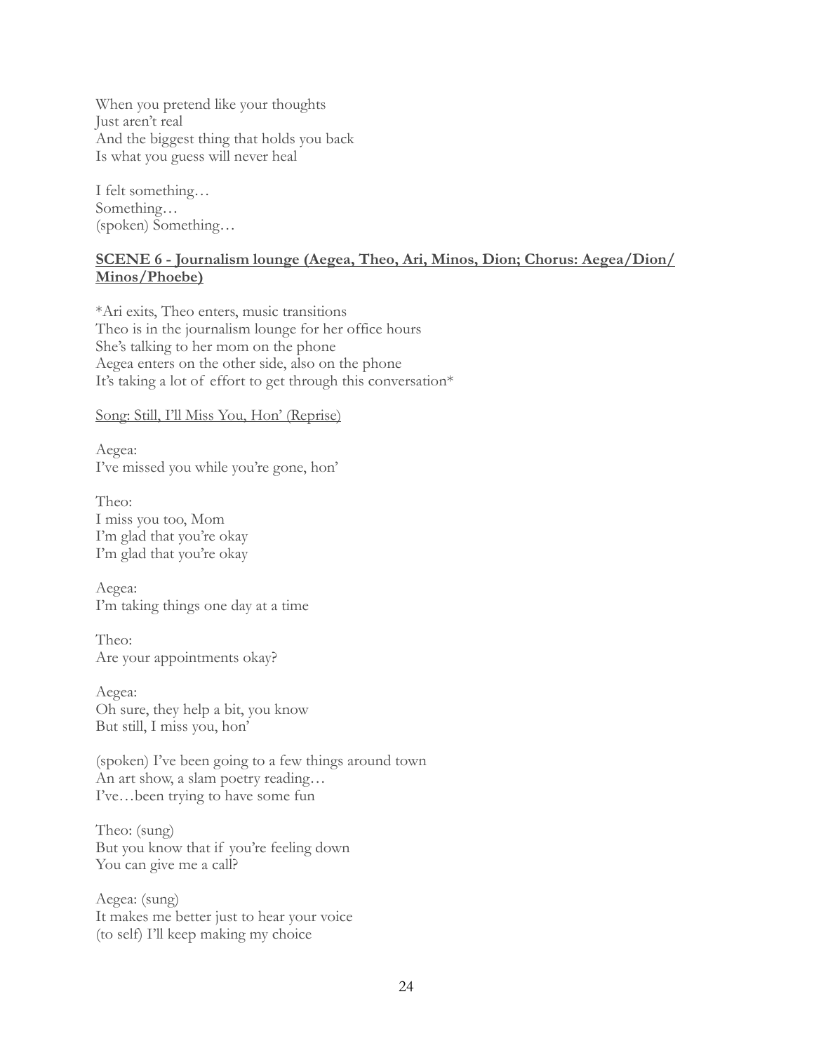When you pretend like your thoughts
Just aren't real
And the biggest thing that holds you back
Is what you guess will never heal

I felt something…
Something…
(spoken) Something…

**SCENE 6 - Journalism lounge (Aegea, Theo, Ari, Minos, Dion; Chorus: Aegea/Dion/Minos/Phoebe)**

*Ari exits, Theo enters, music transitions
Theo is in the journalism lounge for her office hours
She's talking to her mom on the phone
Aegea enters on the other side, also on the phone
It's taking a lot of effort to get through this conversation*

Song: Still, I'll Miss You, Hon' (Reprise)

Aegea:
I've missed you while you're gone, hon'

Theo:
I miss you too, Mom
I'm glad that you're okay
I'm glad that you're okay

Aegea:
I'm taking things one day at a time

Theo:
Are your appointments okay?

Aegea:
Oh sure, they help a bit, you know
But still, I miss you, hon'

(spoken) I've been going to a few things around town
An art show, a slam poetry reading…
I've…been trying to have some fun

Theo: (sung)
But you know that if you're feeling down
You can give me a call?

Aegea: (sung)
It makes me better just to hear your voice
(to self) I'll keep making my choice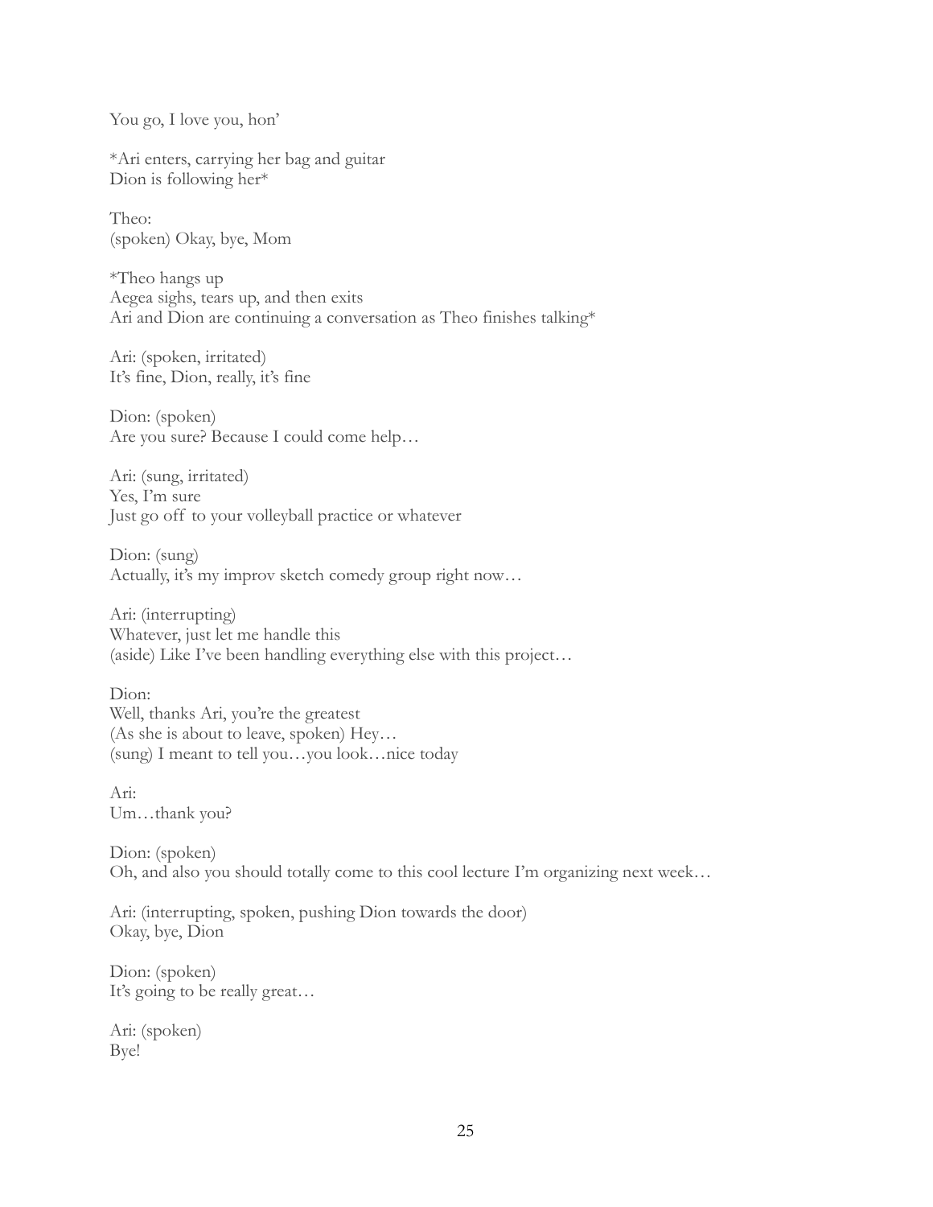You go, I love you, hon'

*Ari enters, carrying her bag and guitar
Dion is following her*

Theo:
(spoken) Okay, bye, Mom

*Theo hangs up
Aegea sighs, tears up, and then exits
Ari and Dion are continuing a conversation as Theo finishes talking*

Ari: (spoken, irritated)
It's fine, Dion, really, it's fine

Dion: (spoken)
Are you sure? Because I could come help…

Ari: (sung, irritated)
Yes, I'm sure
Just go off to your volleyball practice or whatever

Dion: (sung)
Actually, it's my improv sketch comedy group right now…

Ari: (interrupting)
Whatever, just let me handle this
(aside) Like I've been handling everything else with this project…

Dion:
Well, thanks Ari, you're the greatest
(As she is about to leave, spoken) Hey…
(sung) I meant to tell you…you look…nice today

Ari:
Um…thank you?

Dion: (spoken)
Oh, and also you should totally come to this cool lecture I'm organizing next week…

Ari: (interrupting, spoken, pushing Dion towards the door)
Okay, bye, Dion

Dion: (spoken)
It's going to be really great…

Ari: (spoken)
Bye!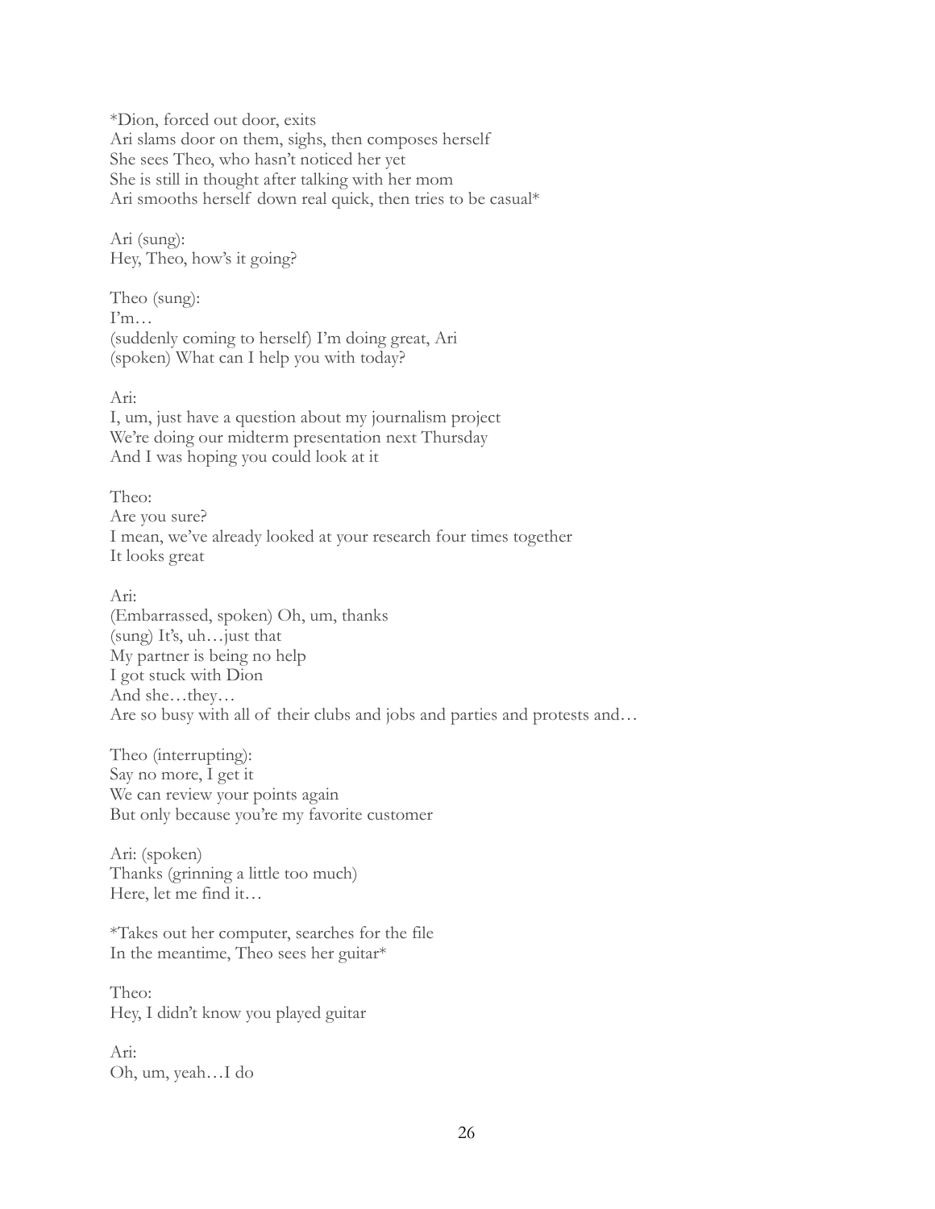*Dion, forced out door, exits
Ari slams door on them, sighs, then composes herself
She sees Theo, who hasn't noticed her yet
She is still in thought after talking with her mom
Ari smooths herself down real quick, then tries to be casual*

Ari (sung):
Hey, Theo, how's it going?

Theo (sung):
I'm…
(suddenly coming to herself) I'm doing great, Ari
(spoken) What can I help you with today?

Ari:
I, um, just have a question about my journalism project
We're doing our midterm presentation next Thursday
And I was hoping you could look at it

Theo:
Are you sure?
I mean, we've already looked at your research four times together
It looks great

Ari:
(Embarrassed, spoken) Oh, um, thanks
(sung) It's, uh…just that
My partner is being no help
I got stuck with Dion
And she…they…
Are so busy with all of their clubs and jobs and parties and protests and…

Theo (interrupting):
Say no more, I get it
We can review your points again
But only because you're my favorite customer

Ari: (spoken)
Thanks (grinning a little too much)
Here, let me find it…

*Takes out her computer, searches for the file
In the meantime, Theo sees her guitar*

Theo:
Hey, I didn't know you played guitar

Ari:
Oh, um, yeah…I do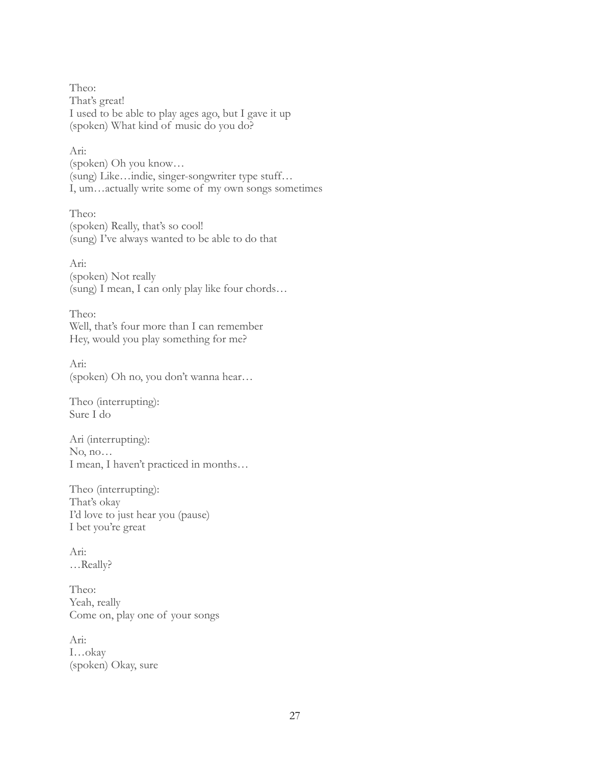Theo:  
That's great!  
I used to be able to play ages ago, but I gave it up  
(spoken) What kind of music do you do?

Ari:  
(spoken) Oh you know…  
(sung) Like…indie, singer-songwriter type stuff…  
I, um…actually write some of my own songs sometimes

Theo:  
(spoken) Really, that's so cool!  
(sung) I've always wanted to be able to do that

Ari:  
(spoken) Not really  
(sung) I mean, I can only play like four chords…

Theo:  
Well, that's four more than I can remember  
Hey, would you play something for me?

Ari:  
(spoken) Oh no, you don't wanna hear…

Theo (interrupting):  
Sure I do

Ari (interrupting):  
No, no…  
I mean, I haven't practiced in months…

Theo (interrupting):  
That's okay  
I'd love to just hear you (pause)  
I bet you're great

Ari:  
…Really?

Theo:  
Yeah, really  
Come on, play one of your songs

Ari:  
I…okay  
(spoken) Okay, sure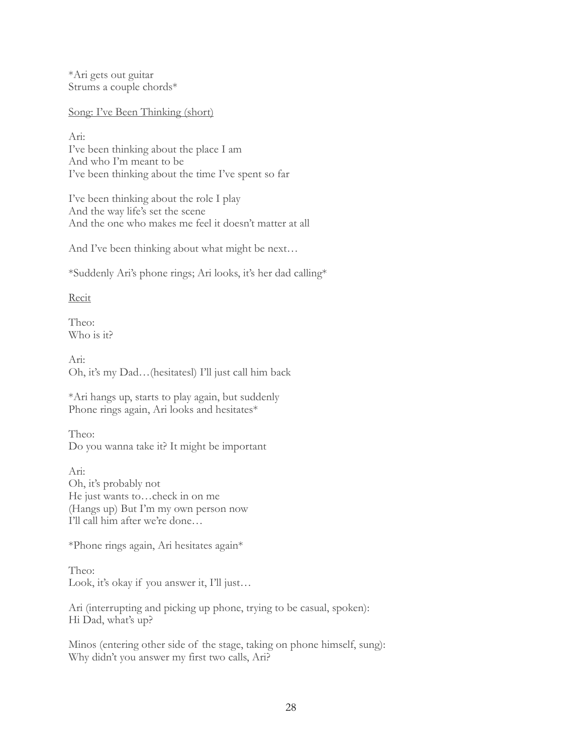*Ari gets out guitar
Strums a couple chords*

<u>Song: I've Been Thinking (short)</u>

Ari:
I've been thinking about the place I am
And who I'm meant to be
I've been thinking about the time I've spent so far

I've been thinking about the role I play
And the way life's set the scene
And the one who makes me feel it doesn't matter at all

And I've been thinking about what might be next…

*Suddenly Ari's phone rings; Ari looks, it's her dad calling*

<u>Recit</u>

Theo:
Who is it?

Ari:
Oh, it's my Dad…(hesitatesl) I'll just call him back

*Ari hangs up, starts to play again, but suddenly
Phone rings again, Ari looks and hesitates*

Theo:
Do you wanna take it? It might be important

Ari:
Oh, it's probably not
He just wants to…check in on me
(Hangs up) But I'm my own person now
I'll call him after we're done…

*Phone rings again, Ari hesitates again*

Theo:
Look, it's okay if you answer it, I'll just…

Ari (interrupting and picking up phone, trying to be casual, spoken):
Hi Dad, what's up?

Minos (entering other side of the stage, taking on phone himself, sung):
Why didn't you answer my first two calls, Ari?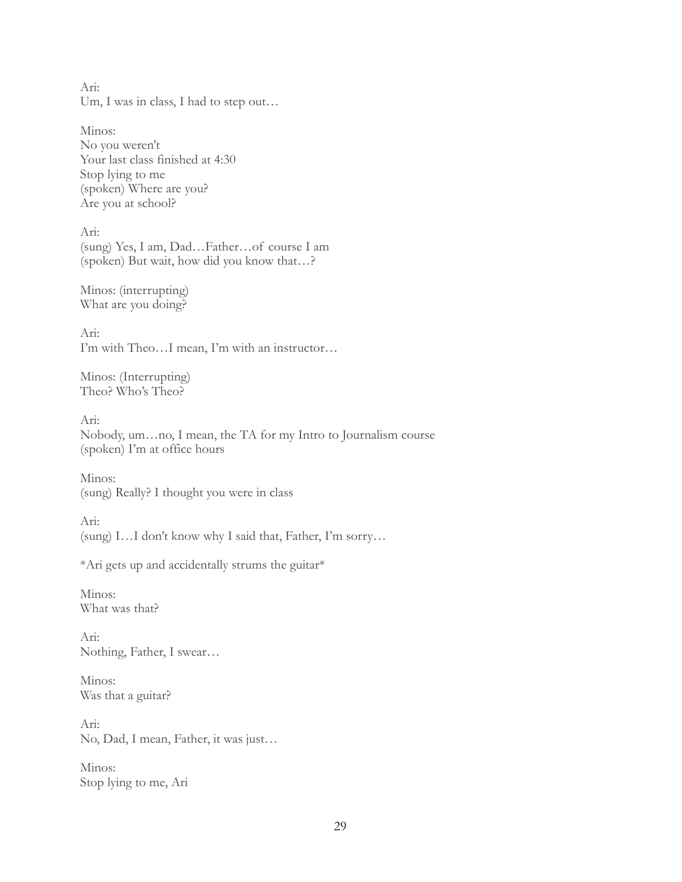Ari:
Um, I was in class, I had to step out…

Minos:
No you weren't
Your last class finished at 4:30
Stop lying to me
(spoken) Where are you?
Are you at school?

Ari:
(sung) Yes, I am, Dad…Father…of course I am
(spoken) But wait, how did you know that…?

Minos: (interrupting)
What are you doing?

Ari:
I'm with Theo…I mean, I'm with an instructor…

Minos: (Interrupting)
Theo? Who's Theo?

Ari:
Nobody, um…no, I mean, the TA for my Intro to Journalism course
(spoken) I'm at office hours

Minos:
(sung) Really? I thought you were in class

Ari:
(sung) I…I don't know why I said that, Father, I'm sorry…

*Ari gets up and accidentally strums the guitar*

Minos:
What was that?

Ari:
Nothing, Father, I swear…

Minos:
Was that a guitar?

Ari:
No, Dad, I mean, Father, it was just…

Minos:
Stop lying to me, Ari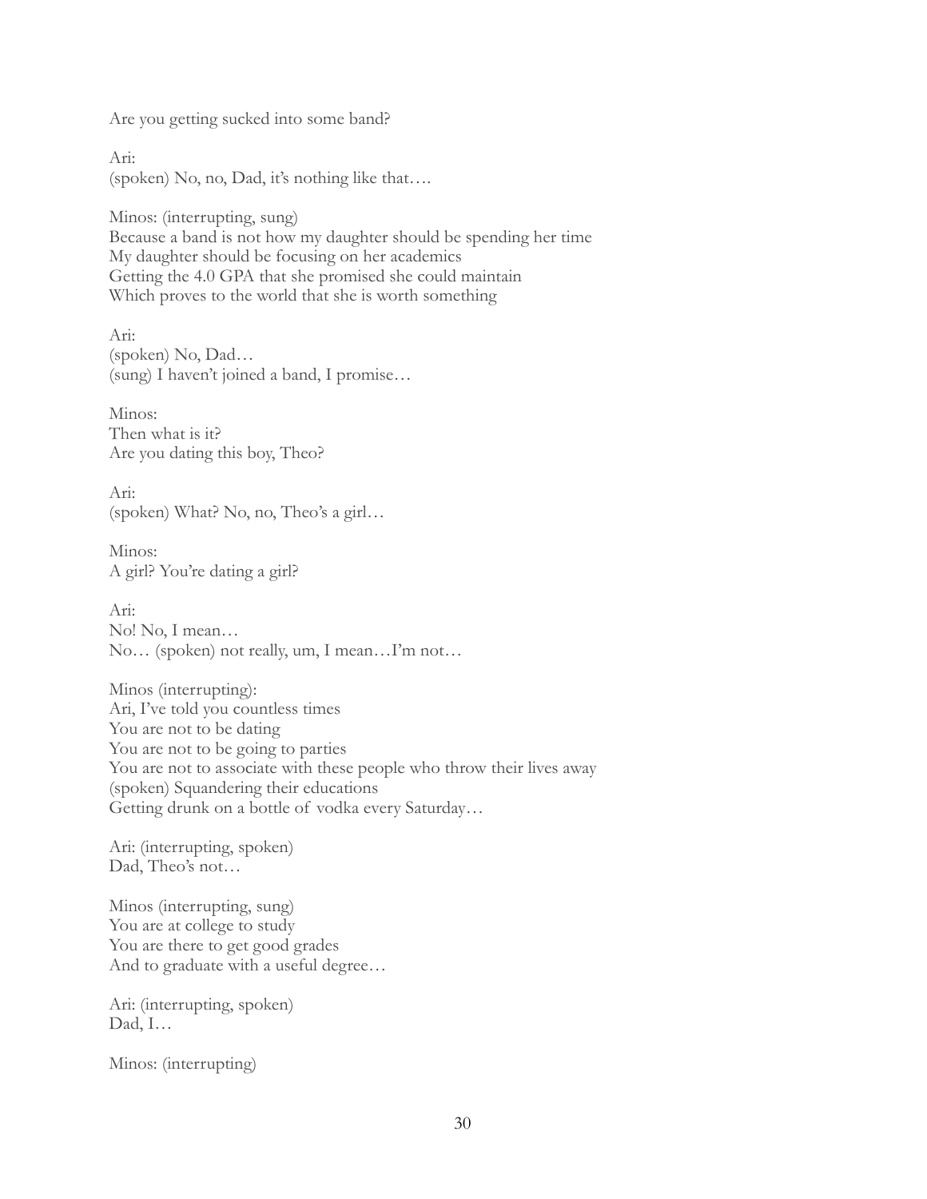Are you getting sucked into some band?

Ari:
(spoken) No, no, Dad, it's nothing like that….

Minos: (interrupting, sung)
Because a band is not how my daughter should be spending her time
My daughter should be focusing on her academics
Getting the 4.0 GPA that she promised she could maintain
Which proves to the world that she is worth something

Ari:
(spoken) No, Dad…
(sung) I haven't joined a band, I promise…

Minos:
Then what is it?
Are you dating this boy, Theo?

Ari:
(spoken) What? No, no, Theo's a girl…

Minos:
A girl? You're dating a girl?

Ari:
No! No, I mean…
No… (spoken) not really, um, I mean…I'm not…

Minos (interrupting):
Ari, I've told you countless times
You are not to be dating
You are not to be going to parties
You are not to associate with these people who throw their lives away
(spoken) Squandering their educations
Getting drunk on a bottle of vodka every Saturday…

Ari: (interrupting, spoken)
Dad, Theo's not…

Minos (interrupting, sung)
You are at college to study
You are there to get good grades
And to graduate with a useful degree…

Ari: (interrupting, spoken)
Dad, I…

Minos: (interrupting)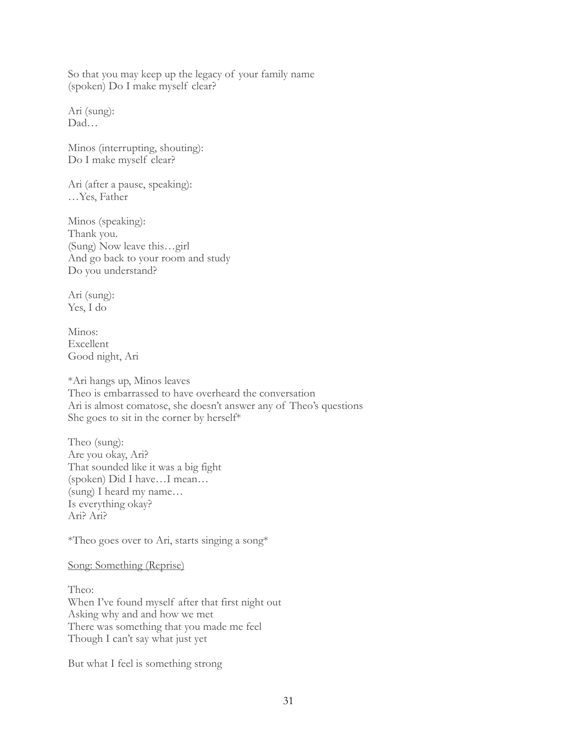So that you may keep up the legacy of your family name
(spoken) Do I make myself clear?

Ari (sung):
Dad…

Minos (interrupting, shouting):
Do I make myself clear?

Ari (after a pause, speaking):
…Yes, Father

Minos (speaking):
Thank you.
(Sung) Now leave this…girl
And go back to your room and study
Do you understand?

Ari (sung):
Yes, I do

Minos:
Excellent
Good night, Ari

*Ari hangs up, Minos leaves
Theo is embarrassed to have overheard the conversation
Ari is almost comatose, she doesn't answer any of Theo's questions
She goes to sit in the corner by herself*

Theo (sung):
Are you okay, Ari?
That sounded like it was a big fight
(spoken) Did I have…I mean…
(sung) I heard my name…
Is everything okay?
Ari? Ari?

*Theo goes over to Ari, starts singing a song*

<u>Song: Something (Reprise)</u>

Theo:
When I've found myself after that first night out
Asking why and and how we met
There was something that you made me feel
Though I can't say what just yet

But what I feel is something strong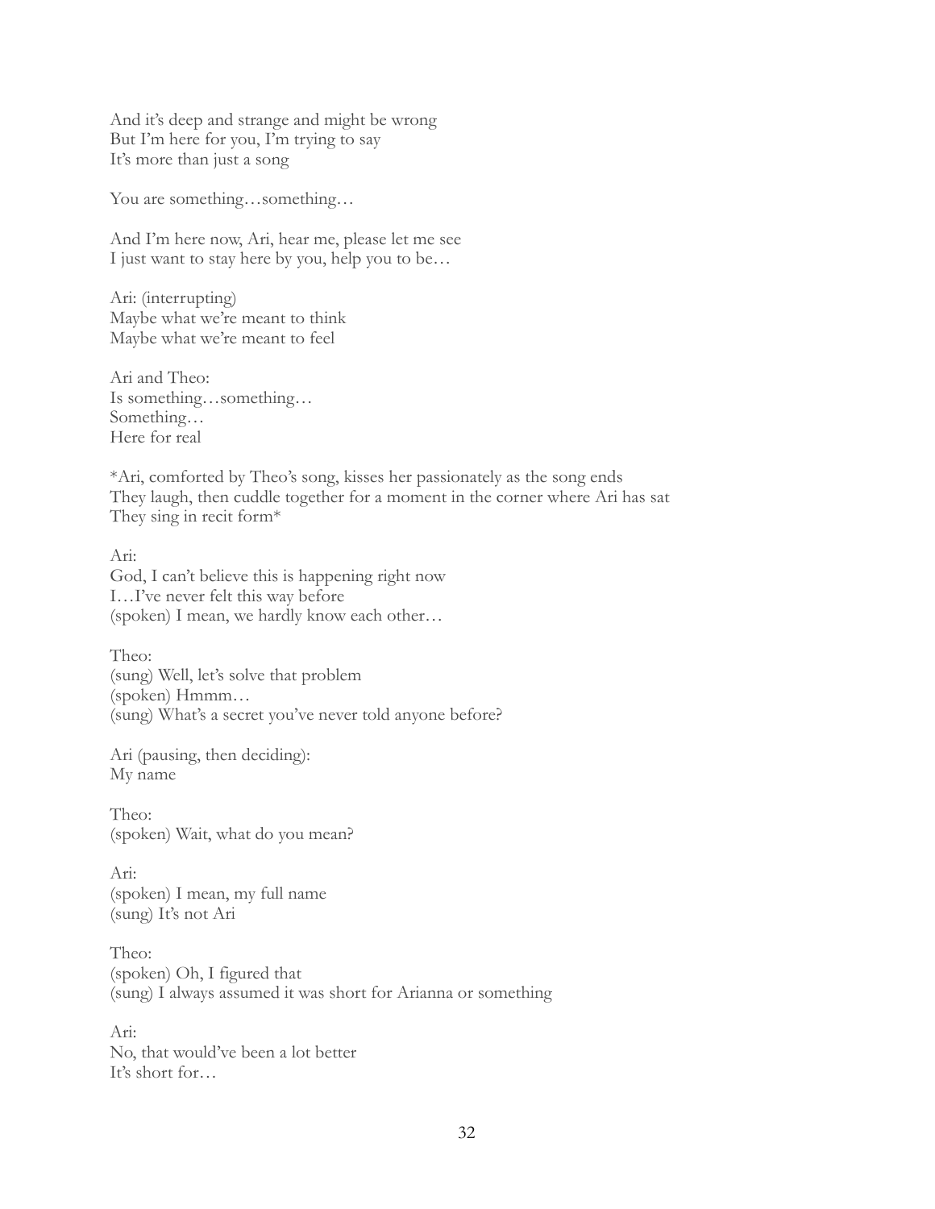And it's deep and strange and might be wrong
But I'm here for you, I'm trying to say
It's more than just a song

You are something…something…

And I'm here now, Ari, hear me, please let me see
I just want to stay here by you, help you to be…

Ari: (interrupting)
Maybe what we're meant to think
Maybe what we're meant to feel

Ari and Theo:
Is something…something…
Something…
Here for real

*Ari, comforted by Theo's song, kisses her passionately as the song ends
They laugh, then cuddle together for a moment in the corner where Ari has sat
They sing in recit form*

Ari:
God, I can't believe this is happening right now
I…I've never felt this way before
(spoken) I mean, we hardly know each other…

Theo:
(sung) Well, let's solve that problem
(spoken) Hmmm…
(sung) What's a secret you've never told anyone before?

Ari (pausing, then deciding):
My name

Theo:
(spoken) Wait, what do you mean?

Ari:
(spoken) I mean, my full name
(sung) It's not Ari

Theo:
(spoken) Oh, I figured that
(sung) I always assumed it was short for Arianna or something

Ari:
No, that would've been a lot better
It's short for…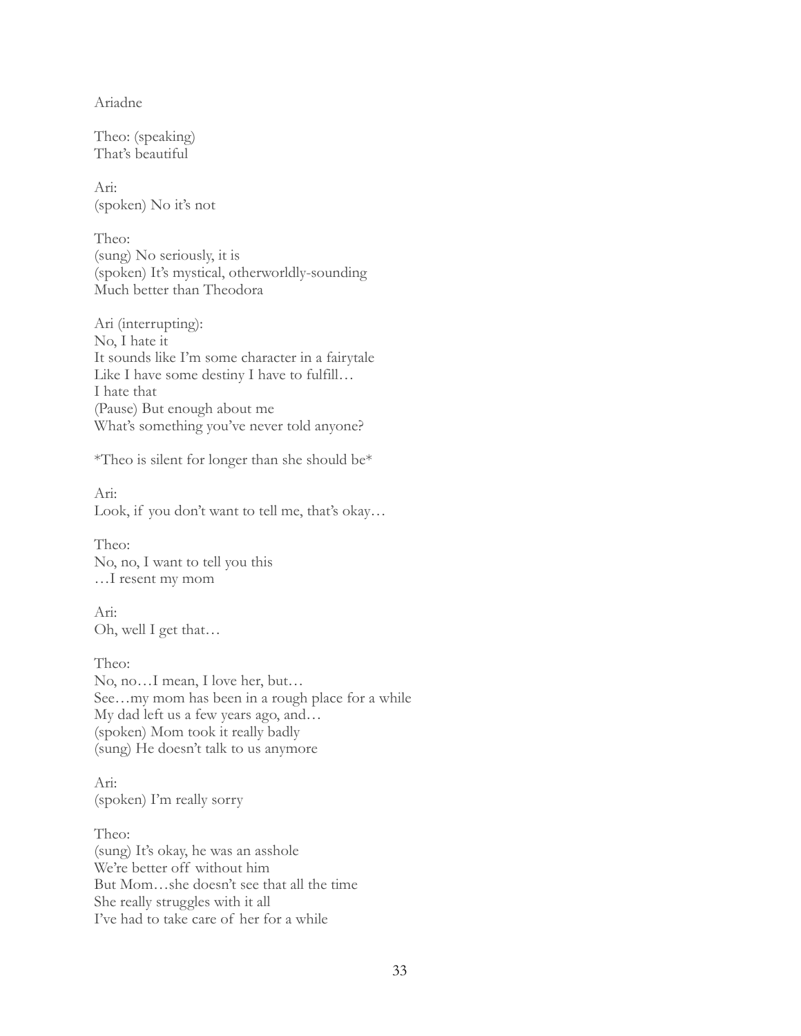Ariadne

Theo: (speaking)
That's beautiful

Ari:
(spoken) No it's not

Theo:
(sung) No seriously, it is
(spoken) It's mystical, otherworldly-sounding
Much better than Theodora

Ari (interrupting):
No, I hate it
It sounds like I'm some character in a fairytale
Like I have some destiny I have to fulfill…
I hate that
(Pause) But enough about me
What's something you've never told anyone?

*Theo is silent for longer than she should be*

Ari:
Look, if you don't want to tell me, that's okay…

Theo:
No, no, I want to tell you this
…I resent my mom

Ari:
Oh, well I get that…

Theo:
No, no…I mean, I love her, but…
See…my mom has been in a rough place for a while
My dad left us a few years ago, and…
(spoken) Mom took it really badly
(sung) He doesn't talk to us anymore

Ari:
(spoken) I'm really sorry

Theo:
(sung) It's okay, he was an asshole
We're better off without him
But Mom…she doesn't see that all the time
She really struggles with it all
I've had to take care of her for a while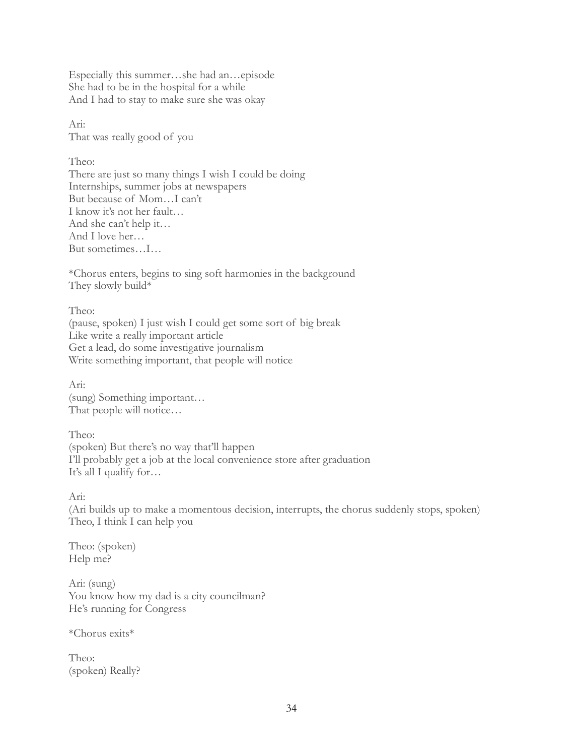Especially this summer…she had an…episode
She had to be in the hospital for a while
And I had to stay to make sure she was okay

Ari:
That was really good of you

Theo:
There are just so many things I wish I could be doing
Internships, summer jobs at newspapers
But because of Mom…I can't
I know it's not her fault…
And she can't help it…
And I love her…
But sometimes…I…

*Chorus enters, begins to sing soft harmonies in the background
They slowly build*

Theo:
(pause, spoken) I just wish I could get some sort of big break
Like write a really important article
Get a lead, do some investigative journalism
Write something important, that people will notice

Ari:
(sung) Something important…
That people will notice…

Theo:
(spoken) But there's no way that'll happen
I'll probably get a job at the local convenience store after graduation
It's all I qualify for…

Ari:
(Ari builds up to make a momentous decision, interrupts, the chorus suddenly stops, spoken)
Theo, I think I can help you

Theo: (spoken)
Help me?

Ari: (sung)
You know how my dad is a city councilman?
He's running for Congress

*Chorus exits*

Theo:
(spoken) Really?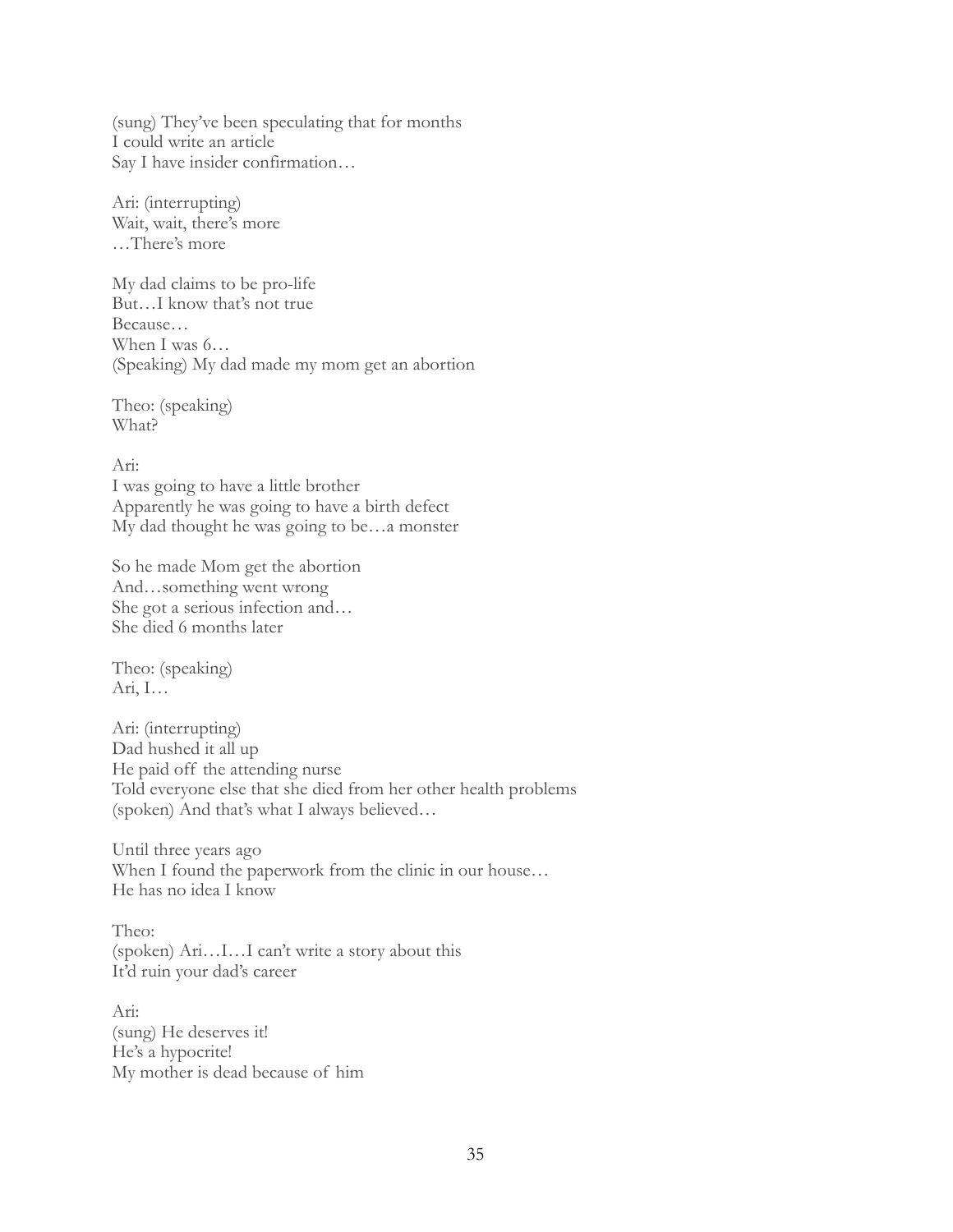(sung) They've been speculating that for months
I could write an article
Say I have insider confirmation…

Ari: (interrupting)
Wait, wait, there's more
…There's more

My dad claims to be pro-life
But…I know that's not true
Because…
When I was 6…
(Speaking) My dad made my mom get an abortion

Theo: (speaking)
What?

Ari:
I was going to have a little brother
Apparently he was going to have a birth defect
My dad thought he was going to be…a monster

So he made Mom get the abortion
And…something went wrong
She got a serious infection and…
She died 6 months later

Theo: (speaking)
Ari, I…

Ari: (interrupting)
Dad hushed it all up
He paid off the attending nurse
Told everyone else that she died from her other health problems
(spoken) And that's what I always believed…

Until three years ago
When I found the paperwork from the clinic in our house…
He has no idea I know

Theo:
(spoken) Ari…I…I can't write a story about this
It'd ruin your dad's career

Ari:
(sung) He deserves it!
He's a hypocrite!
My mother is dead because of him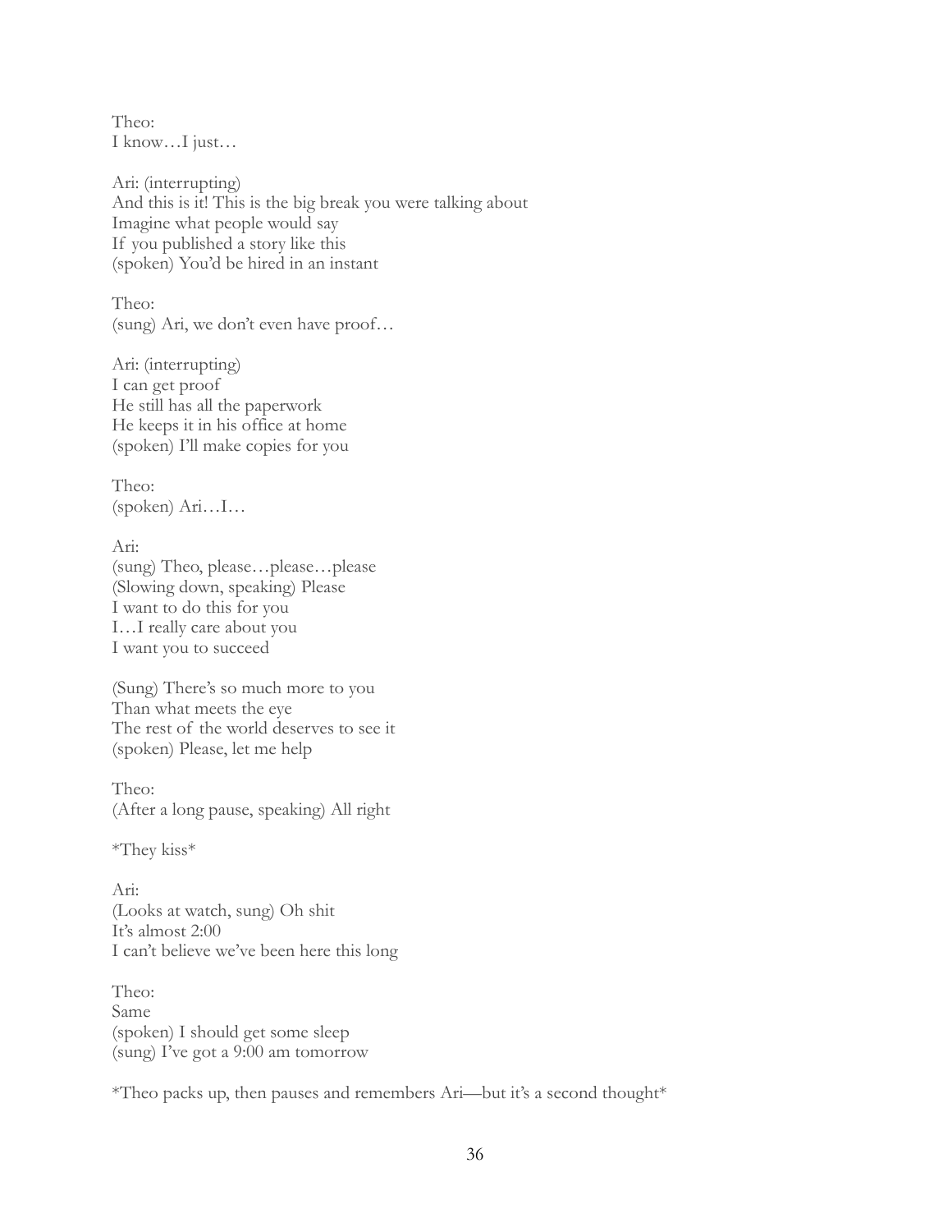Theo:
I know…I just…

Ari: (interrupting)
And this is it! This is the big break you were talking about
Imagine what people would say
If you published a story like this
(spoken) You'd be hired in an instant

Theo:
(sung) Ari, we don't even have proof…

Ari: (interrupting)
I can get proof
He still has all the paperwork
He keeps it in his office at home
(spoken) I'll make copies for you

Theo:
(spoken) Ari…I…

Ari:
(sung) Theo, please…please…please
(Slowing down, speaking) Please
I want to do this for you
I…I really care about you
I want you to succeed

(Sung) There's so much more to you
Than what meets the eye
The rest of the world deserves to see it
(spoken) Please, let me help

Theo:
(After a long pause, speaking) All right

*They kiss*

Ari:
(Looks at watch, sung) Oh shit
It's almost 2:00
I can't believe we've been here this long

Theo:
Same
(spoken) I should get some sleep
(sung) I've got a 9:00 am tomorrow

*Theo packs up, then pauses and remembers Ari—but it's a second thought*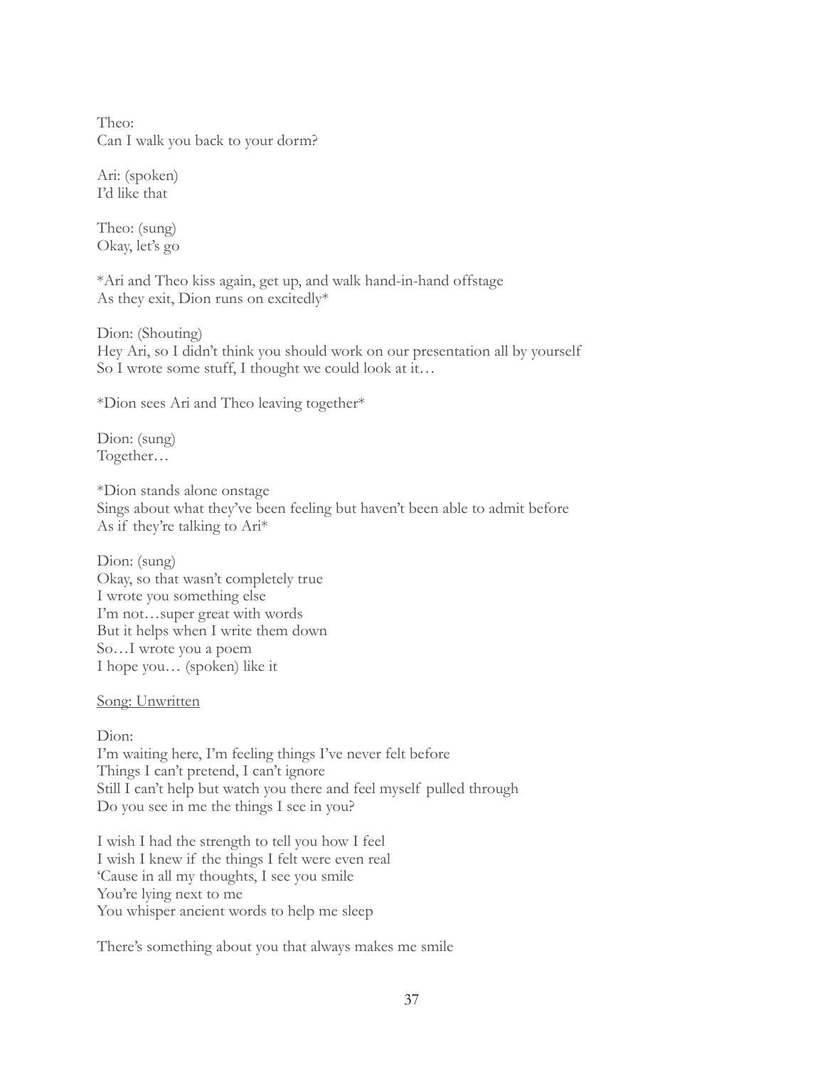Theo:
Can I walk you back to your dorm?

Ari: (spoken)
I'd like that

Theo: (sung)
Okay, let's go

*Ari and Theo kiss again, get up, and walk hand-in-hand offstage
As they exit, Dion runs on excitedly*

Dion: (Shouting)
Hey Ari, so I didn't think you should work on our presentation all by yourself
So I wrote some stuff, I thought we could look at it…

*Dion sees Ari and Theo leaving together*

Dion: (sung)
Together…

*Dion stands alone onstage
Sings about what they've been feeling but haven't been able to admit before
As if they're talking to Ari*

Dion: (sung)
Okay, so that wasn't completely true
I wrote you something else
I'm not…super great with words
But it helps when I write them down
So…I wrote you a poem
I hope you… (spoken) like it

<u>Song: Unwritten</u>

Dion:
I'm waiting here, I'm feeling things I've never felt before
Things I can't pretend, I can't ignore
Still I can't help but watch you there and feel myself pulled through
Do you see in me the things I see in you?

I wish I had the strength to tell you how I feel
I wish I knew if the things I felt were even real
'Cause in all my thoughts, I see you smile
You're lying next to me
You whisper ancient words to help me sleep

There's something about you that always makes me smile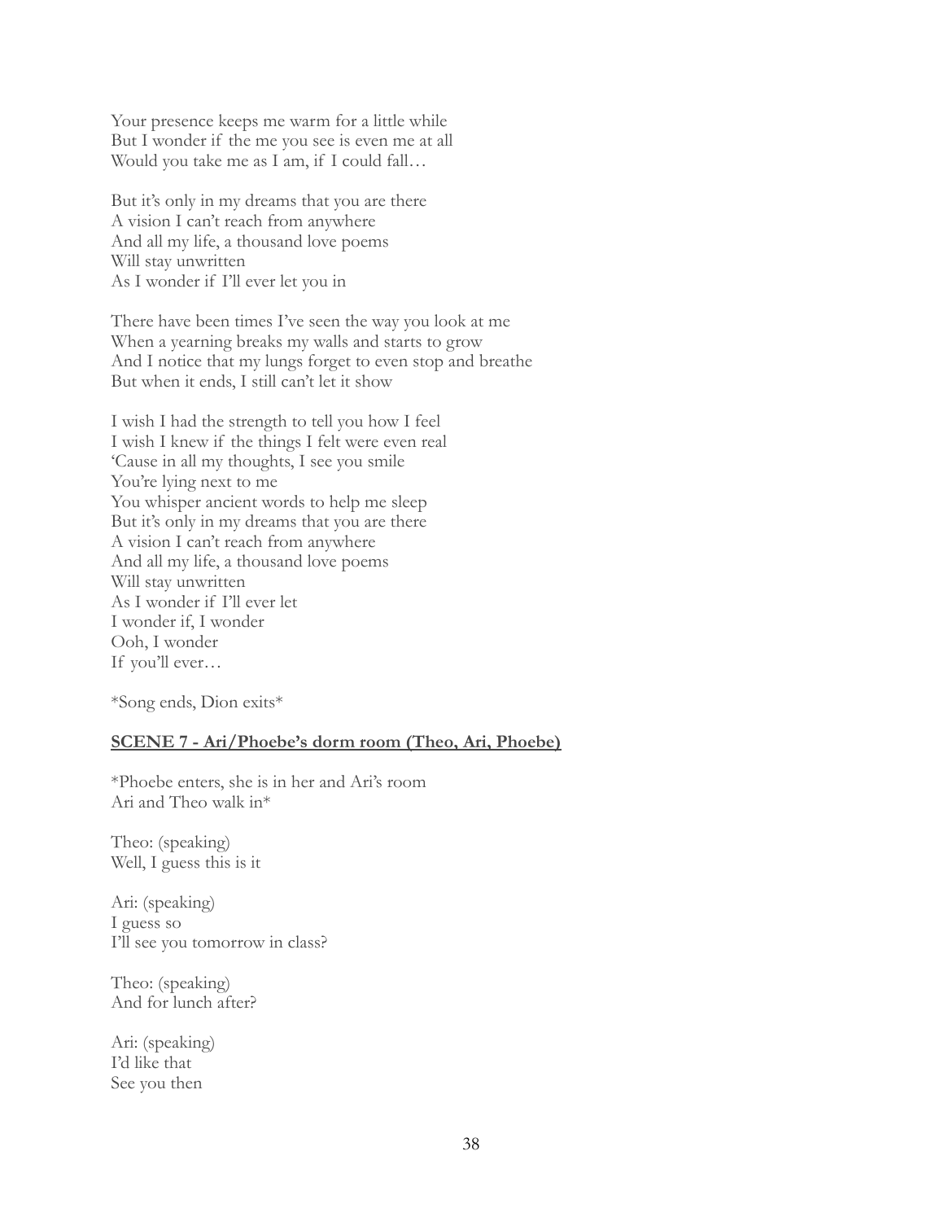Your presence keeps me warm for a little while
But I wonder if the me you see is even me at all
Would you take me as I am, if I could fall…

But it's only in my dreams that you are there
A vision I can't reach from anywhere
And all my life, a thousand love poems
Will stay unwritten
As I wonder if I'll ever let you in

There have been times I've seen the way you look at me
When a yearning breaks my walls and starts to grow
And I notice that my lungs forget to even stop and breathe
But when it ends, I still can't let it show

I wish I had the strength to tell you how I feel
I wish I knew if the things I felt were even real
'Cause in all my thoughts, I see you smile
You're lying next to me
You whisper ancient words to help me sleep
But it's only in my dreams that you are there
A vision I can't reach from anywhere
And all my life, a thousand love poems
Will stay unwritten
As I wonder if I'll ever let
I wonder if, I wonder
Ooh, I wonder
If you'll ever…

*Song ends, Dion exits*

## **<u>SCENE 7 - Ari/Phoebe's dorm room (Theo, Ari, Phoebe)</u>**

*Phoebe enters, she is in her and Ari's room
Ari and Theo walk in*

Theo: (speaking)
Well, I guess this is it

Ari: (speaking)
I guess so
I'll see you tomorrow in class?

Theo: (speaking)
And for lunch after?

Ari: (speaking)
I'd like that
See you then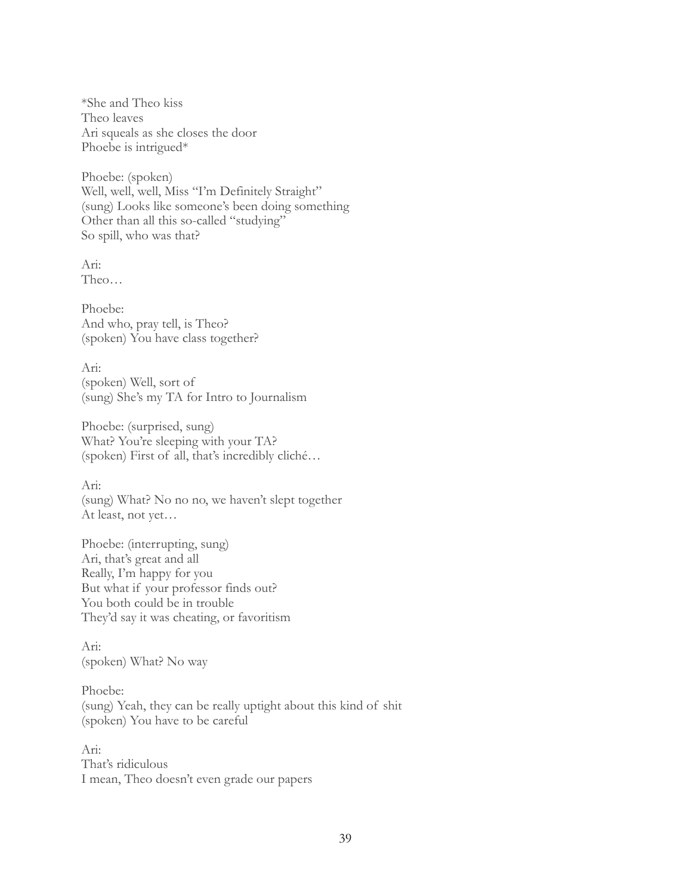*She and Theo kiss
Theo leaves
Ari squeals as she closes the door
Phoebe is intrigued*

Phoebe: (spoken)
Well, well, well, Miss "I'm Definitely Straight"
(sung) Looks like someone's been doing something
Other than all this so-called "studying"
So spill, who was that?

Ari:
Theo…

Phoebe:
And who, pray tell, is Theo?
(spoken) You have class together?

Ari:
(spoken) Well, sort of
(sung) She's my TA for Intro to Journalism

Phoebe: (surprised, sung)
What? You're sleeping with your TA?
(spoken) First of all, that's incredibly cliché…

Ari:
(sung) What? No no no, we haven't slept together
At least, not yet…

Phoebe: (interrupting, sung)
Ari, that's great and all
Really, I'm happy for you
But what if your professor finds out?
You both could be in trouble
They'd say it was cheating, or favoritism

Ari:
(spoken) What? No way

Phoebe:
(sung) Yeah, they can be really uptight about this kind of shit
(spoken) You have to be careful

Ari:
That's ridiculous
I mean, Theo doesn't even grade our papers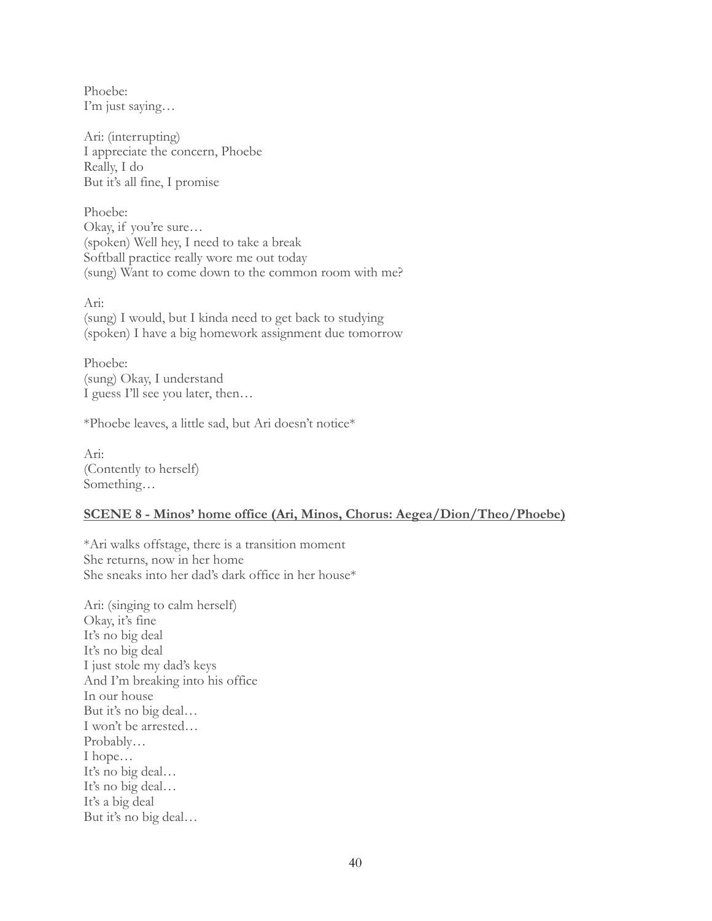Phoebe:
I'm just saying…

Ari: (interrupting)
I appreciate the concern, Phoebe
Really, I do
But it's all fine, I promise

Phoebe:
Okay, if you're sure…
(spoken) Well hey, I need to take a break
Softball practice really wore me out today
(sung) Want to come down to the common room with me?

Ari:
(sung) I would, but I kinda need to get back to studying
(spoken) I have a big homework assignment due tomorrow

Phoebe:
(sung) Okay, I understand
I guess I'll see you later, then…

*Phoebe leaves, a little sad, but Ari doesn't notice*

Ari:
(Contently to herself)
Something…

**SCENE 8 - Minos' home office (Ari, Minos, Chorus: Aegea/Dion/Theo/Phoebe)**

*Ari walks offstage, there is a transition moment
She returns, now in her home
She sneaks into her dad's dark office in her house*

Ari: (singing to calm herself)
Okay, it's fine
It's no big deal
It's no big deal
I just stole my dad's keys
And I'm breaking into his office
In our house
But it's no big deal…
I won't be arrested…
Probably…
I hope…
It's no big deal…
It's no big deal…
It's a big deal
But it's no big deal…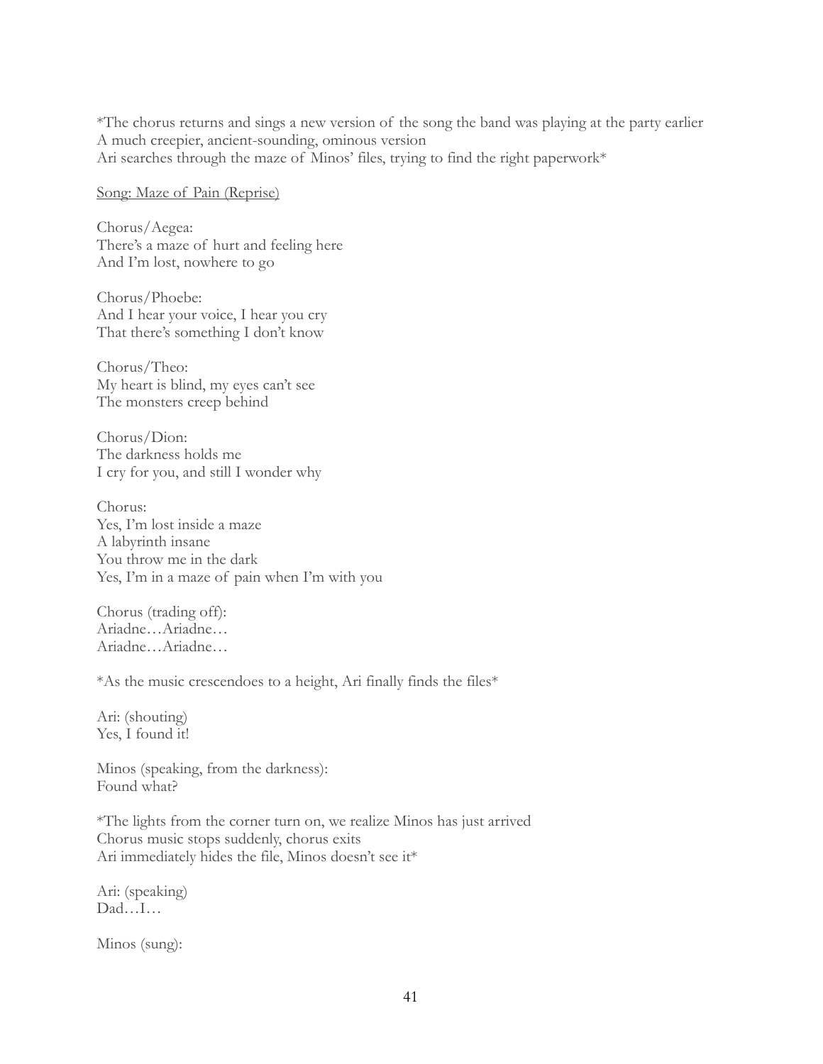*The chorus returns and sings a new version of the song the band was playing at the party earlier
A much creepier, ancient-sounding, ominous version
Ari searches through the maze of Minos' files, trying to find the right paperwork*

<u>Song: Maze of Pain (Reprise)</u>

Chorus/Aegea:
There's a maze of hurt and feeling here
And I'm lost, nowhere to go

Chorus/Phoebe:
And I hear your voice, I hear you cry
That there's something I don't know

Chorus/Theo:
My heart is blind, my eyes can't see
The monsters creep behind

Chorus/Dion:
The darkness holds me
I cry for you, and still I wonder why

Chorus:
Yes, I'm lost inside a maze
A labyrinth insane
You throw me in the dark
Yes, I'm in a maze of pain when I'm with you

Chorus (trading off):
Ariadne…Ariadne…
Ariadne…Ariadne…

*As the music crescendoes to a height, Ari finally finds the files*

Ari: (shouting)
Yes, I found it!

Minos (speaking, from the darkness):
Found what?

*The lights from the corner turn on, we realize Minos has just arrived
Chorus music stops suddenly, chorus exits
Ari immediately hides the file, Minos doesn't see it*

Ari: (speaking)
Dad…I…

Minos (sung):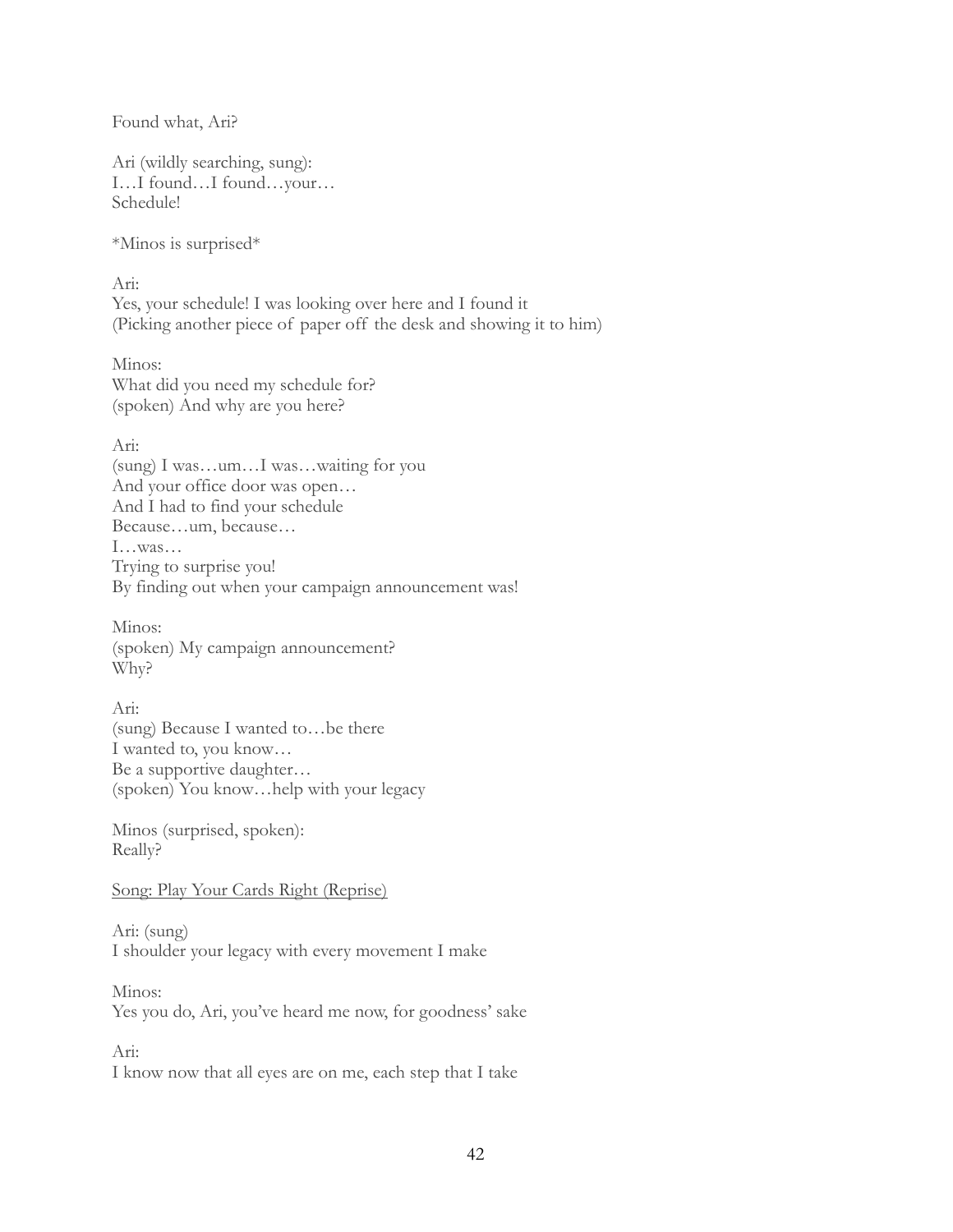Found what, Ari?

Ari (wildly searching, sung):
I…I found…I found…your…
Schedule!

*Minos is surprised*

Ari:
Yes, your schedule! I was looking over here and I found it
(Picking another piece of paper off the desk and showing it to him)

Minos:
What did you need my schedule for?
(spoken) And why are you here?

Ari:
(sung) I was…um…I was…waiting for you
And your office door was open…
And I had to find your schedule
Because…um, because…
I…was…
Trying to surprise you!
By finding out when your campaign announcement was!

Minos:
(spoken) My campaign announcement?
Why?

Ari:
(sung) Because I wanted to…be there
I wanted to, you know…
Be a supportive daughter…
(spoken) You know…help with your legacy

Minos (surprised, spoken):
Really?

<u>Song: Play Your Cards Right (Reprise)</u>

Ari: (sung)
I shoulder your legacy with every movement I make

Minos:
Yes you do, Ari, you've heard me now, for goodness' sake

Ari:
I know now that all eyes are on me, each step that I take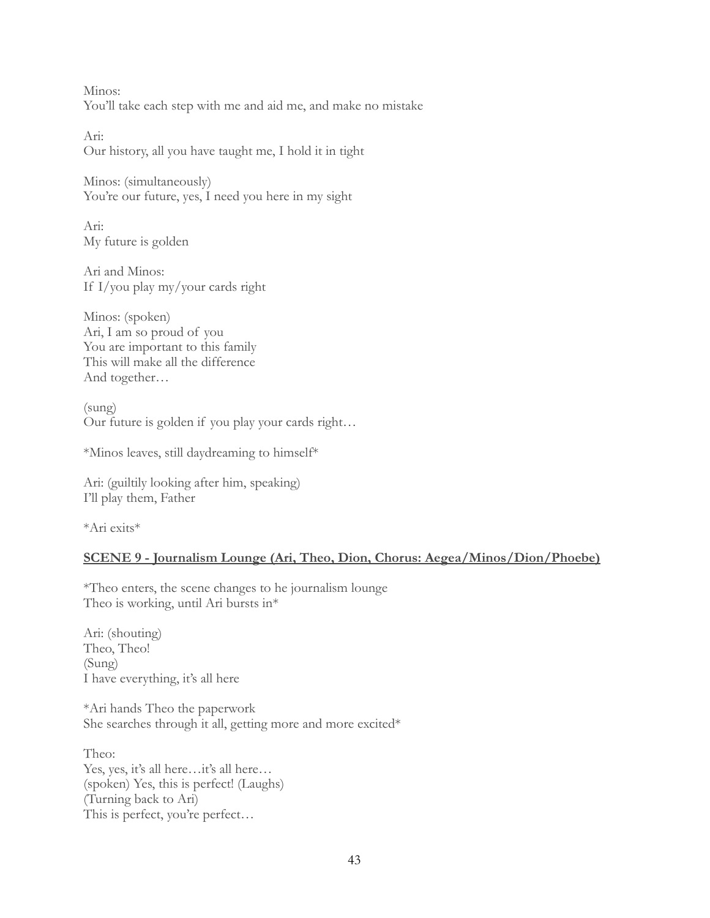Minos:
You'll take each step with me and aid me, and make no mistake

Ari:
Our history, all you have taught me, I hold it in tight

Minos: (simultaneously)
You're our future, yes, I need you here in my sight

Ari:
My future is golden

Ari and Minos:
If I/you play my/your cards right

Minos: (spoken)
Ari, I am so proud of you
You are important to this family
This will make all the difference
And together…

(sung)
Our future is golden if you play your cards right…

*Minos leaves, still daydreaming to himself*

Ari: (guiltily looking after him, speaking)
I'll play them, Father

*Ari exits*

## **SCENE 9 - Journalism Lounge (Ari, Theo, Dion, Chorus: Aegea/Minos/Dion/Phoebe)**

*Theo enters, the scene changes to he journalism lounge
Theo is working, until Ari bursts in*

Ari: (shouting)
Theo, Theo!
(Sung)
I have everything, it's all here

*Ari hands Theo the paperwork
She searches through it all, getting more and more excited*

Theo:
Yes, yes, it's all here…it's all here…
(spoken) Yes, this is perfect! (Laughs)
(Turning back to Ari)
This is perfect, you're perfect…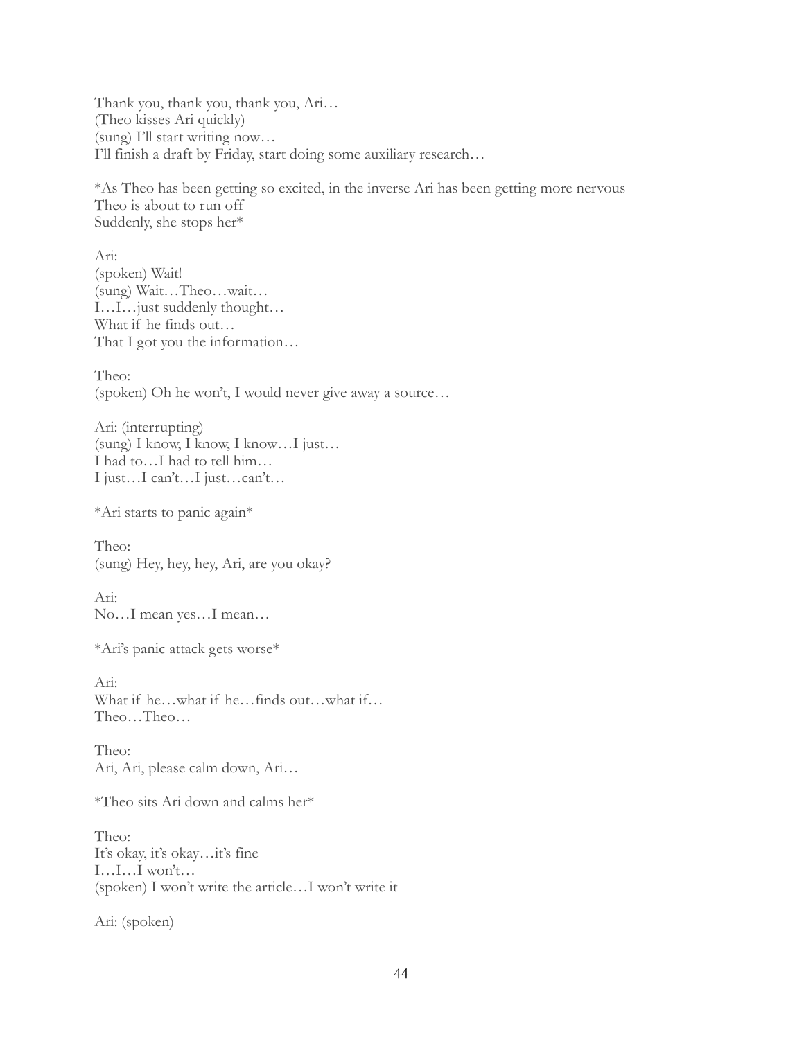Thank you, thank you, thank you, Ari…
(Theo kisses Ari quickly)
(sung) I'll start writing now…
I'll finish a draft by Friday, start doing some auxiliary research…

*As Theo has been getting so excited, in the inverse Ari has been getting more nervous
Theo is about to run off
Suddenly, she stops her*

Ari:
(spoken) Wait!
(sung) Wait…Theo…wait…
I…I…just suddenly thought…
What if he finds out…
That I got you the information…

Theo:
(spoken) Oh he won't, I would never give away a source…

Ari: (interrupting)
(sung) I know, I know, I know…I just…
I had to…I had to tell him…
I just…I can't…I just…can't…

*Ari starts to panic again*

Theo:
(sung) Hey, hey, hey, Ari, are you okay?

Ari:
No…I mean yes…I mean…

*Ari's panic attack gets worse*

Ari:
What if he…what if he…finds out…what if…
Theo…Theo…

Theo:
Ari, Ari, please calm down, Ari…

*Theo sits Ari down and calms her*

Theo:
It's okay, it's okay…it's fine
I…I…I won't…
(spoken) I won't write the article…I won't write it

Ari: (spoken)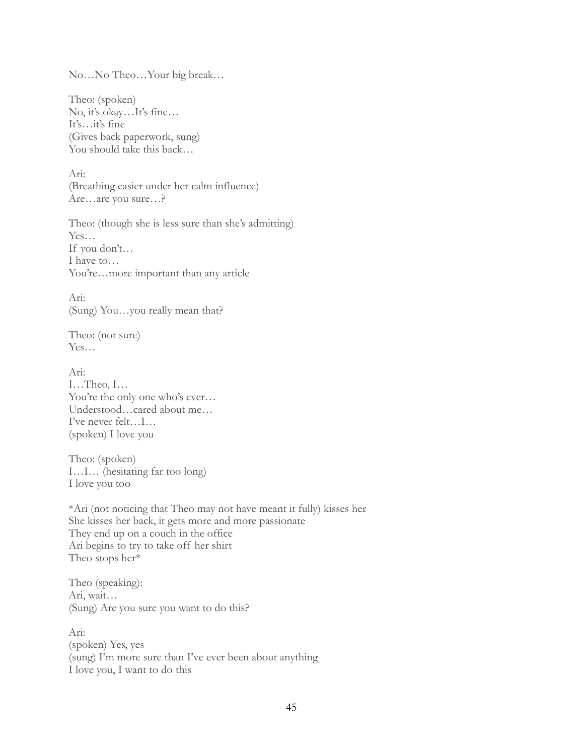No…No Theo…Your big break…

Theo: (spoken)
No, it's okay…It's fine…
It's…it's fine
(Gives back paperwork, sung)
You should take this back…

Ari:
(Breathing easier under her calm influence)
Are…are you sure…?

Theo: (though she is less sure than she's admitting)
Yes…
If you don't…
I have to…
You're…more important than any article

Ari:
(Sung) You…you really mean that?

Theo: (not sure)
Yes…

Ari:
I…Theo, I…
You're the only one who's ever…
Understood…cared about me…
I've never felt…I…
(spoken) I love you

Theo: (spoken)
I…I… (hesitating far too long)
I love you too

*Ari (not noticing that Theo may not have meant it fully) kisses her
She kisses her back, it gets more and more passionate
They end up on a couch in the office
Ari begins to try to take off her shirt
Theo stops her*

Theo (speaking):
Ari, wait…
(Sung) Are you sure you want to do this?

Ari:
(spoken) Yes, yes
(sung) I'm more sure than I've ever been about anything
I love you, I want to do this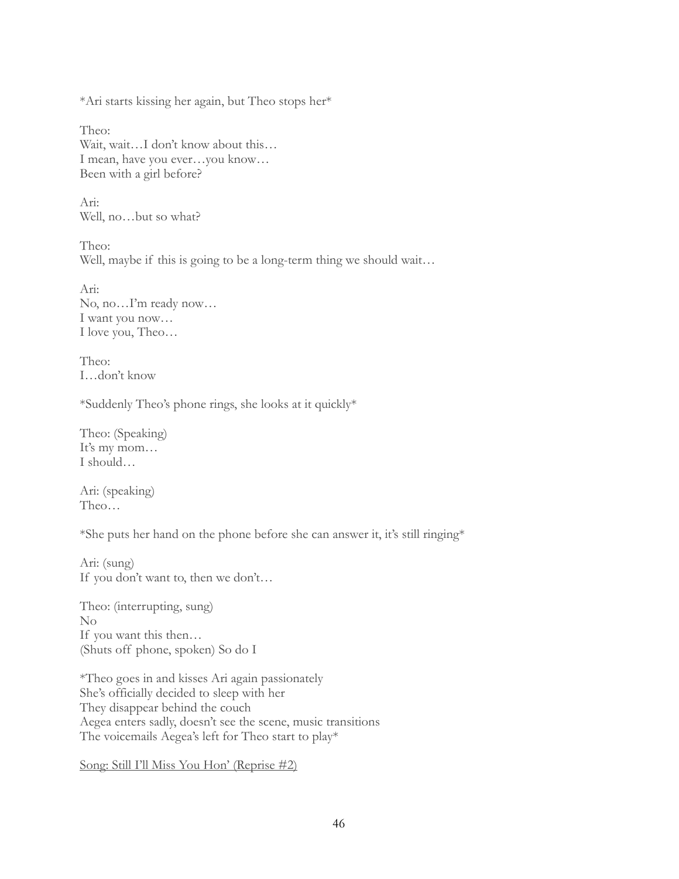*Ari starts kissing her again, but Theo stops her*

Theo:
Wait, wait…I don't know about this…
I mean, have you ever…you know…
Been with a girl before?

Ari:
Well, no…but so what?

Theo:
Well, maybe if this is going to be a long-term thing we should wait…

Ari:
No, no…I'm ready now…
I want you now…
I love you, Theo…

Theo:
I…don't know

*Suddenly Theo's phone rings, she looks at it quickly*

Theo: (Speaking)
It's my mom…
I should…

Ari: (speaking)
Theo…

*She puts her hand on the phone before she can answer it, it's still ringing*

Ari: (sung)
If you don't want to, then we don't…

Theo: (interrupting, sung)
No
If you want this then…
(Shuts off phone, spoken) So do I

*Theo goes in and kisses Ari again passionately
She's officially decided to sleep with her
They disappear behind the couch
Aegea enters sadly, doesn't see the scene, music transitions
The voicemails Aegea's left for Theo start to play*

<u>Song: Still I'll Miss You Hon' (Reprise #2)</u>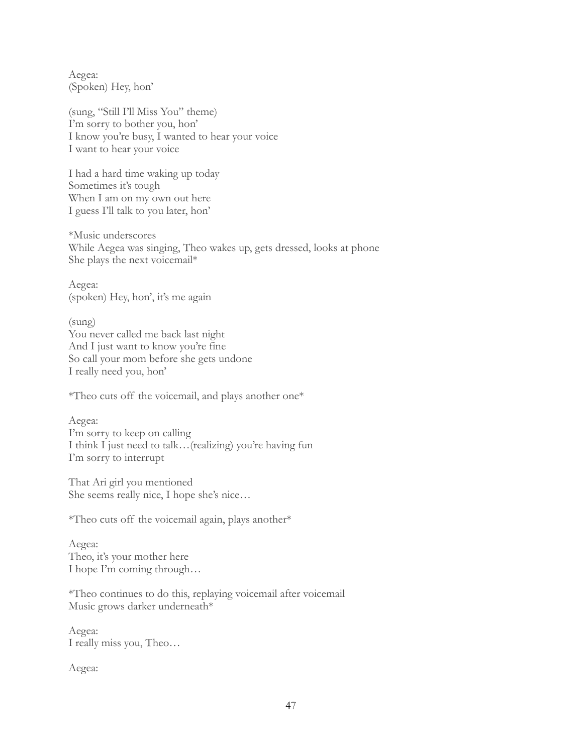Aegea:
(Spoken) Hey, hon'

(sung, "Still I'll Miss You" theme)
I'm sorry to bother you, hon'
I know you're busy, I wanted to hear your voice
I want to hear your voice

I had a hard time waking up today
Sometimes it's tough
When I am on my own out here
I guess I'll talk to you later, hon'

*Music underscores
While Aegea was singing, Theo wakes up, gets dressed, looks at phone
She plays the next voicemail*

Aegea:
(spoken) Hey, hon', it's me again

(sung)
You never called me back last night
And I just want to know you're fine
So call your mom before she gets undone
I really need you, hon'

*Theo cuts off the voicemail, and plays another one*

Aegea:
I'm sorry to keep on calling
I think I just need to talk…(realizing) you're having fun
I'm sorry to interrupt

That Ari girl you mentioned
She seems really nice, I hope she's nice…

*Theo cuts off the voicemail again, plays another*

Aegea:
Theo, it's your mother here
I hope I'm coming through…

*Theo continues to do this, replaying voicemail after voicemail
Music grows darker underneath*

Aegea:
I really miss you, Theo…

Aegea: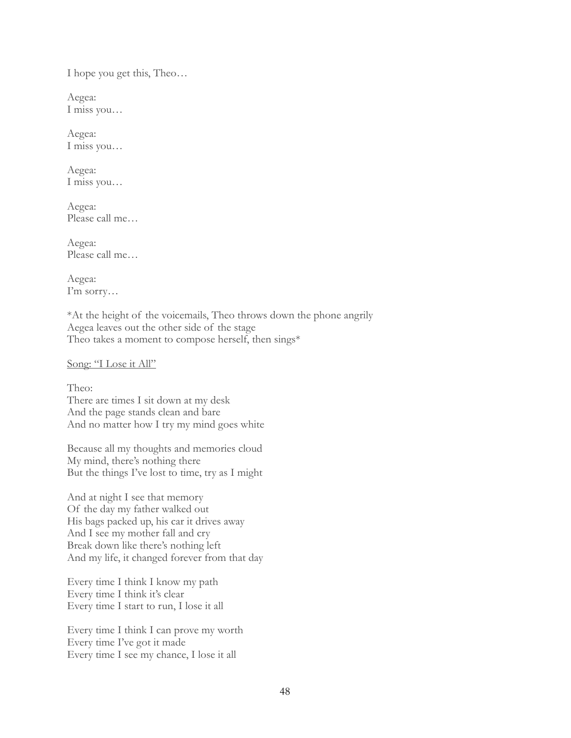I hope you get this, Theo…

Aegea:
I miss you…

Aegea:
I miss you…

Aegea:
I miss you…

Aegea:
Please call me…

Aegea:
Please call me…

Aegea:
I'm sorry…

*At the height of the voicemails, Theo throws down the phone angrily
Aegea leaves out the other side of the stage
Theo takes a moment to compose herself, then sings*

<u>Song: "I Lose it All"</u>

Theo:
There are times I sit down at my desk
And the page stands clean and bare
And no matter how I try my mind goes white

Because all my thoughts and memories cloud
My mind, there's nothing there
But the things I've lost to time, try as I might

And at night I see that memory
Of the day my father walked out
His bags packed up, his car it drives away
And I see my mother fall and cry
Break down like there's nothing left
And my life, it changed forever from that day

Every time I think I know my path
Every time I think it's clear
Every time I start to run, I lose it all

Every time I think I can prove my worth
Every time I've got it made
Every time I see my chance, I lose it all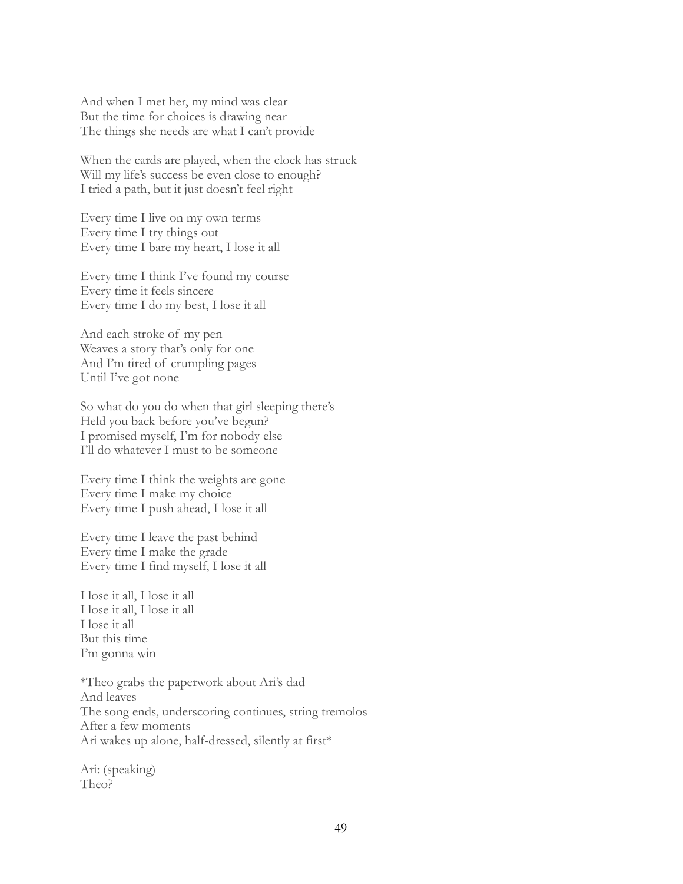And when I met her, my mind was clear
But the time for choices is drawing near
The things she needs are what I can't provide

When the cards are played, when the clock has struck
Will my life's success be even close to enough?
I tried a path, but it just doesn't feel right

Every time I live on my own terms
Every time I try things out
Every time I bare my heart, I lose it all

Every time I think I've found my course
Every time it feels sincere
Every time I do my best, I lose it all

And each stroke of my pen
Weaves a story that's only for one
And I'm tired of crumpling pages
Until I've got none

So what do you do when that girl sleeping there's
Held you back before you've begun?
I promised myself, I'm for nobody else
I'll do whatever I must to be someone

Every time I think the weights are gone
Every time I make my choice
Every time I push ahead, I lose it all

Every time I leave the past behind
Every time I make the grade
Every time I find myself, I lose it all

I lose it all, I lose it all
I lose it all, I lose it all
I lose it all
But this time
I'm gonna win

*Theo grabs the paperwork about Ari's dad
And leaves
The song ends, underscoring continues, string tremolos
After a few moments
Ari wakes up alone, half-dressed, silently at first*

Ari: (speaking)
Theo?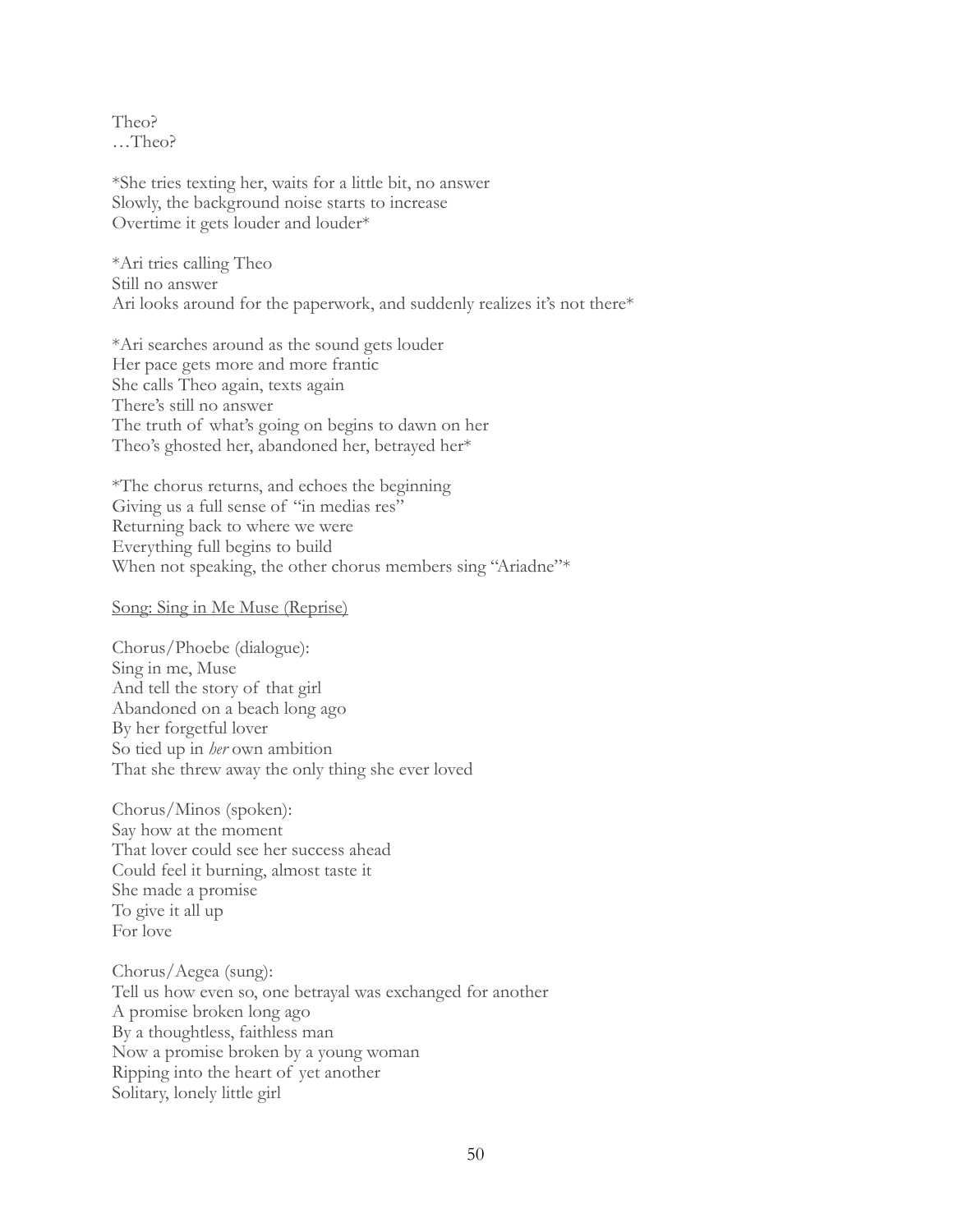Theo?
…Theo?

*She tries texting her, waits for a little bit, no answer
Slowly, the background noise starts to increase
Overtime it gets louder and louder*

*Ari tries calling Theo
Still no answer
Ari looks around for the paperwork, and suddenly realizes it's not there*

*Ari searches around as the sound gets louder
Her pace gets more and more frantic
She calls Theo again, texts again
There's still no answer
The truth of what's going on begins to dawn on her
Theo's ghosted her, abandoned her, betrayed her*

*The chorus returns, and echoes the beginning
Giving us a full sense of "in medias res"
Returning back to where we were
Everything full begins to build
When not speaking, the other chorus members sing "Ariadne"*

<u>Song: Sing in Me Muse (Reprise)</u>

Chorus/Phoebe (dialogue):
Sing in me, Muse
And tell the story of that girl
Abandoned on a beach long ago
By her forgetful lover
So tied up in *her* own ambition
That she threw away the only thing she ever loved

Chorus/Minos (spoken):
Say how at the moment
That lover could see her success ahead
Could feel it burning, almost taste it
She made a promise
To give it all up
For love

Chorus/Aegea (sung):
Tell us how even so, one betrayal was exchanged for another
A promise broken long ago
By a thoughtless, faithless man
Now a promise broken by a young woman
Ripping into the heart of yet another
Solitary, lonely little girl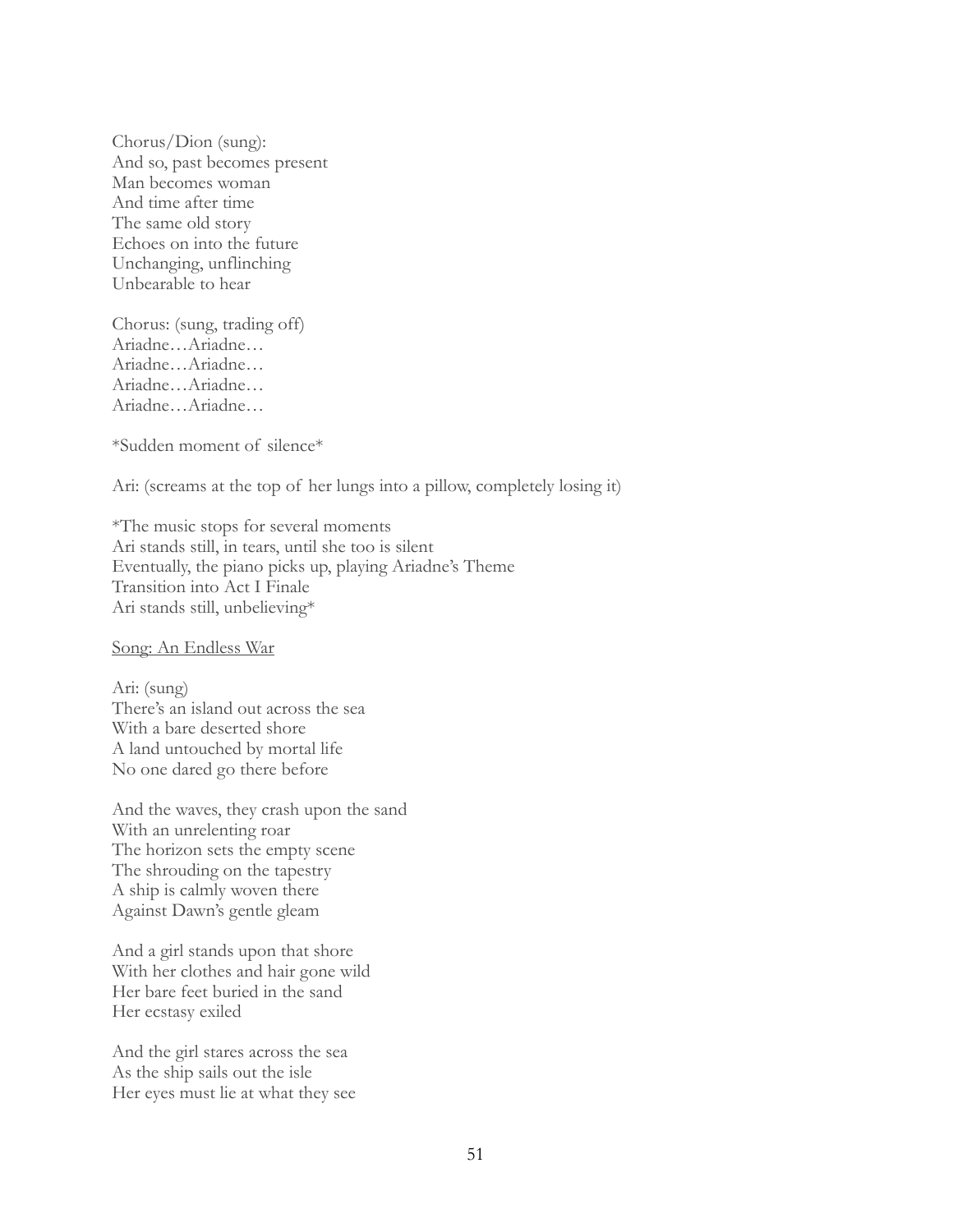Chorus/Dion (sung):
And so, past becomes present
Man becomes woman
And time after time
The same old story
Echoes on into the future
Unchanging, unflinching
Unbearable to hear

Chorus: (sung, trading off)
Ariadne…Ariadne…
Ariadne…Ariadne…
Ariadne…Ariadne…
Ariadne…Ariadne…

*Sudden moment of silence*

Ari: (screams at the top of her lungs into a pillow, completely losing it)

*The music stops for several moments
Ari stands still, in tears, until she too is silent
Eventually, the piano picks up, playing Ariadne's Theme
Transition into Act I Finale
Ari stands still, unbelieving*

<u>Song: An Endless War</u>

Ari: (sung)
There's an island out across the sea
With a bare deserted shore
A land untouched by mortal life
No one dared go there before

And the waves, they crash upon the sand
With an unrelenting roar
The horizon sets the empty scene
The shrouding on the tapestry
A ship is calmly woven there
Against Dawn's gentle gleam

And a girl stands upon that shore
With her clothes and hair gone wild
Her bare feet buried in the sand
Her ecstasy exiled

And the girl stares across the sea
As the ship sails out the isle
Her eyes must lie at what they see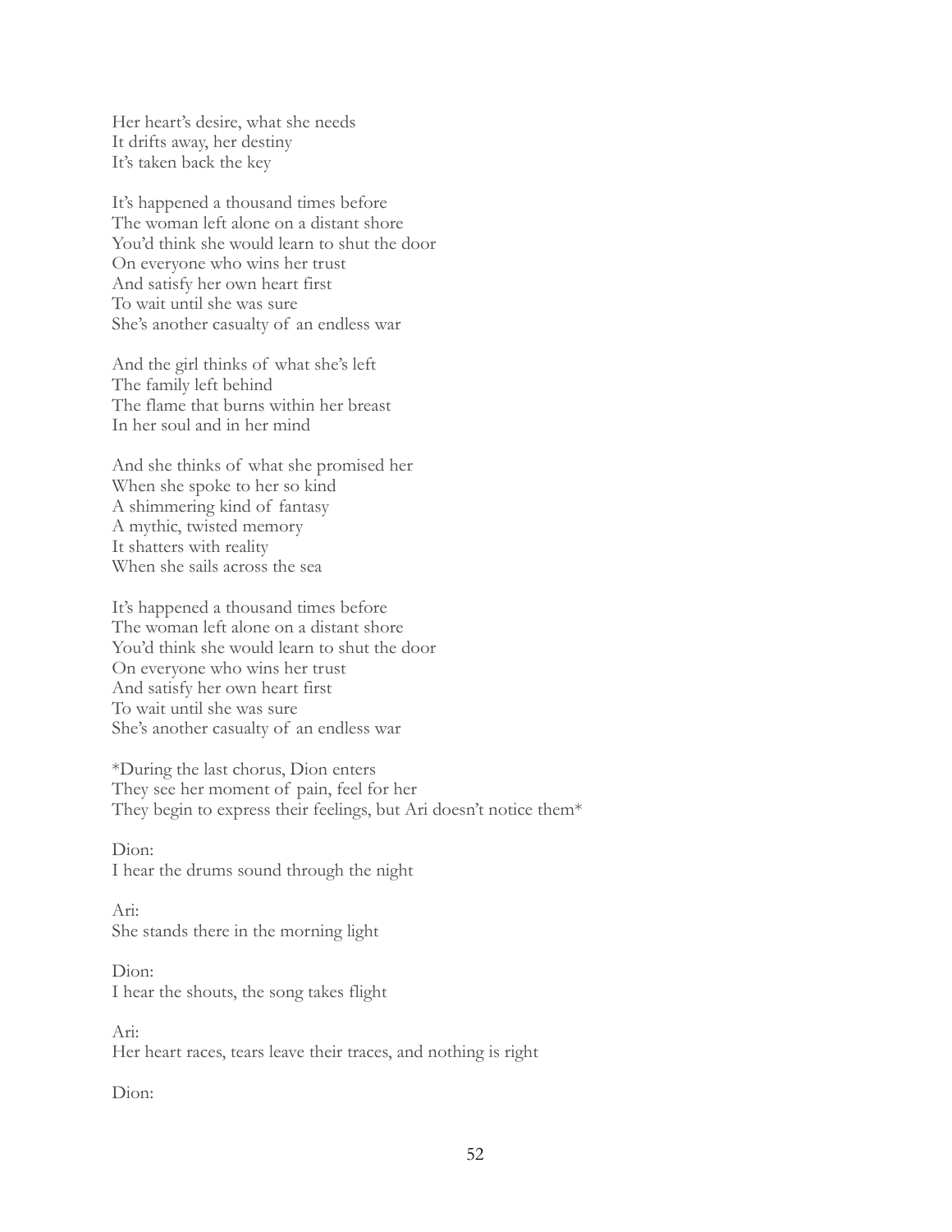Her heart's desire, what she needs  
It drifts away, her destiny  
It's taken back the key

It's happened a thousand times before  
The woman left alone on a distant shore  
You'd think she would learn to shut the door  
On everyone who wins her trust  
And satisfy her own heart first  
To wait until she was sure  
She's another casualty of an endless war

And the girl thinks of what she's left  
The family left behind  
The flame that burns within her breast  
In her soul and in her mind

And she thinks of what she promised her  
When she spoke to her so kind  
A shimmering kind of fantasy  
A mythic, twisted memory  
It shatters with reality  
When she sails across the sea

It's happened a thousand times before  
The woman left alone on a distant shore  
You'd think she would learn to shut the door  
On everyone who wins her trust  
And satisfy her own heart first  
To wait until she was sure  
She's another casualty of an endless war

*During the last chorus, Dion enters  
They see her moment of pain, feel for her  
They begin to express their feelings, but Ari doesn't notice them*

Dion:  
I hear the drums sound through the night

Ari:  
She stands there in the morning light

Dion:  
I hear the shouts, the song takes flight

Ari:  
Her heart races, tears leave their traces, and nothing is right

Dion: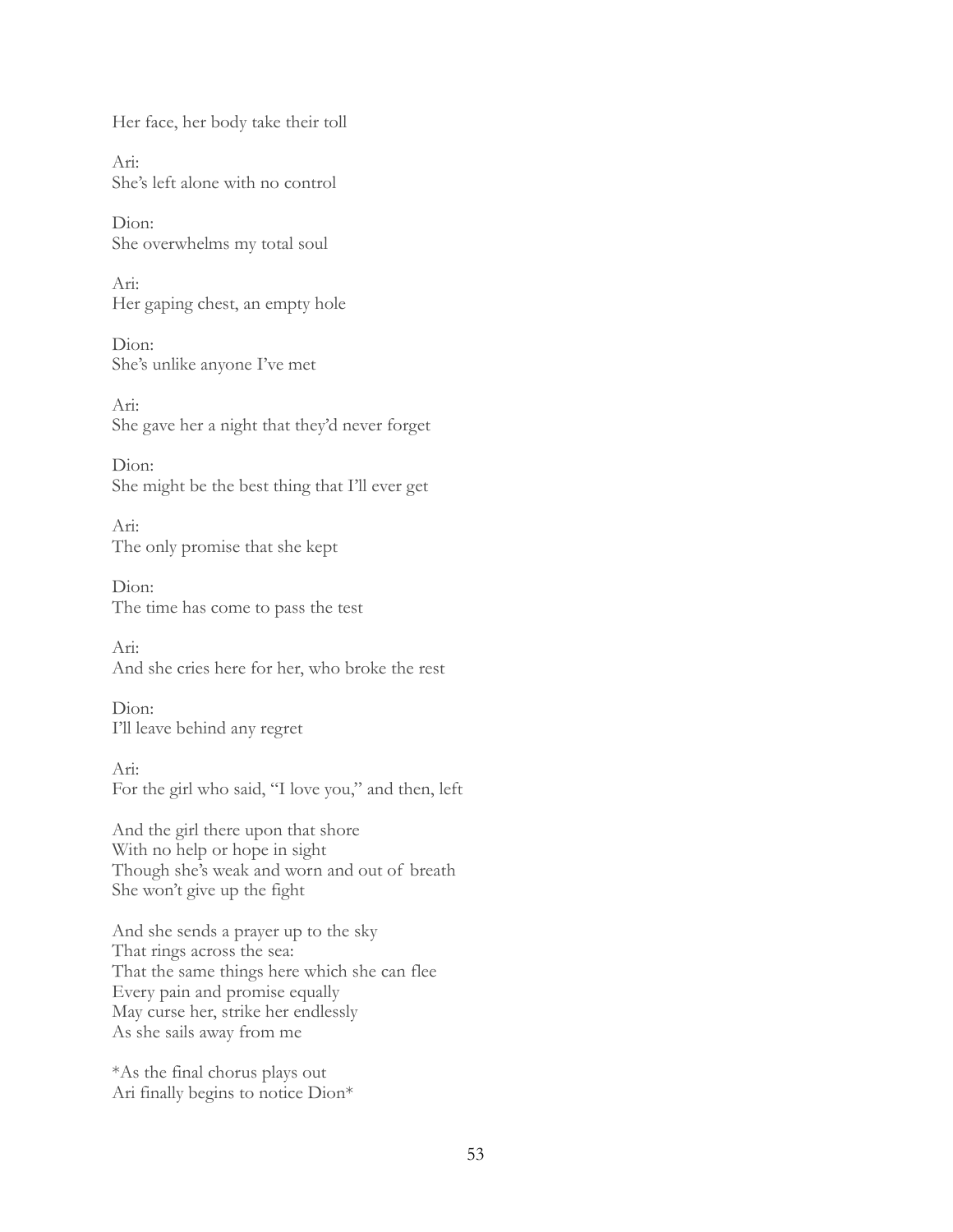Her face, her body take their toll

Ari:
She's left alone with no control

Dion:
She overwhelms my total soul

Ari:
Her gaping chest, an empty hole

Dion:
She's unlike anyone I've met

Ari:
She gave her a night that they'd never forget

Dion:
She might be the best thing that I'll ever get

Ari:
The only promise that she kept

Dion:
The time has come to pass the test

Ari:
And she cries here for her, who broke the rest

Dion:
I'll leave behind any regret

Ari:
For the girl who said, "I love you," and then, left

And the girl there upon that shore
With no help or hope in sight
Though she's weak and worn and out of breath
She won't give up the fight

And she sends a prayer up to the sky
That rings across the sea:
That the same things here which she can flee
Every pain and promise equally
May curse her, strike her endlessly
As she sails away from me

*As the final chorus plays out
Ari finally begins to notice Dion*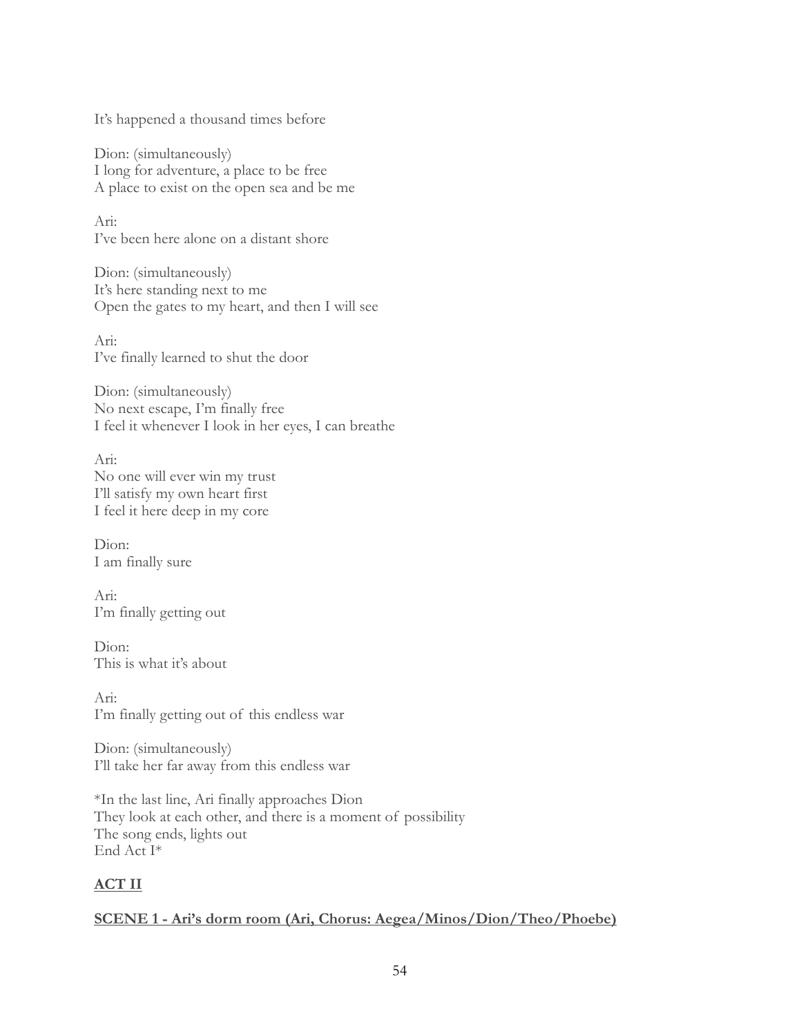It's happened a thousand times before

Dion: (simultaneously)
I long for adventure, a place to be free
A place to exist on the open sea and be me

Ari:
I've been here alone on a distant shore

Dion: (simultaneously)
It's here standing next to me
Open the gates to my heart, and then I will see

Ari:
I've finally learned to shut the door

Dion: (simultaneously)
No next escape, I'm finally free
I feel it whenever I look in her eyes, I can breathe

Ari:
No one will ever win my trust
I'll satisfy my own heart first
I feel it here deep in my core

Dion:
I am finally sure

Ari:
I'm finally getting out

Dion:
This is what it's about

Ari:
I'm finally getting out of this endless war

Dion: (simultaneously)
I'll take her far away from this endless war

*In the last line, Ari finally approaches Dion
They look at each other, and there is a moment of possibility
The song ends, lights out
End Act I*

## ACT II

### SCENE 1 - Ari's dorm room (Ari, Chorus: Aegea/Minos/Dion/Theo/Phoebe)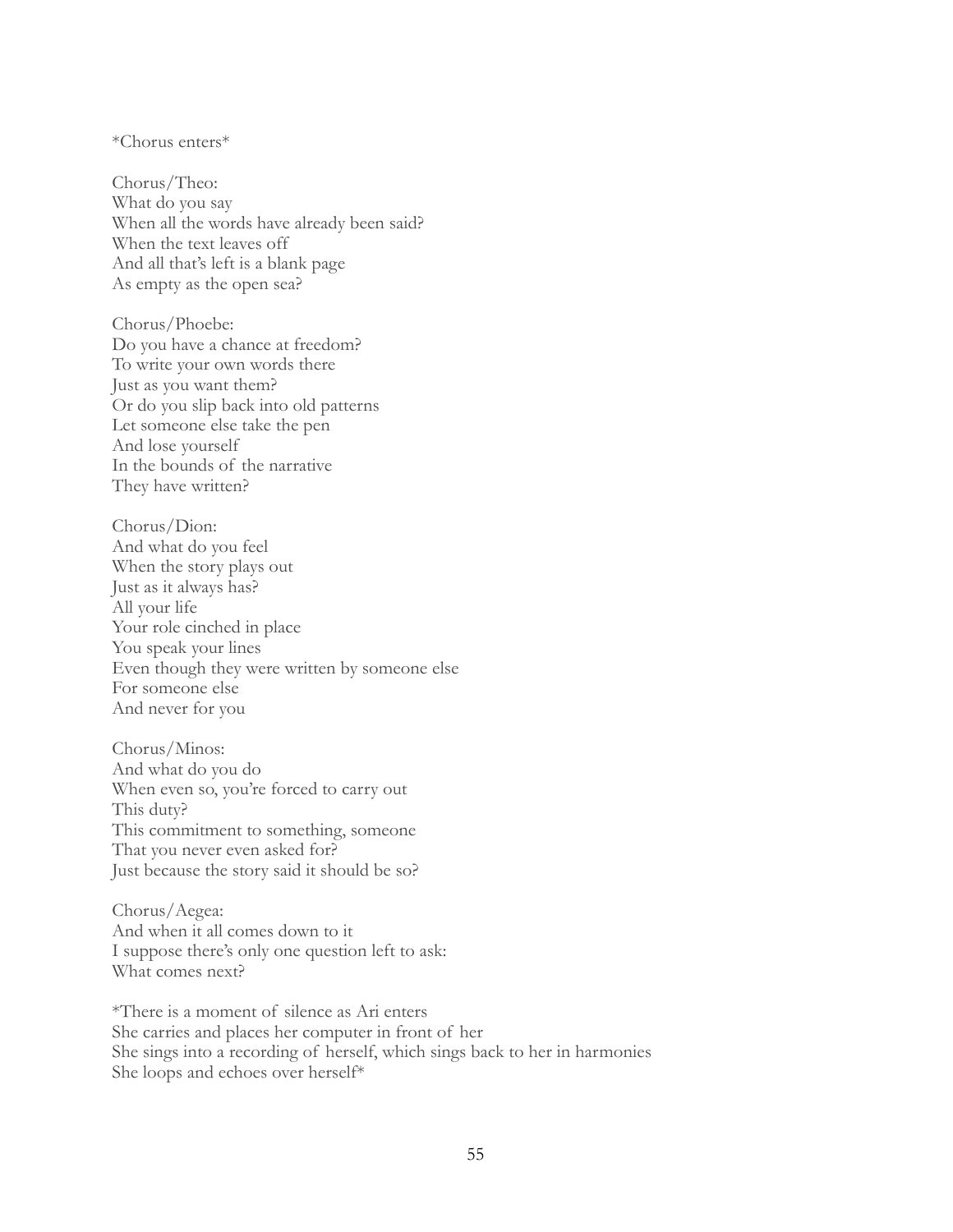*Chorus enters*

Chorus/Theo:  
What do you say  
When all the words have already been said?  
When the text leaves off  
And all that's left is a blank page  
As empty as the open sea?

Chorus/Phoebe:  
Do you have a chance at freedom?  
To write your own words there  
Just as you want them?  
Or do you slip back into old patterns  
Let someone else take the pen  
And lose yourself  
In the bounds of the narrative  
They have written?

Chorus/Dion:  
And what do you feel  
When the story plays out  
Just as it always has?  
All your life  
Your role cinched in place  
You speak your lines  
Even though they were written by someone else  
For someone else  
And never for you

Chorus/Minos:  
And what do you do  
When even so, you're forced to carry out  
This duty?  
This commitment to something, someone  
That you never even asked for?  
Just because the story said it should be so?

Chorus/Aegea:  
And when it all comes down to it  
I suppose there's only one question left to ask:  
What comes next?

*There is a moment of silence as Ari enters  
She carries and places her computer in front of her  
She sings into a recording of herself, which sings back to her in harmonies  
She loops and echoes over herself*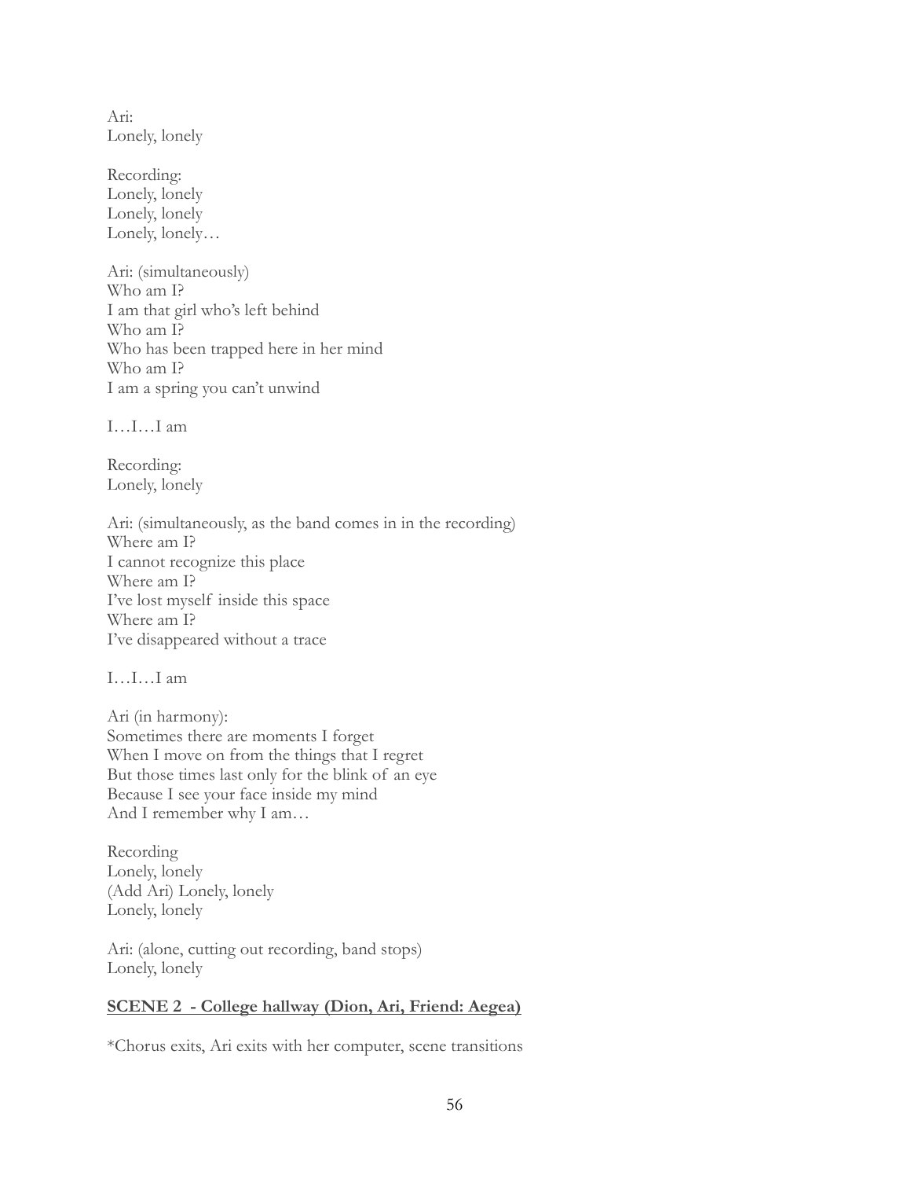Ari:
Lonely, lonely

Recording:
Lonely, lonely
Lonely, lonely
Lonely, lonely…

Ari: (simultaneously)
Who am I?
I am that girl who's left behind
Who am I?
Who has been trapped here in her mind
Who am I?
I am a spring you can't unwind

I…I…I am

Recording:
Lonely, lonely

Ari: (simultaneously, as the band comes in in the recording)
Where am I?
I cannot recognize this place
Where am I?
I've lost myself inside this space
Where am I?
I've disappeared without a trace

I…I…I am

Ari (in harmony):
Sometimes there are moments I forget
When I move on from the things that I regret
But those times last only for the blink of an eye
Because I see your face inside my mind
And I remember why I am…

Recording
Lonely, lonely
(Add Ari) Lonely, lonely
Lonely, lonely

Ari: (alone, cutting out recording, band stops)
Lonely, lonely

**SCENE 2 - College hallway (Dion, Ari, Friend: Aegea)**

*Chorus exits, Ari exits with her computer, scene transitions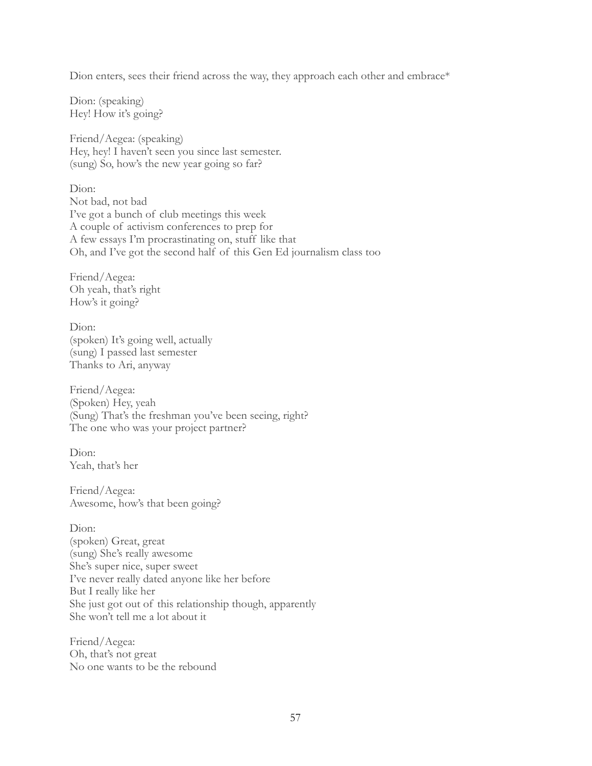Dion enters, sees their friend across the way, they approach each other and embrace*

Dion: (speaking)
Hey! How it's going?

Friend/Aegea: (speaking)
Hey, hey! I haven't seen you since last semester.
(sung) So, how's the new year going so far?

Dion:
Not bad, not bad
I've got a bunch of club meetings this week
A couple of activism conferences to prep for
A few essays I'm procrastinating on, stuff like that
Oh, and I've got the second half of this Gen Ed journalism class too

Friend/Aegea:
Oh yeah, that's right
How's it going?

Dion:
(spoken) It's going well, actually
(sung) I passed last semester
Thanks to Ari, anyway

Friend/Aegea:
(Spoken) Hey, yeah
(Sung) That's the freshman you've been seeing, right?
The one who was your project partner?

Dion:
Yeah, that's her

Friend/Aegea:
Awesome, how's that been going?

Dion:
(spoken) Great, great
(sung) She's really awesome
She's super nice, super sweet
I've never really dated anyone like her before
But I really like her
She just got out of this relationship though, apparently
She won't tell me a lot about it

Friend/Aegea:
Oh, that's not great
No one wants to be the rebound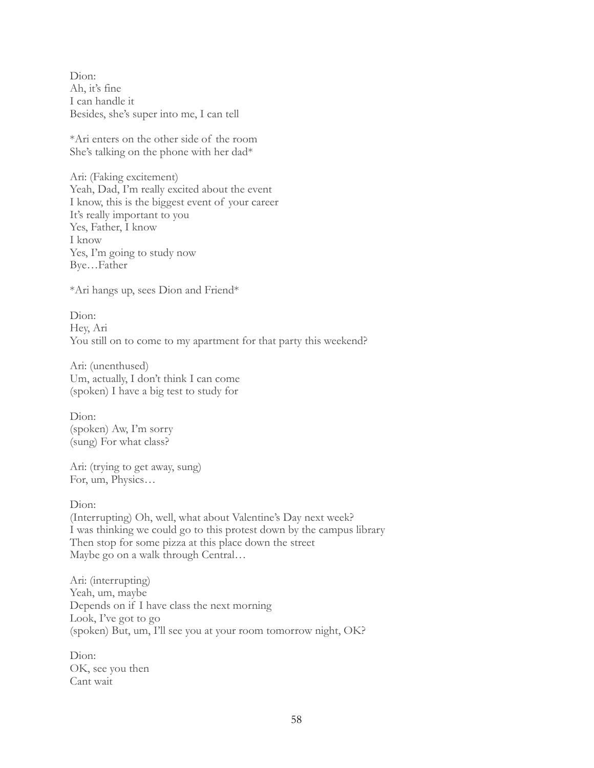Dion:
Ah, it's fine
I can handle it
Besides, she's super into me, I can tell

*Ari enters on the other side of the room
She's talking on the phone with her dad*

Ari: (Faking excitement)
Yeah, Dad, I'm really excited about the event
I know, this is the biggest event of your career
It's really important to you
Yes, Father, I know
I know
Yes, I'm going to study now
Bye…Father

*Ari hangs up, sees Dion and Friend*

Dion:
Hey, Ari
You still on to come to my apartment for that party this weekend?

Ari: (unenthused)
Um, actually, I don't think I can come
(spoken) I have a big test to study for

Dion:
(spoken) Aw, I'm sorry
(sung) For what class?

Ari: (trying to get away, sung)
For, um, Physics…

Dion:
(Interrupting) Oh, well, what about Valentine's Day next week?
I was thinking we could go to this protest down by the campus library
Then stop for some pizza at this place down the street
Maybe go on a walk through Central…

Ari: (interrupting)
Yeah, um, maybe
Depends on if I have class the next morning
Look, I've got to go
(spoken) But, um, I'll see you at your room tomorrow night, OK?

Dion:
OK, see you then
Cant wait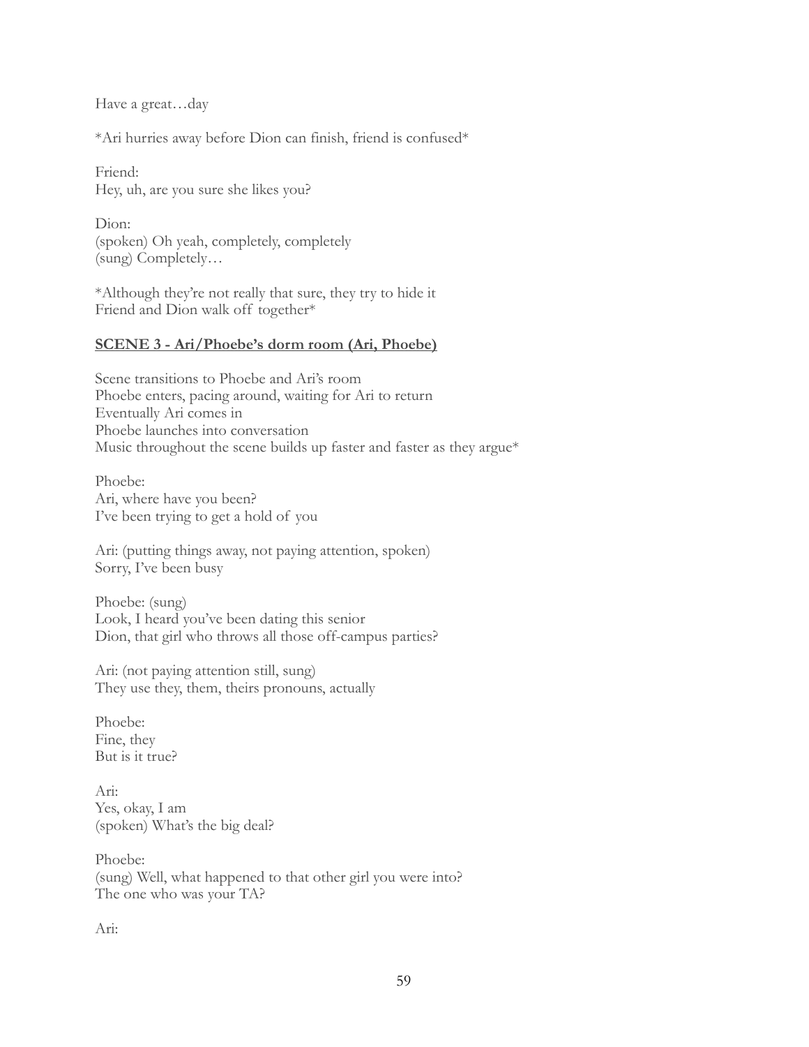Have a great…day

*Ari hurries away before Dion can finish, friend is confused*

Friend:
Hey, uh, are you sure she likes you?

Dion:
(spoken) Oh yeah, completely, completely
(sung) Completely…

*Although they're not really that sure, they try to hide it
Friend and Dion walk off together*

**SCENE 3 - Ari/Phoebe's dorm room (Ari, Phoebe)**

Scene transitions to Phoebe and Ari's room
Phoebe enters, pacing around, waiting for Ari to return
Eventually Ari comes in
Phoebe launches into conversation
Music throughout the scene builds up faster and faster as they argue*

Phoebe:
Ari, where have you been?
I've been trying to get a hold of you

Ari: (putting things away, not paying attention, spoken)
Sorry, I've been busy

Phoebe: (sung)
Look, I heard you've been dating this senior
Dion, that girl who throws all those off-campus parties?

Ari: (not paying attention still, sung)
They use they, them, theirs pronouns, actually

Phoebe:
Fine, they
But is it true?

Ari:
Yes, okay, I am
(spoken) What's the big deal?

Phoebe:
(sung) Well, what happened to that other girl you were into?
The one who was your TA?

Ari: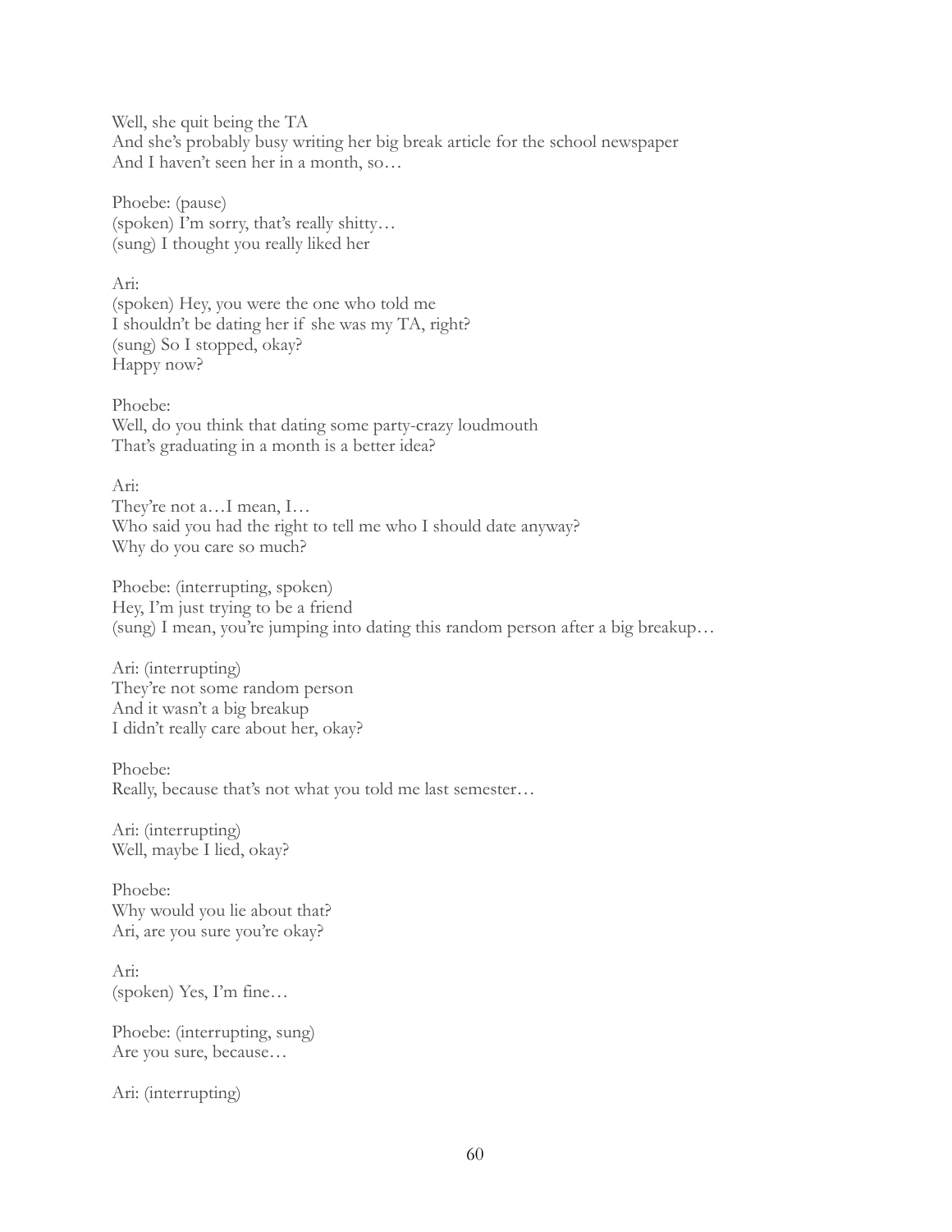Well, she quit being the TA
And she's probably busy writing her big break article for the school newspaper
And I haven't seen her in a month, so…

Phoebe: (pause)
(spoken) I'm sorry, that's really shitty…
(sung) I thought you really liked her

Ari:
(spoken) Hey, you were the one who told me
I shouldn't be dating her if she was my TA, right?
(sung) So I stopped, okay?
Happy now?

Phoebe:
Well, do you think that dating some party-crazy loudmouth
That's graduating in a month is a better idea?

Ari:
They're not a…I mean, I…
Who said you had the right to tell me who I should date anyway?
Why do you care so much?

Phoebe: (interrupting, spoken)
Hey, I'm just trying to be a friend
(sung) I mean, you're jumping into dating this random person after a big breakup…

Ari: (interrupting)
They're not some random person
And it wasn't a big breakup
I didn't really care about her, okay?

Phoebe:
Really, because that's not what you told me last semester…

Ari: (interrupting)
Well, maybe I lied, okay?

Phoebe:
Why would you lie about that?
Ari, are you sure you're okay?

Ari:
(spoken) Yes, I'm fine…

Phoebe: (interrupting, sung)
Are you sure, because…

Ari: (interrupting)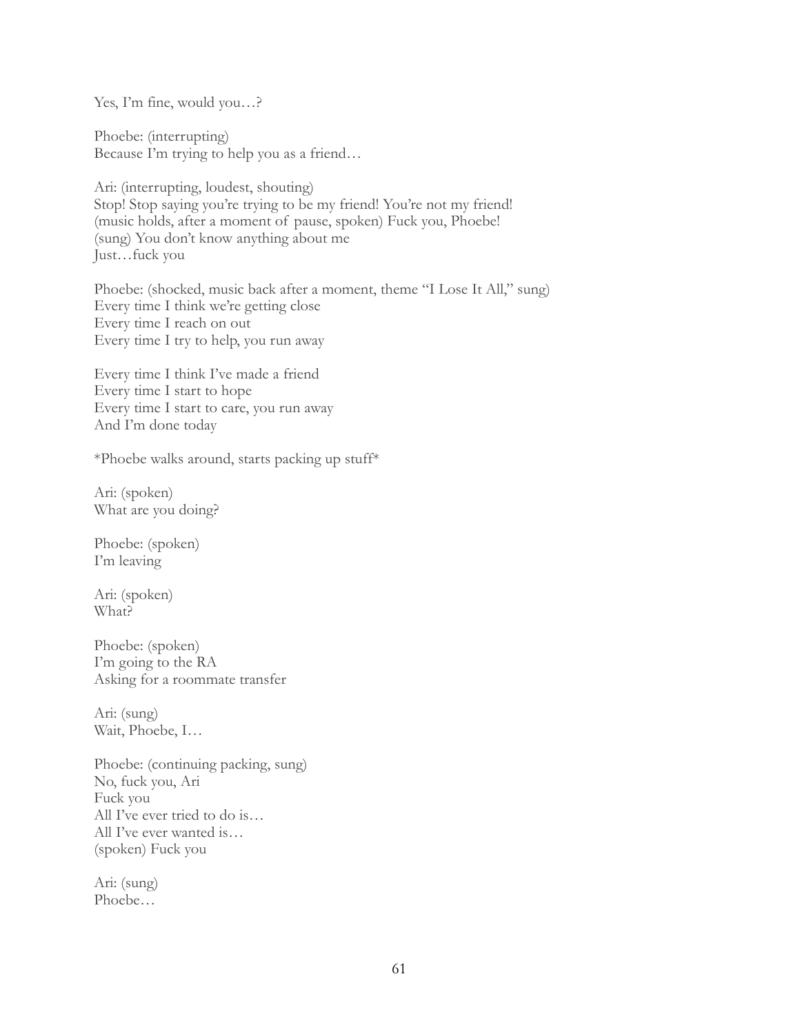Yes, I'm fine, would you…?

Phoebe: (interrupting)
Because I'm trying to help you as a friend…

Ari: (interrupting, loudest, shouting)
Stop! Stop saying you're trying to be my friend! You're not my friend!
(music holds, after a moment of pause, spoken) Fuck you, Phoebe!
(sung) You don't know anything about me
Just…fuck you

Phoebe: (shocked, music back after a moment, theme "I Lose It All," sung)
Every time I think we're getting close
Every time I reach on out
Every time I try to help, you run away

Every time I think I've made a friend
Every time I start to hope
Every time I start to care, you run away
And I'm done today

*Phoebe walks around, starts packing up stuff*

Ari: (spoken)
What are you doing?

Phoebe: (spoken)
I'm leaving

Ari: (spoken)
What?

Phoebe: (spoken)
I'm going to the RA
Asking for a roommate transfer

Ari: (sung)
Wait, Phoebe, I…

Phoebe: (continuing packing, sung)
No, fuck you, Ari
Fuck you
All I've ever tried to do is…
All I've ever wanted is…
(spoken) Fuck you

Ari: (sung)
Phoebe…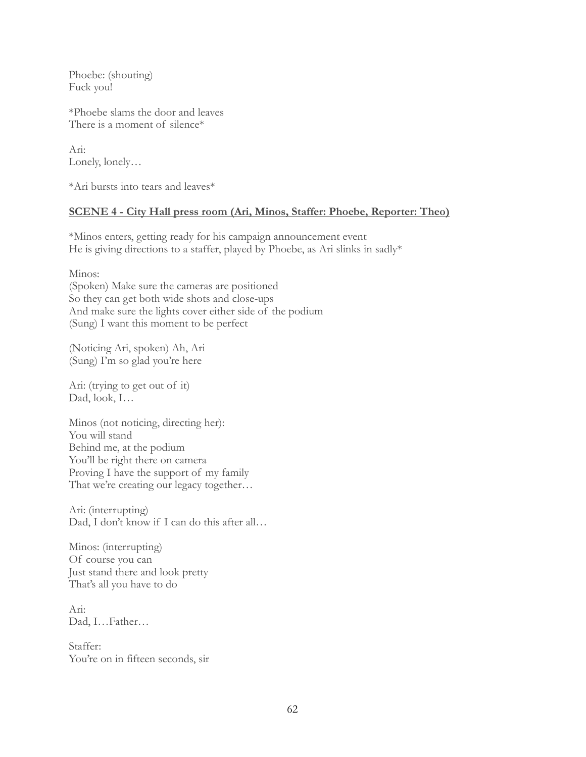Phoebe: (shouting)
Fuck you!

*Phoebe slams the door and leaves
There is a moment of silence*

Ari:
Lonely, lonely…

*Ari bursts into tears and leaves*

**SCENE 4 - City Hall press room (Ari, Minos, Staffer: Phoebe, Reporter: Theo)**

*Minos enters, getting ready for his campaign announcement event
He is giving directions to a staffer, played by Phoebe, as Ari slinks in sadly*

Minos:
(Spoken) Make sure the cameras are positioned
So they can get both wide shots and close-ups
And make sure the lights cover either side of the podium
(Sung) I want this moment to be perfect

(Noticing Ari, spoken) Ah, Ari
(Sung) I'm so glad you're here

Ari: (trying to get out of it)
Dad, look, I…

Minos (not noticing, directing her):
You will stand
Behind me, at the podium
You'll be right there on camera
Proving I have the support of my family
That we're creating our legacy together…

Ari: (interrupting)
Dad, I don't know if I can do this after all…

Minos: (interrupting)
Of course you can
Just stand there and look pretty
That's all you have to do

Ari:
Dad, I…Father…

Staffer:
You're on in fifteen seconds, sir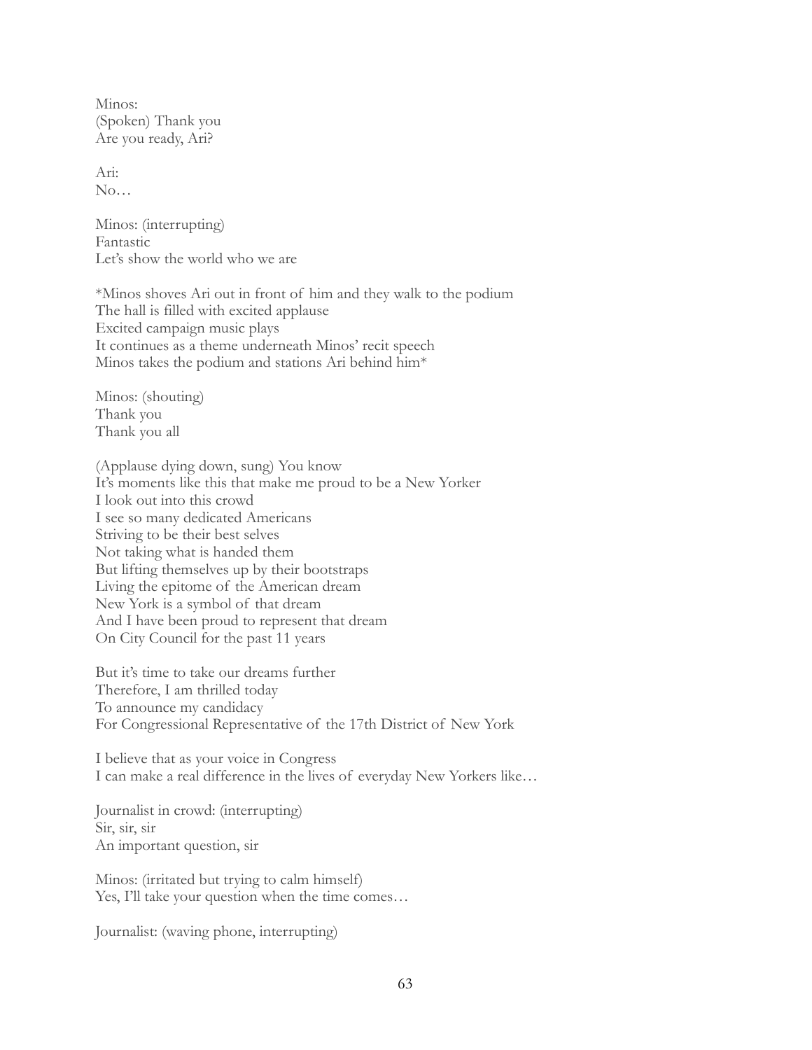Minos:
(Spoken) Thank you
Are you ready, Ari?

Ari:
No…

Minos: (interrupting)
Fantastic
Let's show the world who we are

*Minos shoves Ari out in front of him and they walk to the podium
The hall is filled with excited applause
Excited campaign music plays
It continues as a theme underneath Minos' recit speech
Minos takes the podium and stations Ari behind him*

Minos: (shouting)
Thank you
Thank you all

(Applause dying down, sung) You know
It's moments like this that make me proud to be a New Yorker
I look out into this crowd
I see so many dedicated Americans
Striving to be their best selves
Not taking what is handed them
But lifting themselves up by their bootstraps
Living the epitome of the American dream
New York is a symbol of that dream
And I have been proud to represent that dream
On City Council for the past 11 years

But it's time to take our dreams further
Therefore, I am thrilled today
To announce my candidacy
For Congressional Representative of the 17th District of New York

I believe that as your voice in Congress
I can make a real difference in the lives of everyday New Yorkers like…

Journalist in crowd: (interrupting)
Sir, sir, sir
An important question, sir

Minos: (irritated but trying to calm himself)
Yes, I'll take your question when the time comes…

Journalist: (waving phone, interrupting)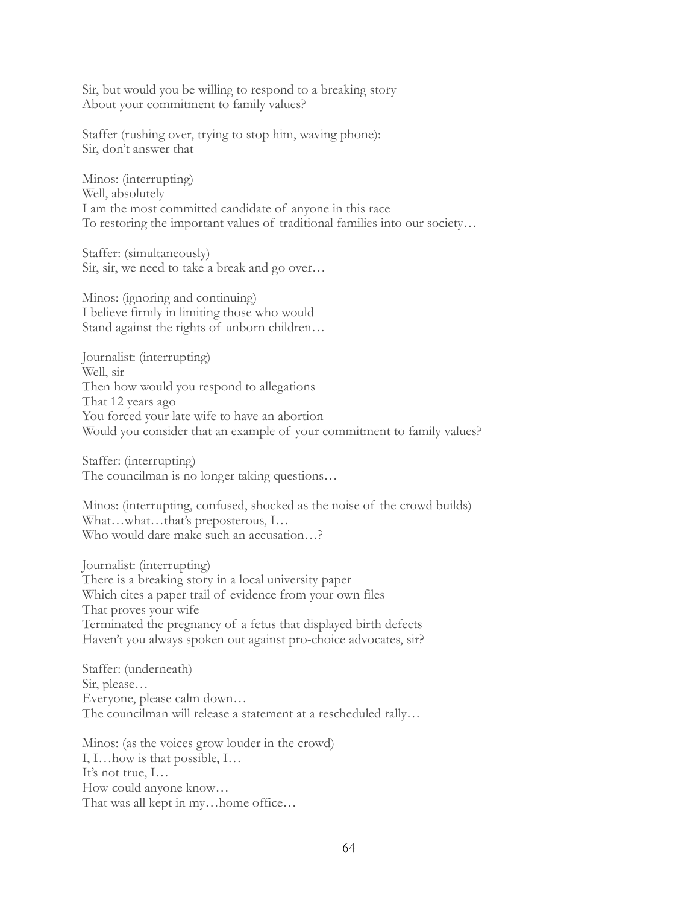Sir, but would you be willing to respond to a breaking story
About your commitment to family values?

Staffer (rushing over, trying to stop him, waving phone):
Sir, don't answer that

Minos: (interrupting)
Well, absolutely
I am the most committed candidate of anyone in this race
To restoring the important values of traditional families into our society…

Staffer: (simultaneously)
Sir, sir, we need to take a break and go over…

Minos: (ignoring and continuing)
I believe firmly in limiting those who would
Stand against the rights of unborn children…

Journalist: (interrupting)
Well, sir
Then how would you respond to allegations
That 12 years ago
You forced your late wife to have an abortion
Would you consider that an example of your commitment to family values?

Staffer: (interrupting)
The councilman is no longer taking questions…

Minos: (interrupting, confused, shocked as the noise of the crowd builds)
What…what…that's preposterous, I…
Who would dare make such an accusation…?

Journalist: (interrupting)
There is a breaking story in a local university paper
Which cites a paper trail of evidence from your own files
That proves your wife
Terminated the pregnancy of a fetus that displayed birth defects
Haven't you always spoken out against pro-choice advocates, sir?

Staffer: (underneath)
Sir, please…
Everyone, please calm down…
The councilman will release a statement at a rescheduled rally…

Minos: (as the voices grow louder in the crowd)
I, I…how is that possible, I…
It's not true, I…
How could anyone know…
That was all kept in my…home office…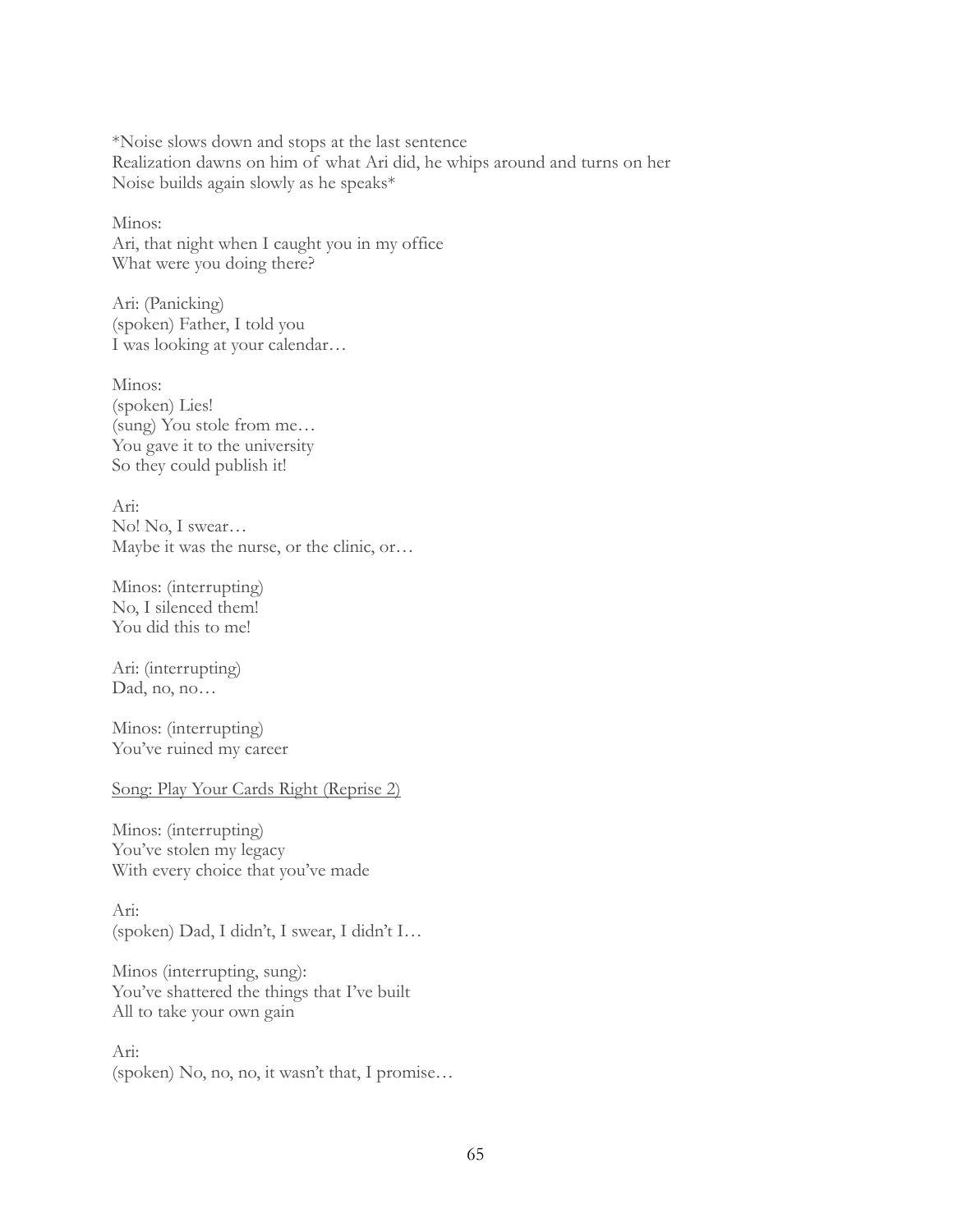*Noise slows down and stops at the last sentence
Realization dawns on him of what Ari did, he whips around and turns on her
Noise builds again slowly as he speaks*

Minos:
Ari, that night when I caught you in my office
What were you doing there?

Ari: (Panicking)
(spoken) Father, I told you
I was looking at your calendar…

Minos:
(spoken) Lies!
(sung) You stole from me…
You gave it to the university
So they could publish it!

Ari:
No! No, I swear…
Maybe it was the nurse, or the clinic, or…

Minos: (interrupting)
No, I silenced them!
You did this to me!

Ari: (interrupting)
Dad, no, no…

Minos: (interrupting)
You've ruined my career

<u>Song: Play Your Cards Right (Reprise 2)</u>

Minos: (interrupting)
You've stolen my legacy
With every choice that you've made

Ari:
(spoken) Dad, I didn't, I swear, I didn't I…

Minos (interrupting, sung):
You've shattered the things that I've built
All to take your own gain

Ari:
(spoken) No, no, no, it wasn't that, I promise…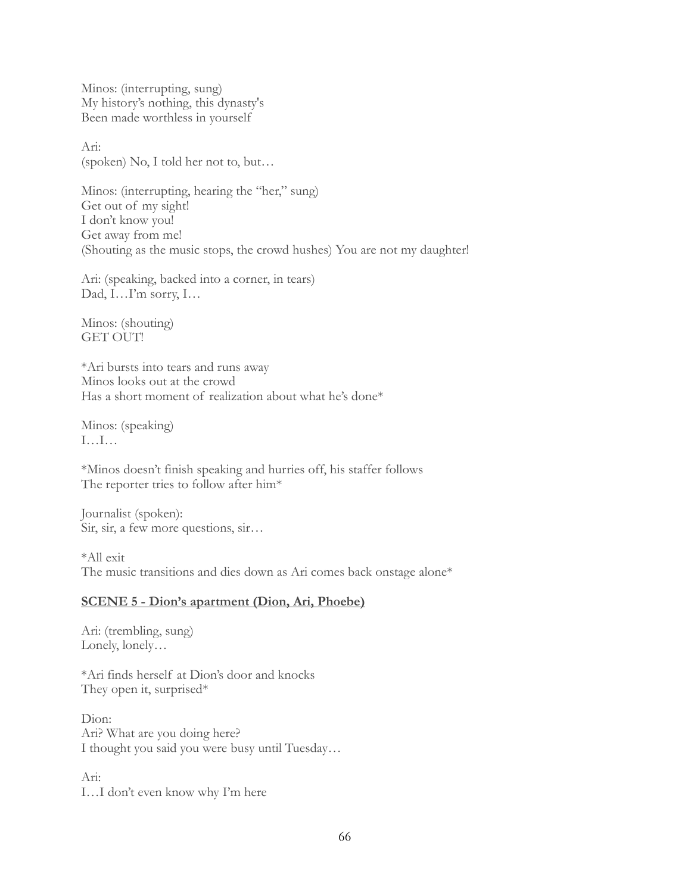Minos: (interrupting, sung)
My history's nothing, this dynasty's
Been made worthless in yourself

Ari:
(spoken) No, I told her not to, but…

Minos: (interrupting, hearing the "her," sung)
Get out of my sight!
I don't know you!
Get away from me!
(Shouting as the music stops, the crowd hushes) You are not my daughter!

Ari: (speaking, backed into a corner, in tears)
Dad, I…I'm sorry, I…

Minos: (shouting)
GET OUT!

*Ari bursts into tears and runs away
Minos looks out at the crowd
Has a short moment of realization about what he's done*

Minos: (speaking)
I…I…

*Minos doesn't finish speaking and hurries off, his staffer follows
The reporter tries to follow after him*

Journalist (spoken):
Sir, sir, a few more questions, sir…

*All exit
The music transitions and dies down as Ari comes back onstage alone*

**SCENE 5 - Dion's apartment (Dion, Ari, Phoebe)**

Ari: (trembling, sung)
Lonely, lonely…

*Ari finds herself at Dion's door and knocks
They open it, surprised*

Dion:
Ari? What are you doing here?
I thought you said you were busy until Tuesday…

Ari:
I…I don't even know why I'm here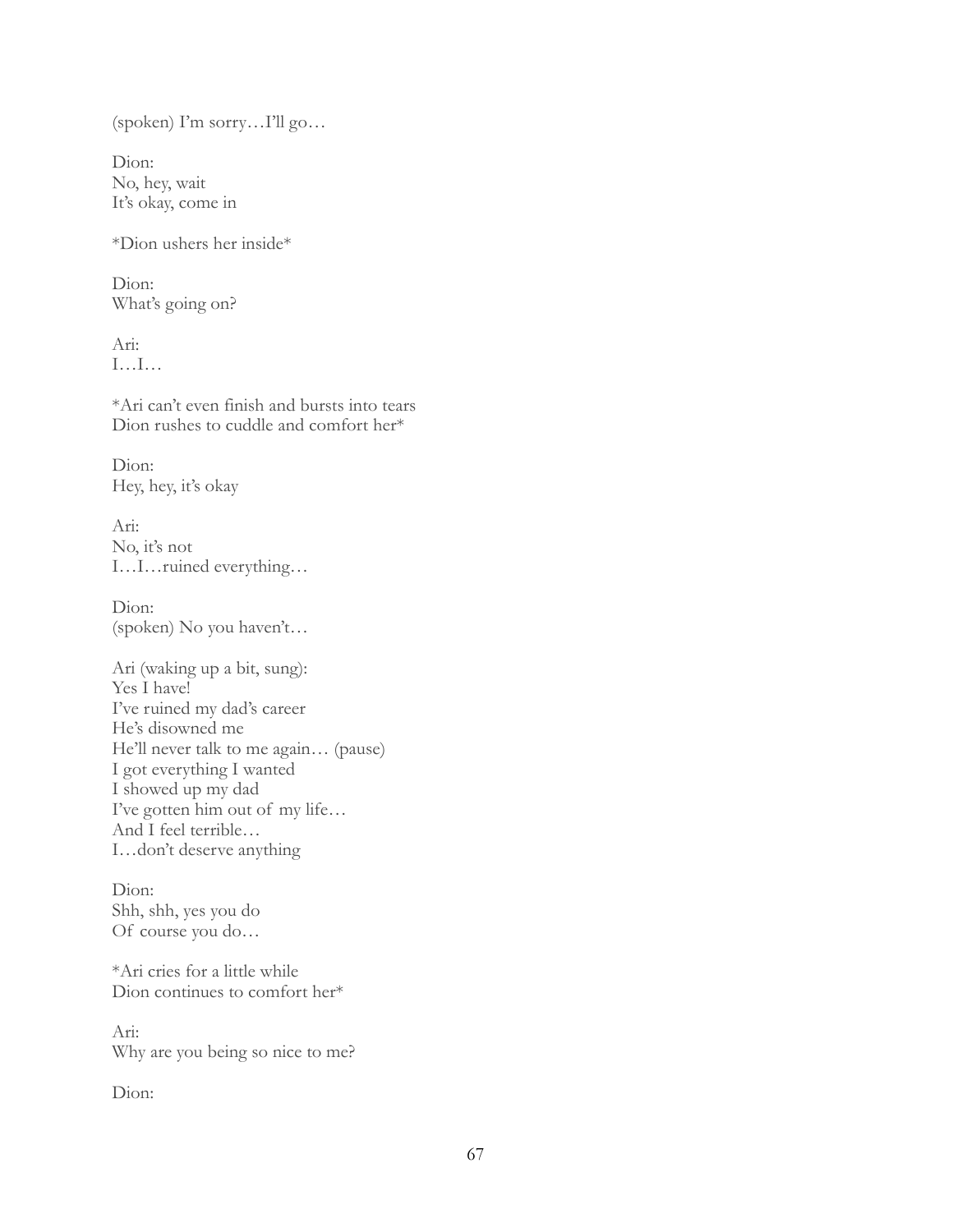(spoken) I'm sorry…I'll go…

Dion:
No, hey, wait
It's okay, come in

*Dion ushers her inside*

Dion:
What's going on?

Ari:
I…I…

*Ari can't even finish and bursts into tears
Dion rushes to cuddle and comfort her*

Dion:
Hey, hey, it's okay

Ari:
No, it's not
I…I…ruined everything…

Dion:
(spoken) No you haven't…

Ari (waking up a bit, sung):
Yes I have!
I've ruined my dad's career
He's disowned me
He'll never talk to me again… (pause)
I got everything I wanted
I showed up my dad
I've gotten him out of my life…
And I feel terrible…
I…don't deserve anything

Dion:
Shh, shh, yes you do
Of course you do…

*Ari cries for a little while
Dion continues to comfort her*

Ari:
Why are you being so nice to me?

Dion: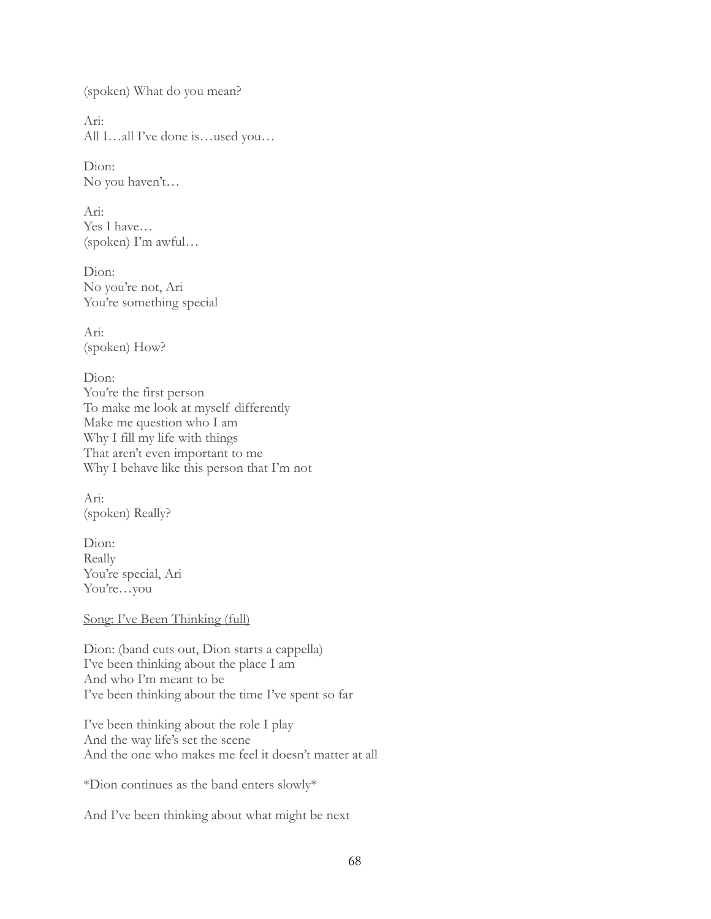(spoken) What do you mean?

Ari:
All I…all I've done is…used you…

Dion:
No you haven't…

Ari:
Yes I have…
(spoken) I'm awful…

Dion:
No you're not, Ari
You're something special

Ari:
(spoken) How?

Dion:
You're the first person
To make me look at myself differently
Make me question who I am
Why I fill my life with things
That aren't even important to me
Why I behave like this person that I'm not

Ari:
(spoken) Really?

Dion:
Really
You're special, Ari
You're…you

<u>Song: I've Been Thinking (full)</u>

Dion: (band cuts out, Dion starts a cappella)
I've been thinking about the place I am
And who I'm meant to be
I've been thinking about the time I've spent so far

I've been thinking about the role I play
And the way life's set the scene
And the one who makes me feel it doesn't matter at all

*Dion continues as the band enters slowly*

And I've been thinking about what might be next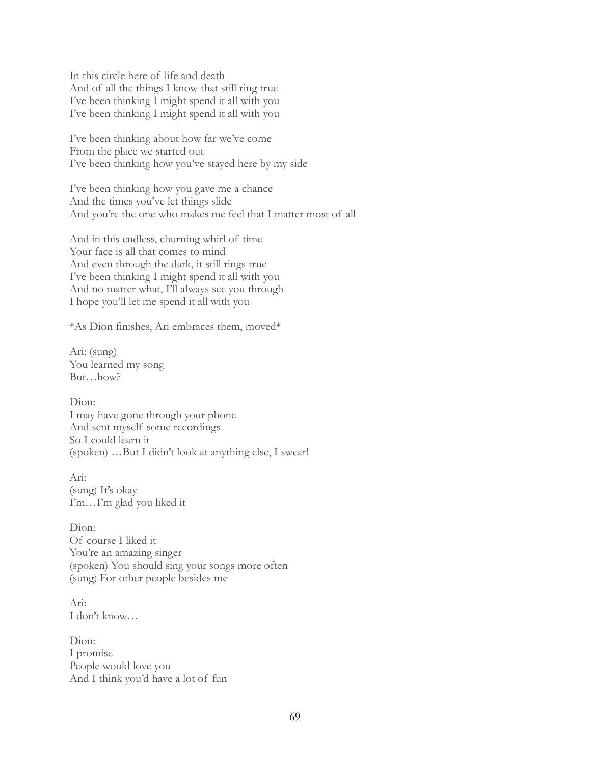In this circle here of life and death
And of all the things I know that still ring true
I've been thinking I might spend it all with you
I've been thinking I might spend it all with you

I've been thinking about how far we've come
From the place we started out
I've been thinking how you've stayed here by my side

I've been thinking how you gave me a chance
And the times you've let things slide
And you're the one who makes me feel that I matter most of all

And in this endless, churning whirl of time
Your face is all that comes to mind
And even through the dark, it still rings true
I've been thinking I might spend it all with you
And no matter what, I'll always see you through
I hope you'll let me spend it all with you

*As Dion finishes, Ari embraces them, moved*

Ari: (sung)
You learned my song
But…how?

Dion:
I may have gone through your phone
And sent myself some recordings
So I could learn it
(spoken) …But I didn't look at anything else, I swear!

Ari:
(sung) It's okay
I'm…I'm glad you liked it

Dion:
Of course I liked it
You're an amazing singer
(spoken) You should sing your songs more often
(sung) For other people besides me

Ari:
I don't know…

Dion:
I promise
People would love you
And I think you'd have a lot of fun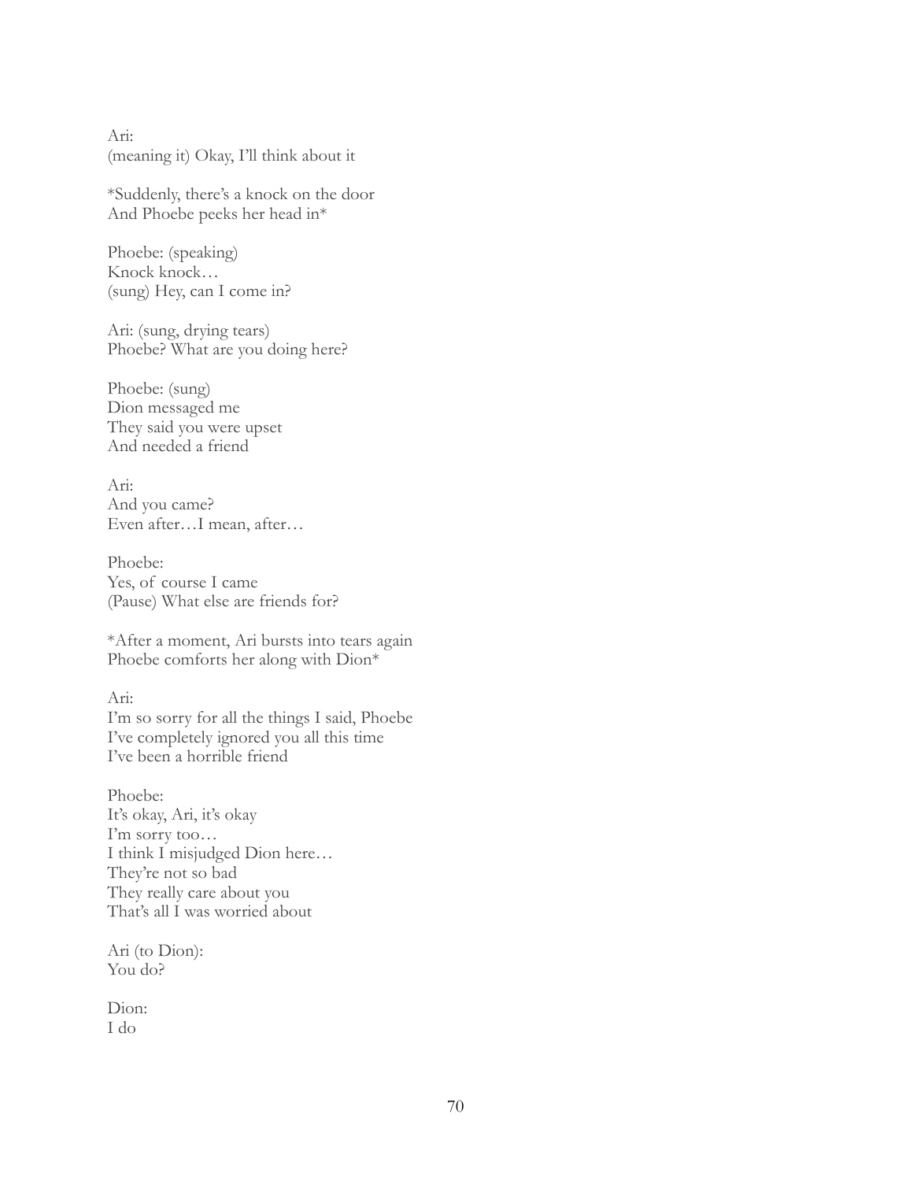Ari:
(meaning it) Okay, I'll think about it

*Suddenly, there's a knock on the door
And Phoebe peeks her head in*

Phoebe: (speaking)
Knock knock…
(sung) Hey, can I come in?

Ari: (sung, drying tears)
Phoebe? What are you doing here?

Phoebe: (sung)
Dion messaged me
They said you were upset
And needed a friend

Ari:
And you came?
Even after…I mean, after…

Phoebe:
Yes, of course I came
(Pause) What else are friends for?

*After a moment, Ari bursts into tears again
Phoebe comforts her along with Dion*

Ari:
I'm so sorry for all the things I said, Phoebe
I've completely ignored you all this time
I've been a horrible friend

Phoebe:
It's okay, Ari, it's okay
I'm sorry too…
I think I misjudged Dion here…
They're not so bad
They really care about you
That's all I was worried about

Ari (to Dion):
You do?

Dion:
I do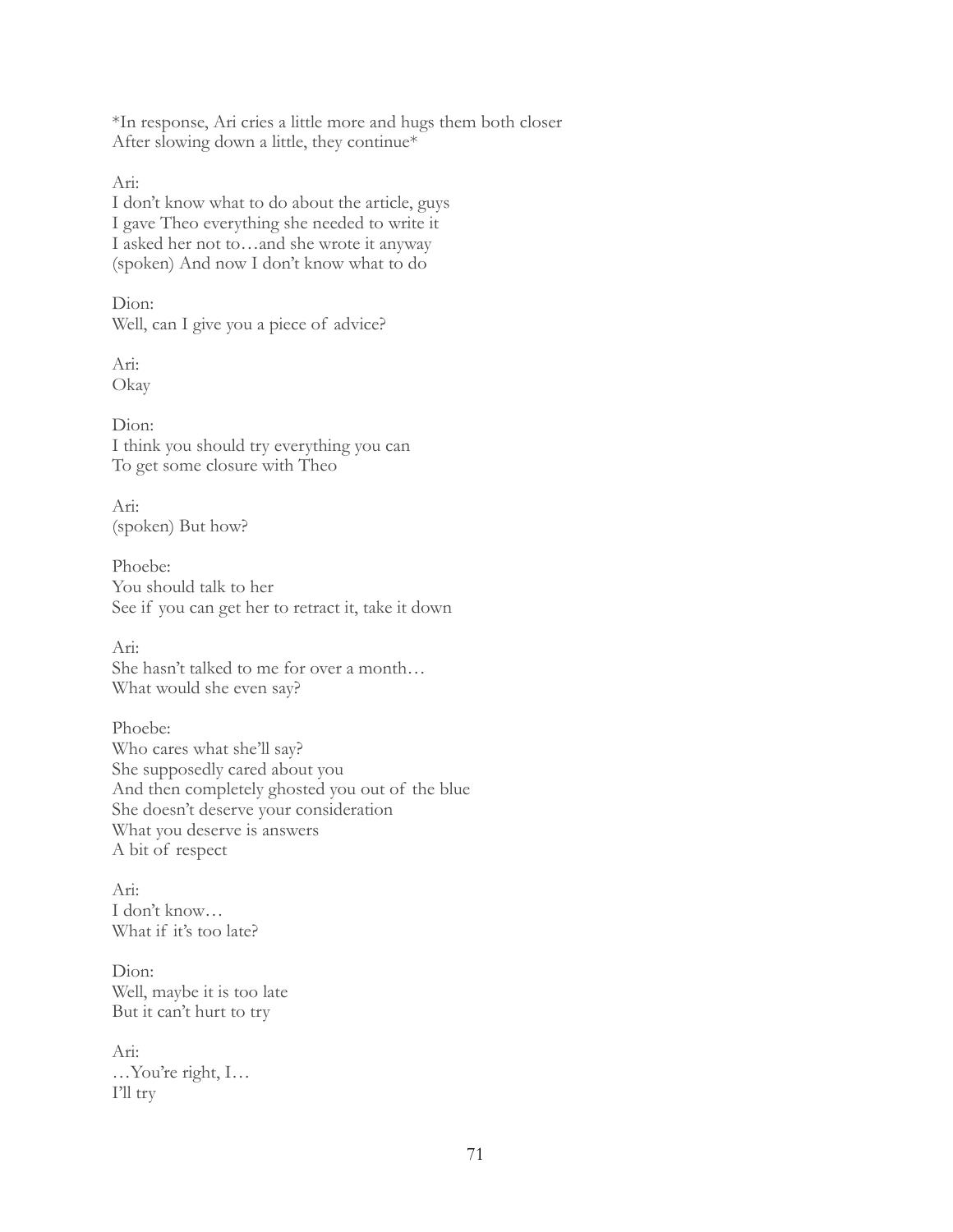*In response, Ari cries a little more and hugs them both closer
After slowing down a little, they continue*

Ari:
I don't know what to do about the article, guys
I gave Theo everything she needed to write it
I asked her not to…and she wrote it anyway
(spoken) And now I don't know what to do

Dion:
Well, can I give you a piece of advice?

Ari:
Okay

Dion:
I think you should try everything you can
To get some closure with Theo

Ari:
(spoken) But how?

Phoebe:
You should talk to her
See if you can get her to retract it, take it down

Ari:
She hasn't talked to me for over a month…
What would she even say?

Phoebe:
Who cares what she'll say?
She supposedly cared about you
And then completely ghosted you out of the blue
She doesn't deserve your consideration
What you deserve is answers
A bit of respect

Ari:
I don't know…
What if it's too late?

Dion:
Well, maybe it is too late
But it can't hurt to try

Ari:
…You're right, I…
I'll try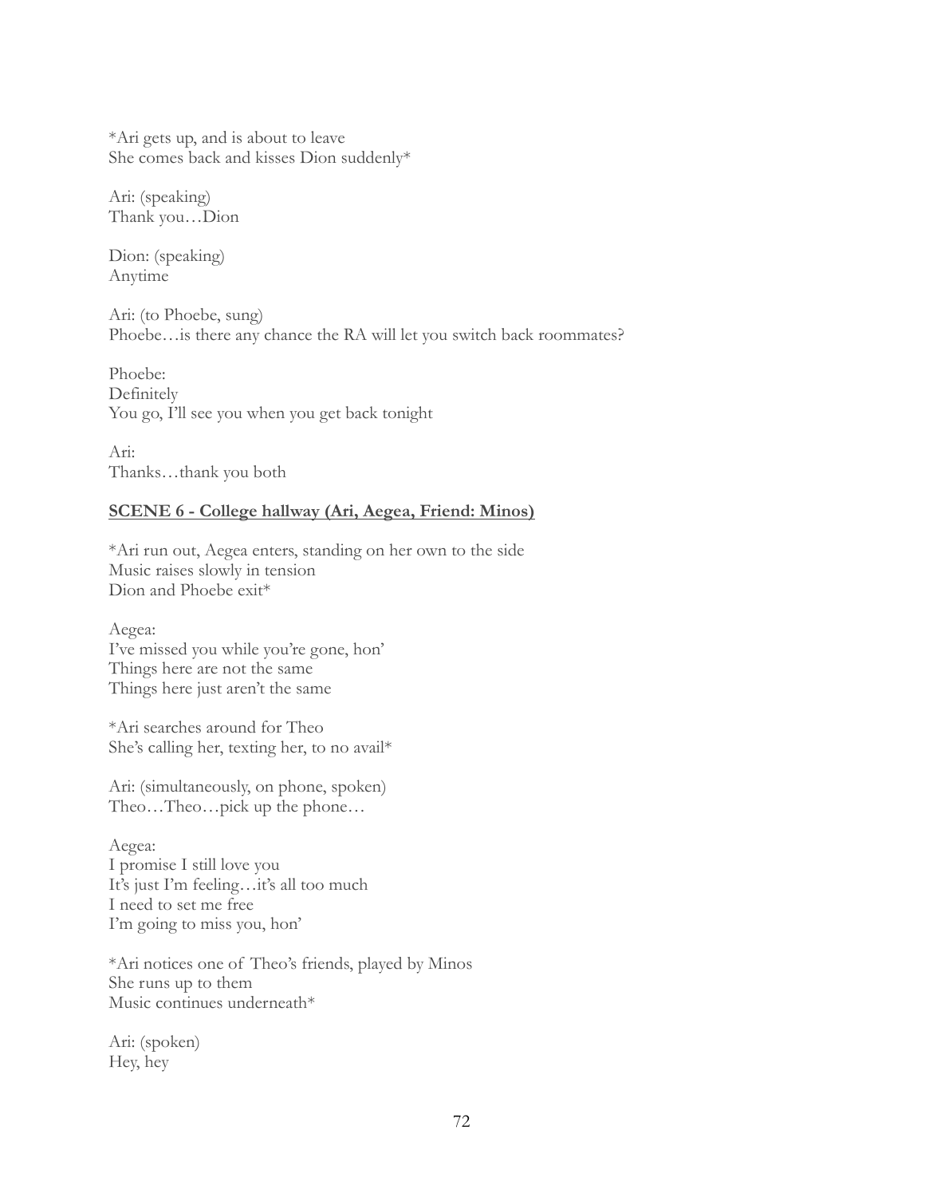*Ari gets up, and is about to leave
She comes back and kisses Dion suddenly*

Ari: (speaking)
Thank you…Dion

Dion: (speaking)
Anytime

Ari: (to Phoebe, sung)
Phoebe…is there any chance the RA will let you switch back roommates?

Phoebe:
Definitely
You go, I'll see you when you get back tonight

Ari:
Thanks…thank you both

**SCENE 6 - College hallway (Ari, Aegea, Friend: Minos)**

*Ari run out, Aegea enters, standing on her own to the side
Music raises slowly in tension
Dion and Phoebe exit*

Aegea:
I've missed you while you're gone, hon'
Things here are not the same
Things here just aren't the same

*Ari searches around for Theo
She's calling her, texting her, to no avail*

Ari: (simultaneously, on phone, spoken)
Theo…Theo…pick up the phone…

Aegea:
I promise I still love you
It's just I'm feeling…it's all too much
I need to set me free
I'm going to miss you, hon'

*Ari notices one of Theo's friends, played by Minos
She runs up to them
Music continues underneath*

Ari: (spoken)
Hey, hey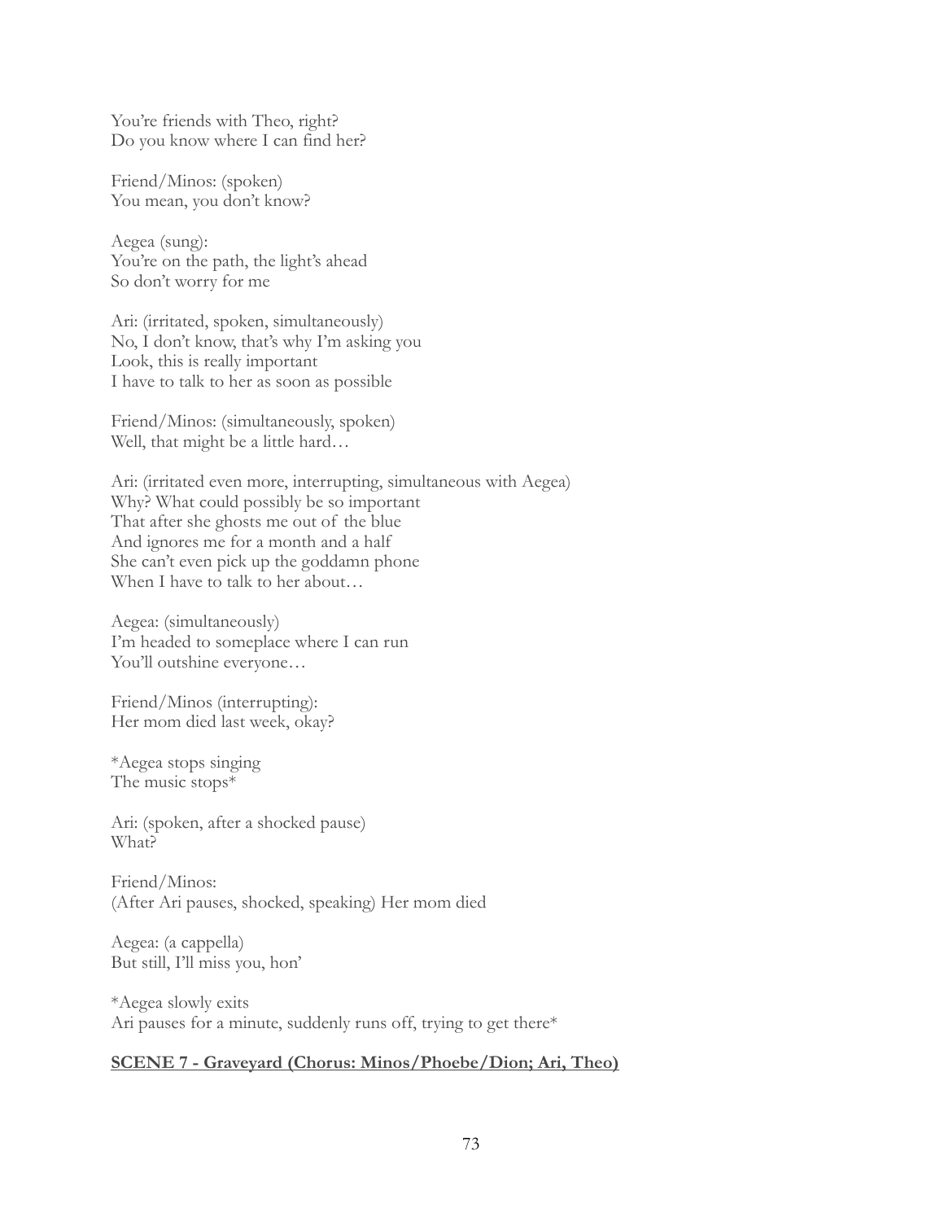You're friends with Theo, right?
Do you know where I can find her?

Friend/Minos: (spoken)
You mean, you don't know?

Aegea (sung):
You're on the path, the light's ahead
So don't worry for me

Ari: (irritated, spoken, simultaneously)
No, I don't know, that's why I'm asking you
Look, this is really important
I have to talk to her as soon as possible

Friend/Minos: (simultaneously, spoken)
Well, that might be a little hard…

Ari: (irritated even more, interrupting, simultaneous with Aegea)
Why? What could possibly be so important
That after she ghosts me out of the blue
And ignores me for a month and a half
She can't even pick up the goddamn phone
When I have to talk to her about…

Aegea: (simultaneously)
I'm headed to someplace where I can run
You'll outshine everyone…

Friend/Minos (interrupting):
Her mom died last week, okay?

*Aegea stops singing
The music stops*

Ari: (spoken, after a shocked pause)
What?

Friend/Minos:
(After Ari pauses, shocked, speaking) Her mom died

Aegea: (a cappella)
But still, I'll miss you, hon'

*Aegea slowly exits
Ari pauses for a minute, suddenly runs off, trying to get there*

**<u>SCENE 7 - Graveyard (Chorus: Minos/Phoebe/Dion; Ari, Theo)</u>**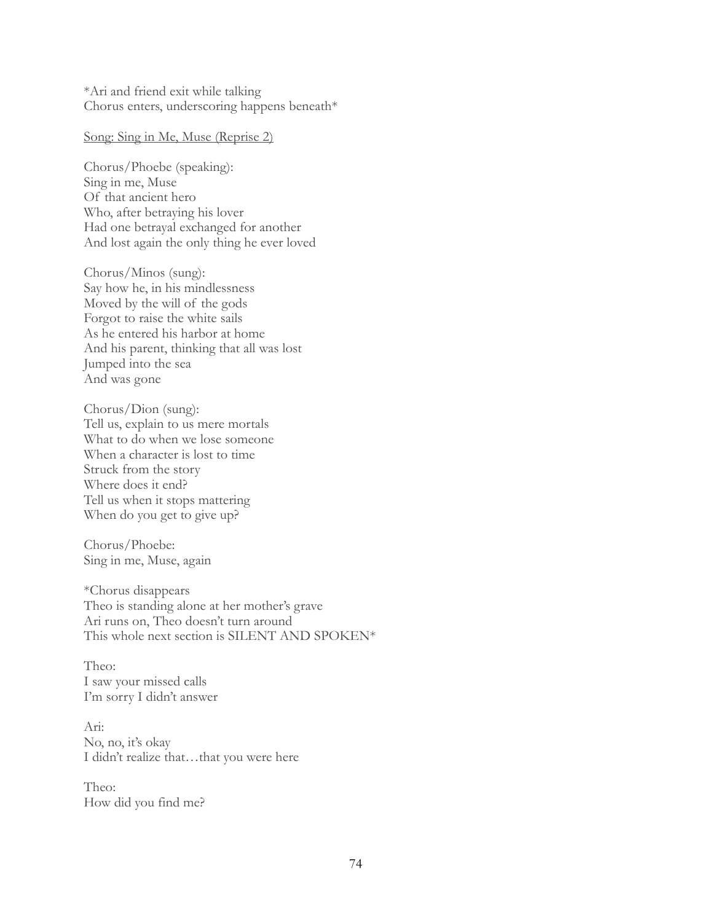*Ari and friend exit while talking
Chorus enters, underscoring happens beneath*

<u>Song: Sing in Me, Muse (Reprise 2)</u>

Chorus/Phoebe (speaking):
Sing in me, Muse
Of that ancient hero
Who, after betraying his lover
Had one betrayal exchanged for another
And lost again the only thing he ever loved

Chorus/Minos (sung):
Say how he, in his mindlessness
Moved by the will of the gods
Forgot to raise the white sails
As he entered his harbor at home
And his parent, thinking that all was lost
Jumped into the sea
And was gone

Chorus/Dion (sung):
Tell us, explain to us mere mortals
What to do when we lose someone
When a character is lost to time
Struck from the story
Where does it end?
Tell us when it stops mattering
When do you get to give up?

Chorus/Phoebe:
Sing in me, Muse, again

*Chorus disappears
Theo is standing alone at her mother's grave
Ari runs on, Theo doesn't turn around
This whole next section is SILENT AND SPOKEN*

Theo:
I saw your missed calls
I'm sorry I didn't answer

Ari:
No, no, it's okay
I didn't realize that…that you were here

Theo:
How did you find me?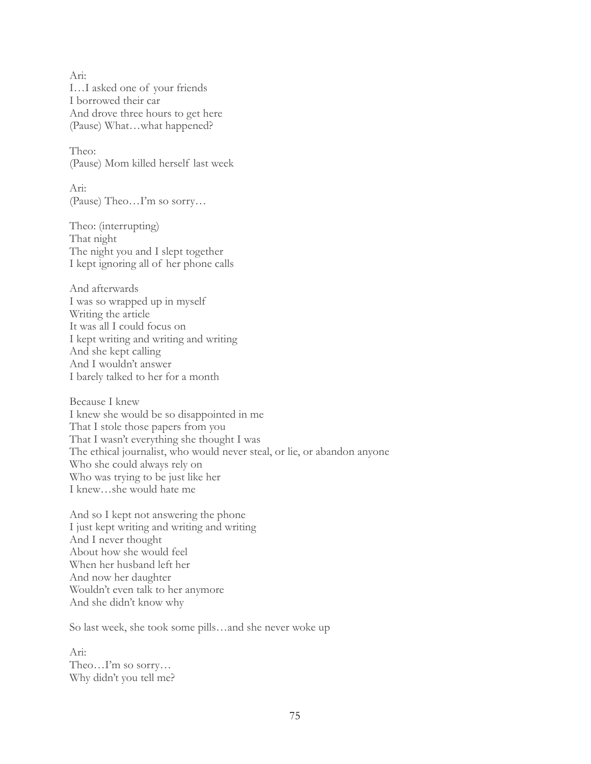Ari:  
I…I asked one of your friends  
I borrowed their car  
And drove three hours to get here  
(Pause) What…what happened?

Theo:  
(Pause) Mom killed herself last week

Ari:  
(Pause) Theo…I'm so sorry…

Theo: (interrupting)  
That night  
The night you and I slept together  
I kept ignoring all of her phone calls

And afterwards  
I was so wrapped up in myself  
Writing the article  
It was all I could focus on  
I kept writing and writing and writing  
And she kept calling  
And I wouldn't answer  
I barely talked to her for a month

Because I knew  
I knew she would be so disappointed in me  
That I stole those papers from you  
That I wasn't everything she thought I was  
The ethical journalist, who would never steal, or lie, or abandon anyone  
Who she could always rely on  
Who was trying to be just like her  
I knew…she would hate me

And so I kept not answering the phone  
I just kept writing and writing and writing  
And I never thought  
About how she would feel  
When her husband left her  
And now her daughter  
Wouldn't even talk to her anymore  
And she didn't know why

So last week, she took some pills…and she never woke up

Ari:  
Theo…I'm so sorry…  
Why didn't you tell me?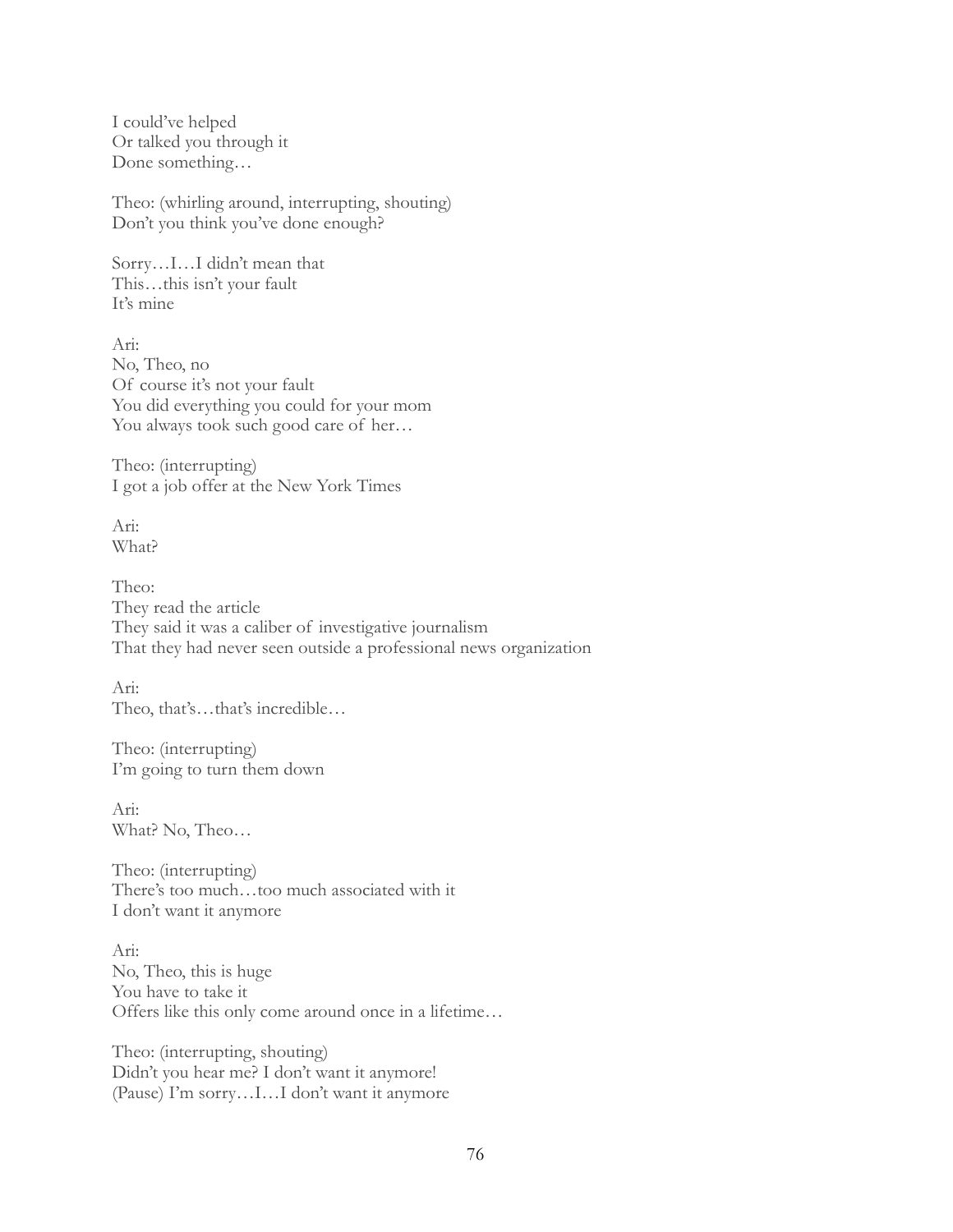I could've helped
Or talked you through it
Done something…

Theo: (whirling around, interrupting, shouting)
Don't you think you've done enough?

Sorry…I…I didn't mean that
This…this isn't your fault
It's mine

Ari:
No, Theo, no
Of course it's not your fault
You did everything you could for your mom
You always took such good care of her…

Theo: (interrupting)
I got a job offer at the New York Times

Ari:
What?

Theo:
They read the article
They said it was a caliber of investigative journalism
That they had never seen outside a professional news organization

Ari:
Theo, that's…that's incredible…

Theo: (interrupting)
I'm going to turn them down

Ari:
What? No, Theo…

Theo: (interrupting)
There's too much…too much associated with it
I don't want it anymore

Ari:
No, Theo, this is huge
You have to take it
Offers like this only come around once in a lifetime…

Theo: (interrupting, shouting)
Didn't you hear me? I don't want it anymore!
(Pause) I'm sorry…I…I don't want it anymore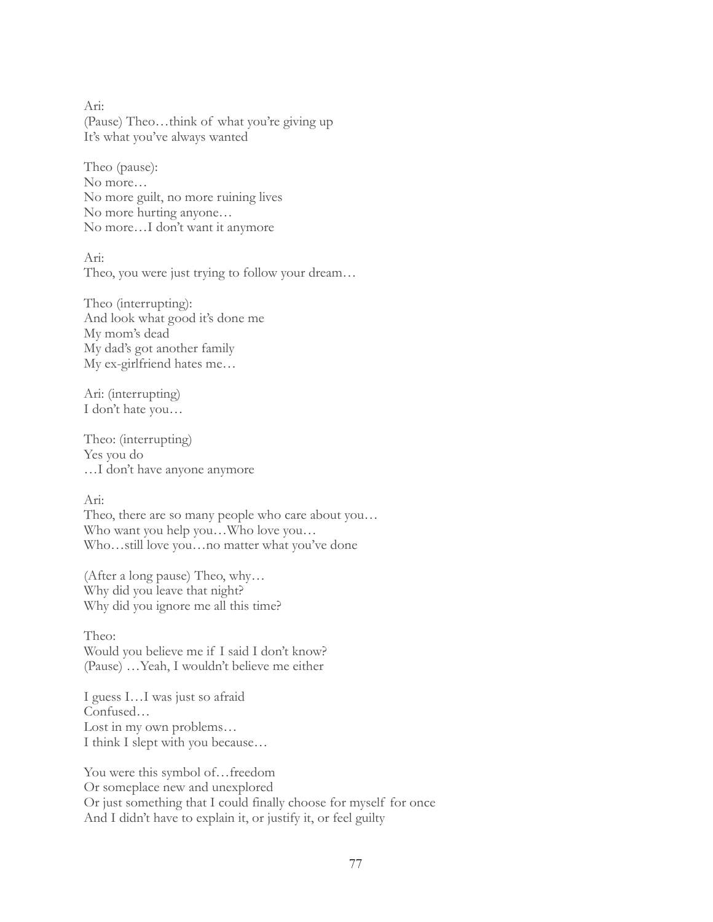Ari:
(Pause) Theo…think of what you're giving up
It's what you've always wanted

Theo (pause):
No more…
No more guilt, no more ruining lives
No more hurting anyone…
No more…I don't want it anymore

Ari:
Theo, you were just trying to follow your dream…

Theo (interrupting):
And look what good it's done me
My mom's dead
My dad's got another family
My ex-girlfriend hates me…

Ari: (interrupting)
I don't hate you…

Theo: (interrupting)
Yes you do
…I don't have anyone anymore

Ari:
Theo, there are so many people who care about you…
Who want you help you…Who love you…
Who…still love you…no matter what you've done

(After a long pause) Theo, why…
Why did you leave that night?
Why did you ignore me all this time?

Theo:
Would you believe me if I said I don't know?
(Pause) …Yeah, I wouldn't believe me either

I guess I…I was just so afraid
Confused…
Lost in my own problems…
I think I slept with you because…

You were this symbol of…freedom
Or someplace new and unexplored
Or just something that I could finally choose for myself for once
And I didn't have to explain it, or justify it, or feel guilty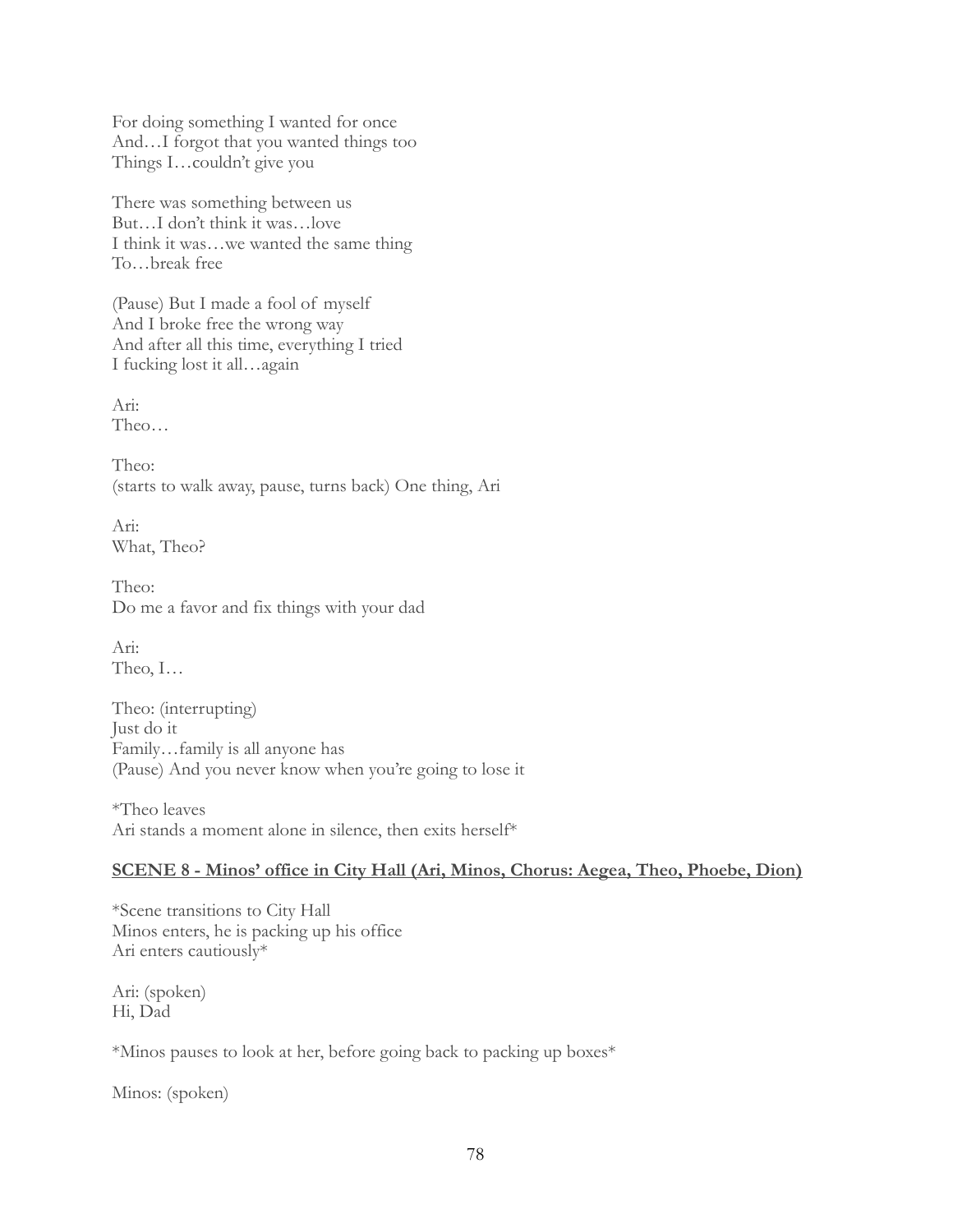For doing something I wanted for once
And…I forgot that you wanted things too
Things I…couldn't give you

There was something between us
But…I don't think it was…love
I think it was…we wanted the same thing
To…break free

(Pause) But I made a fool of myself
And I broke free the wrong way
And after all this time, everything I tried
I fucking lost it all…again

Ari:
Theo…

Theo:
(starts to walk away, pause, turns back) One thing, Ari

Ari:
What, Theo?

Theo:
Do me a favor and fix things with your dad

Ari:
Theo, I…

Theo: (interrupting)
Just do it
Family…family is all anyone has
(Pause) And you never know when you're going to lose it

*Theo leaves
Ari stands a moment alone in silence, then exits herself*

**SCENE 8 - Minos' office in City Hall (Ari, Minos, Chorus: Aegea, Theo, Phoebe, Dion)**

*Scene transitions to City Hall
Minos enters, he is packing up his office
Ari enters cautiously*

Ari: (spoken)
Hi, Dad

*Minos pauses to look at her, before going back to packing up boxes*

Minos: (spoken)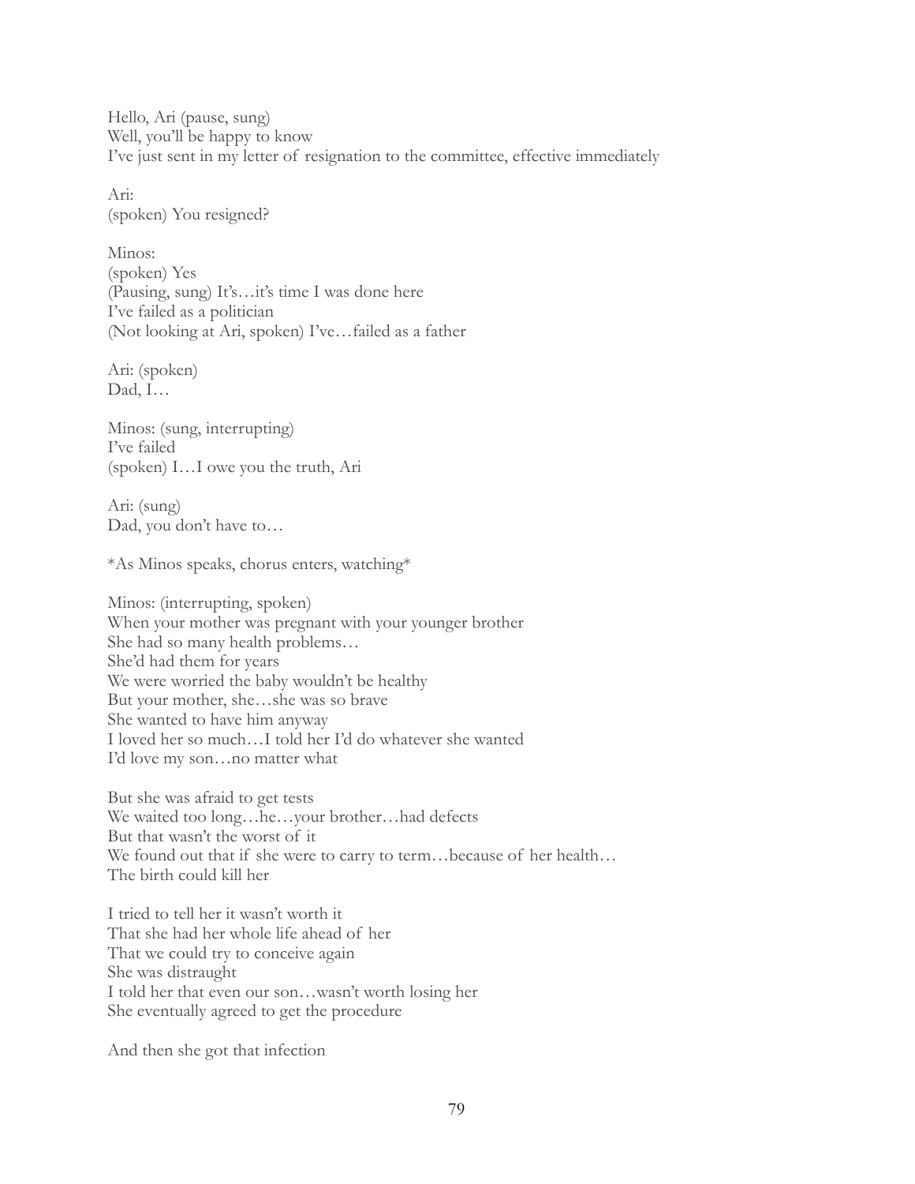Hello, Ari (pause, sung)
Well, you'll be happy to know
I've just sent in my letter of resignation to the committee, effective immediately

Ari:
(spoken) You resigned?

Minos:
(spoken) Yes
(Pausing, sung) It's…it's time I was done here
I've failed as a politician
(Not looking at Ari, spoken) I've…failed as a father

Ari: (spoken)
Dad, I…

Minos: (sung, interrupting)
I've failed
(spoken) I…I owe you the truth, Ari

Ari: (sung)
Dad, you don't have to…

*As Minos speaks, chorus enters, watching*

Minos: (interrupting, spoken)
When your mother was pregnant with your younger brother
She had so many health problems…
She'd had them for years
We were worried the baby wouldn't be healthy
But your mother, she…she was so brave
She wanted to have him anyway
I loved her so much…I told her I'd do whatever she wanted
I'd love my son…no matter what

But she was afraid to get tests
We waited too long…he…your brother…had defects
But that wasn't the worst of it
We found out that if she were to carry to term…because of her health…
The birth could kill her

I tried to tell her it wasn't worth it
That she had her whole life ahead of her
That we could try to conceive again
She was distraught
I told her that even our son…wasn't worth losing her
She eventually agreed to get the procedure

And then she got that infection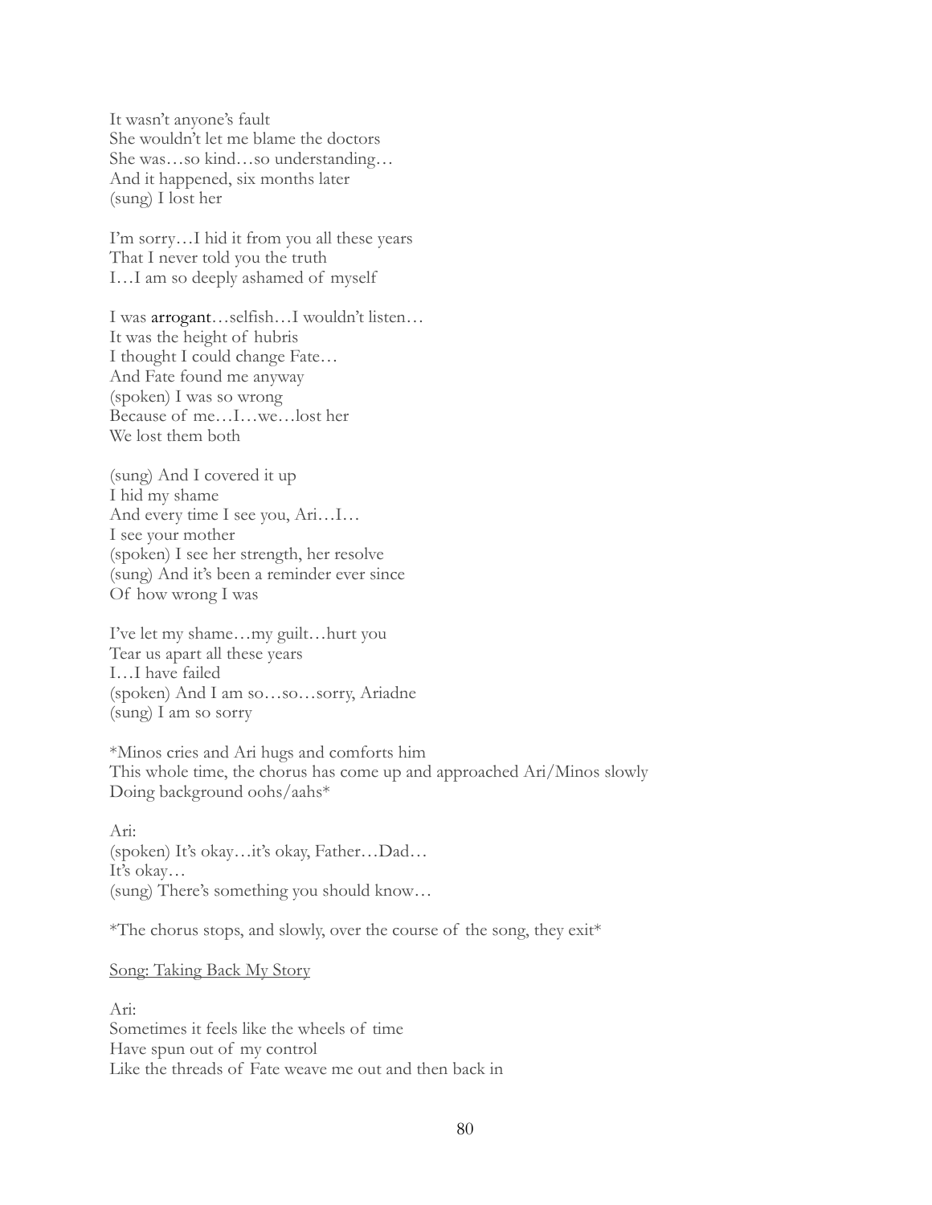It wasn't anyone's fault
She wouldn't let me blame the doctors
She was…so kind…so understanding…
And it happened, six months later
(sung) I lost her

I'm sorry…I hid it from you all these years
That I never told you the truth
I…I am so deeply ashamed of myself

I was arrogant…selfish…I wouldn't listen…
It was the height of hubris
I thought I could change Fate…
And Fate found me anyway
(spoken) I was so wrong
Because of me…I…we…lost her
We lost them both

(sung) And I covered it up
I hid my shame
And every time I see you, Ari…I…
I see your mother
(spoken) I see her strength, her resolve
(sung) And it's been a reminder ever since
Of how wrong I was

I've let my shame…my guilt…hurt you
Tear us apart all these years
I…I have failed
(spoken) And I am so…so…sorry, Ariadne
(sung) I am so sorry

*Minos cries and Ari hugs and comforts him
This whole time, the chorus has come up and approached Ari/Minos slowly
Doing background oohs/aahs*

Ari:
(spoken) It's okay…it's okay, Father…Dad…
It's okay…
(sung) There's something you should know…

*The chorus stops, and slowly, over the course of the song, they exit*

<u>Song: Taking Back My Story</u>

Ari:
Sometimes it feels like the wheels of time
Have spun out of my control
Like the threads of Fate weave me out and then back in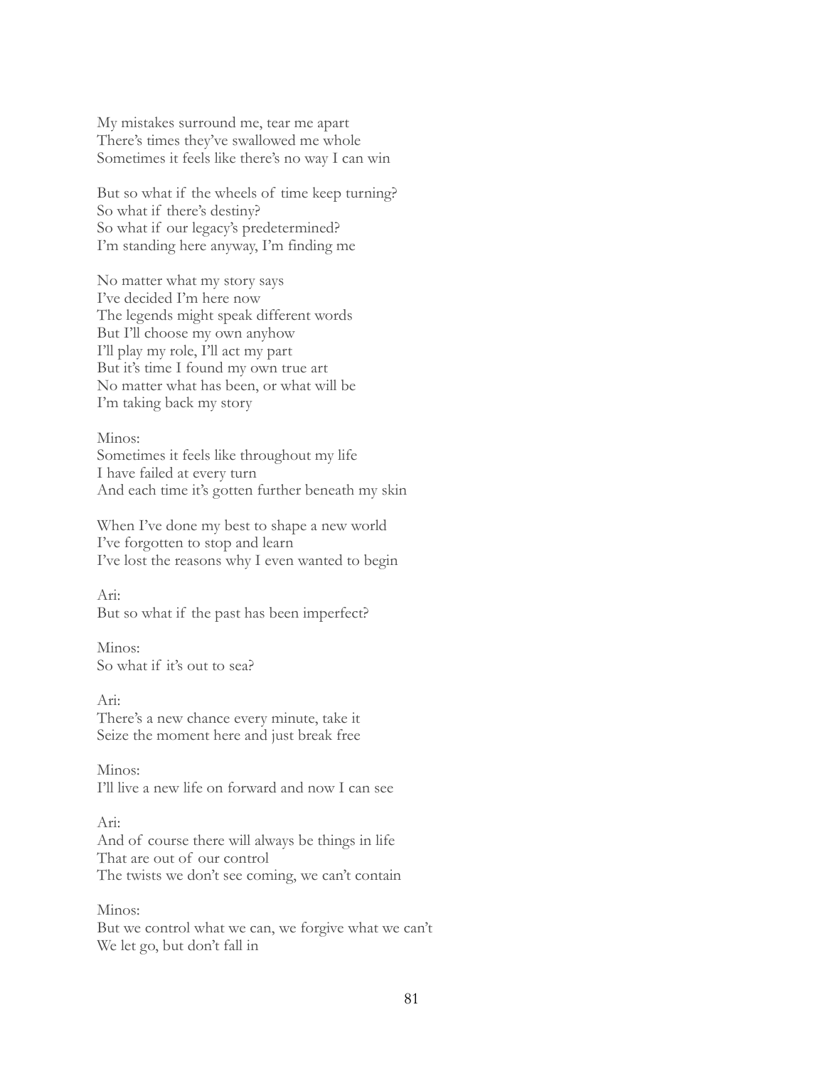My mistakes surround me, tear me apart
There's times they've swallowed me whole
Sometimes it feels like there's no way I can win

But so what if the wheels of time keep turning?
So what if there's destiny?
So what if our legacy's predetermined?
I'm standing here anyway, I'm finding me

No matter what my story says
I've decided I'm here now
The legends might speak different words
But I'll choose my own anyhow
I'll play my role, I'll act my part
But it's time I found my own true art
No matter what has been, or what will be
I'm taking back my story

Minos:
Sometimes it feels like throughout my life
I have failed at every turn
And each time it's gotten further beneath my skin

When I've done my best to shape a new world
I've forgotten to stop and learn
I've lost the reasons why I even wanted to begin

Ari:
But so what if the past has been imperfect?

Minos:
So what if it's out to sea?

Ari:
There's a new chance every minute, take it
Seize the moment here and just break free

Minos:
I'll live a new life on forward and now I can see

Ari:
And of course there will always be things in life
That are out of our control
The twists we don't see coming, we can't contain

Minos:
But we control what we can, we forgive what we can't
We let go, but don't fall in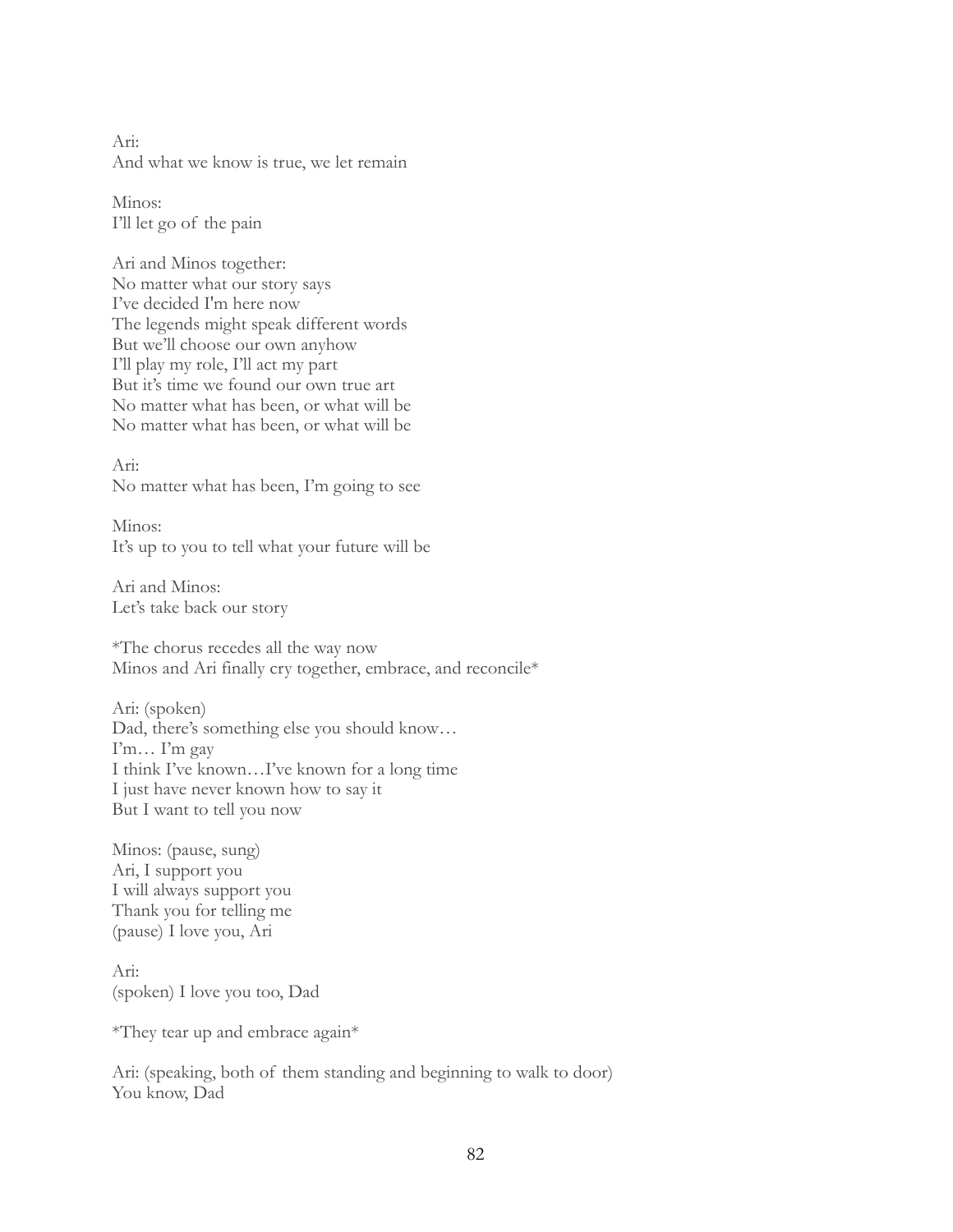Ari:
And what we know is true, we let remain

Minos:
I'll let go of the pain

Ari and Minos together:
No matter what our story says
I've decided I'm here now
The legends might speak different words
But we'll choose our own anyhow
I'll play my role, I'll act my part
But it's time we found our own true art
No matter what has been, or what will be
No matter what has been, or what will be

Ari:
No matter what has been, I'm going to see

Minos:
It's up to you to tell what your future will be

Ari and Minos:
Let's take back our story

*The chorus recedes all the way now
Minos and Ari finally cry together, embrace, and reconcile*

Ari: (spoken)
Dad, there's something else you should know…
I'm… I'm gay
I think I've known…I've known for a long time
I just have never known how to say it
But I want to tell you now

Minos: (pause, sung)
Ari, I support you
I will always support you
Thank you for telling me
(pause) I love you, Ari

Ari:
(spoken) I love you too, Dad

*They tear up and embrace again*

Ari: (speaking, both of them standing and beginning to walk to door)
You know, Dad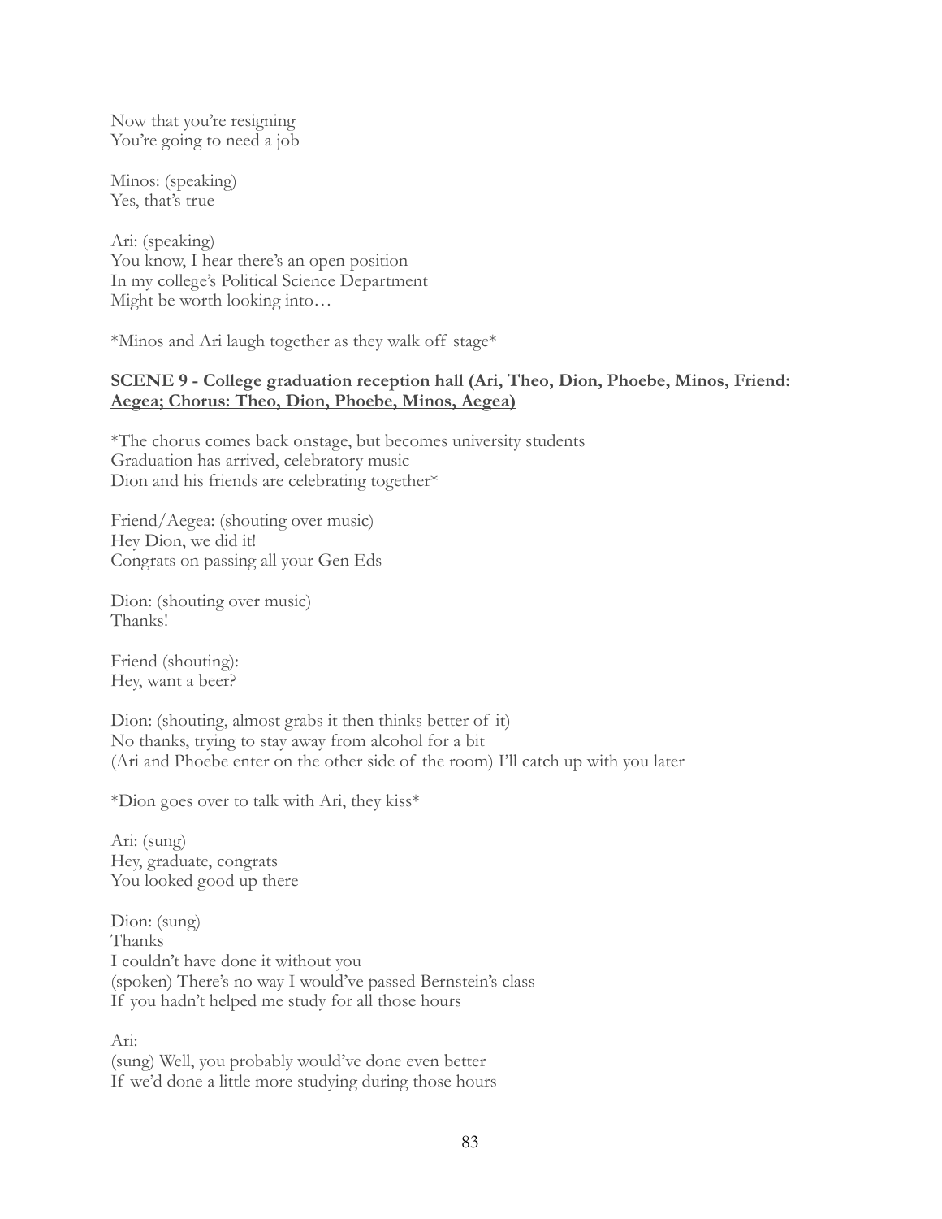Now that you're resigning
You're going to need a job

Minos: (speaking)
Yes, that's true

Ari: (speaking)
You know, I hear there's an open position
In my college's Political Science Department
Might be worth looking into…

*Minos and Ari laugh together as they walk off stage*

**SCENE 9 - College graduation reception hall (Ari, Theo, Dion, Phoebe, Minos, Friend: Aegea; Chorus: Theo, Dion, Phoebe, Minos, Aegea)**

*The chorus comes back onstage, but becomes university students
Graduation has arrived, celebratory music
Dion and his friends are celebrating together*

Friend/Aegea: (shouting over music)
Hey Dion, we did it!
Congrats on passing all your Gen Eds

Dion: (shouting over music)
Thanks!

Friend (shouting):
Hey, want a beer?

Dion: (shouting, almost grabs it then thinks better of it)
No thanks, trying to stay away from alcohol for a bit
(Ari and Phoebe enter on the other side of the room) I'll catch up with you later

*Dion goes over to talk with Ari, they kiss*

Ari: (sung)
Hey, graduate, congrats
You looked good up there

Dion: (sung)
Thanks
I couldn't have done it without you
(spoken) There's no way I would've passed Bernstein's class
If you hadn't helped me study for all those hours

Ari:
(sung) Well, you probably would've done even better
If we'd done a little more studying during those hours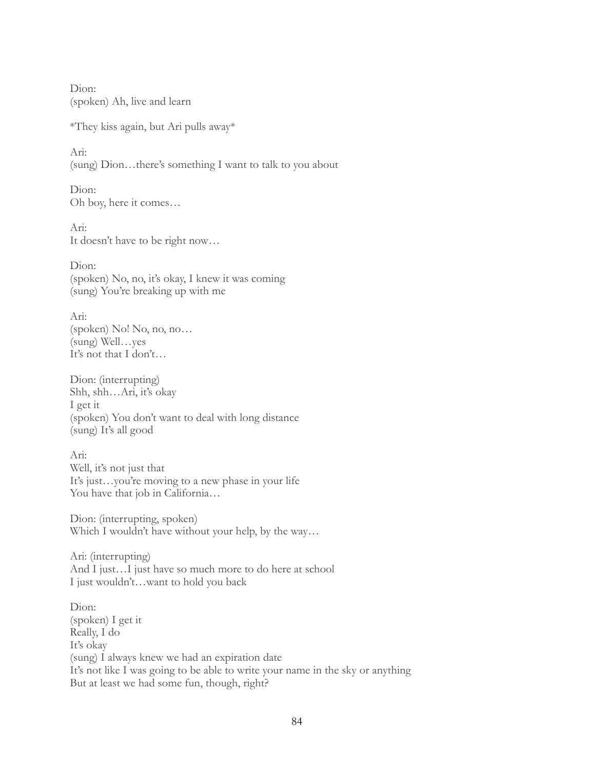Dion:
(spoken) Ah, live and learn

*They kiss again, but Ari pulls away*

Ari:
(sung) Dion…there's something I want to talk to you about

Dion:
Oh boy, here it comes…

Ari:
It doesn't have to be right now…

Dion:
(spoken) No, no, it's okay, I knew it was coming
(sung) You're breaking up with me

Ari:
(spoken) No! No, no, no…
(sung) Well…yes
It's not that I don't…

Dion: (interrupting)
Shh, shh…Ari, it's okay
I get it
(spoken) You don't want to deal with long distance
(sung) It's all good

Ari:
Well, it's not just that
It's just…you're moving to a new phase in your life
You have that job in California…

Dion: (interrupting, spoken)
Which I wouldn't have without your help, by the way…

Ari: (interrupting)
And I just…I just have so much more to do here at school
I just wouldn't…want to hold you back

Dion:
(spoken) I get it
Really, I do
It's okay
(sung) I always knew we had an expiration date
It's not like I was going to be able to write your name in the sky or anything
But at least we had some fun, though, right?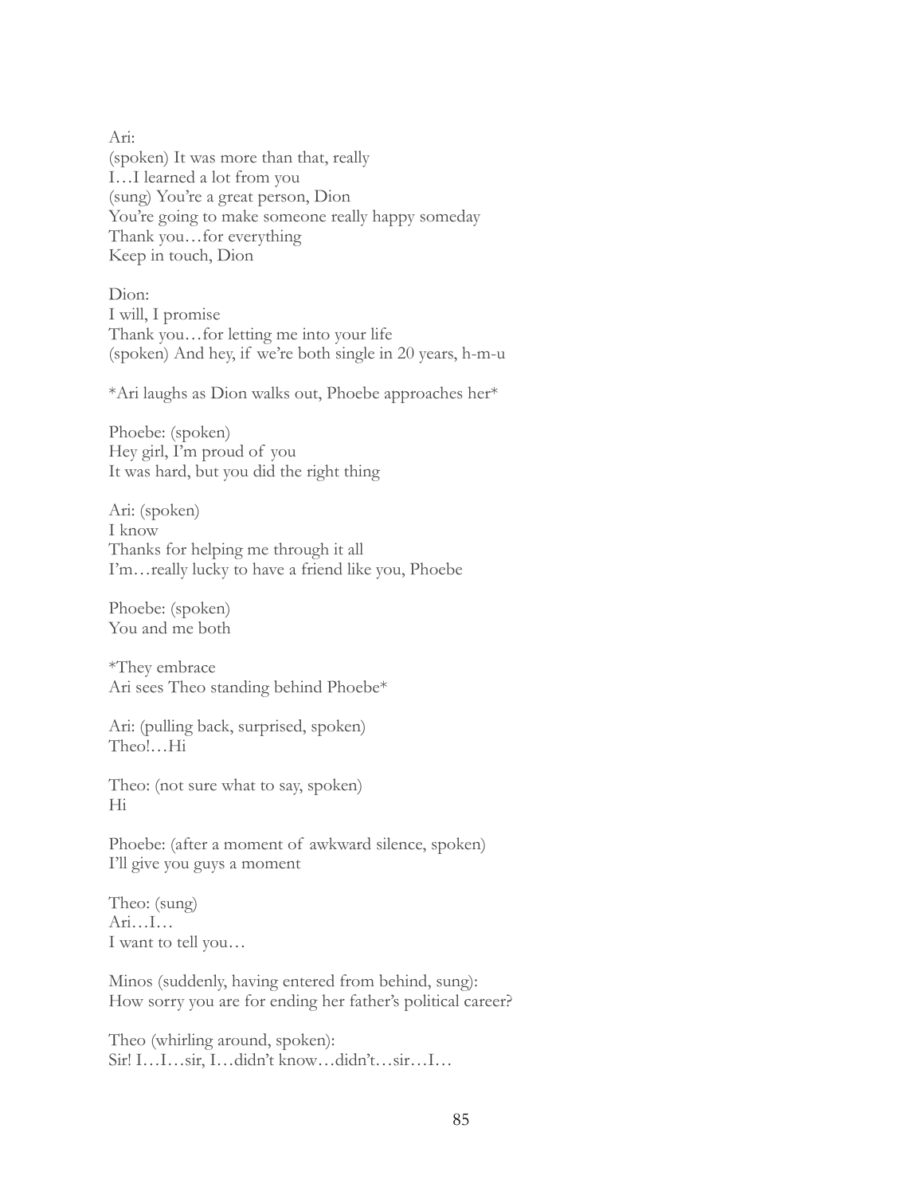Ari:
(spoken) It was more than that, really
I…I learned a lot from you
(sung) You're a great person, Dion
You're going to make someone really happy someday
Thank you…for everything
Keep in touch, Dion

Dion:
I will, I promise
Thank you…for letting me into your life
(spoken) And hey, if we're both single in 20 years, h-m-u

*Ari laughs as Dion walks out, Phoebe approaches her*

Phoebe: (spoken)
Hey girl, I'm proud of you
It was hard, but you did the right thing

Ari: (spoken)
I know
Thanks for helping me through it all
I'm…really lucky to have a friend like you, Phoebe

Phoebe: (spoken)
You and me both

*They embrace
Ari sees Theo standing behind Phoebe*

Ari: (pulling back, surprised, spoken)
Theo!…Hi

Theo: (not sure what to say, spoken)
Hi

Phoebe: (after a moment of awkward silence, spoken)
I'll give you guys a moment

Theo: (sung)
Ari…I…
I want to tell you…

Minos (suddenly, having entered from behind, sung):
How sorry you are for ending her father's political career?

Theo (whirling around, spoken):
Sir! I…I…sir, I…didn't know…didn't…sir…I…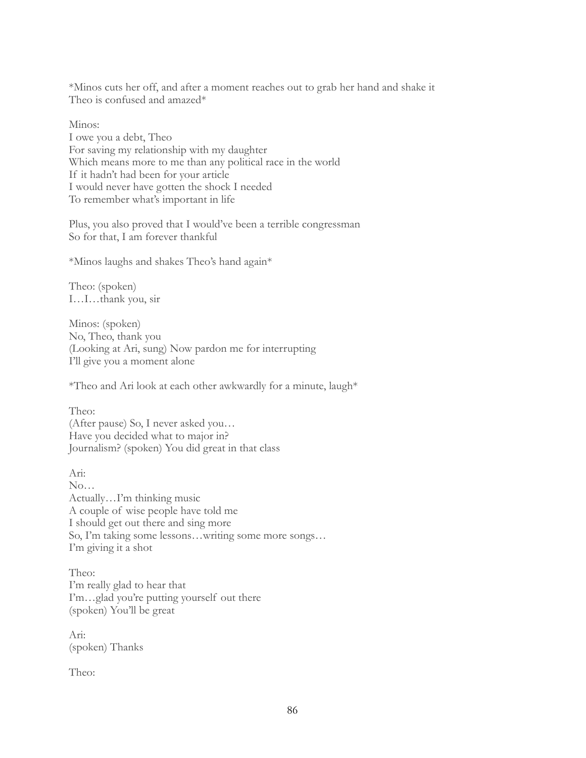*Minos cuts her off, and after a moment reaches out to grab her hand and shake it
Theo is confused and amazed*

Minos:
I owe you a debt, Theo
For saving my relationship with my daughter
Which means more to me than any political race in the world
If it hadn't had been for your article
I would never have gotten the shock I needed
To remember what's important in life

Plus, you also proved that I would've been a terrible congressman
So for that, I am forever thankful

*Minos laughs and shakes Theo's hand again*

Theo: (spoken)
I…I…thank you, sir

Minos: (spoken)
No, Theo, thank you
(Looking at Ari, sung) Now pardon me for interrupting
I'll give you a moment alone

*Theo and Ari look at each other awkwardly for a minute, laugh*

Theo:
(After pause) So, I never asked you…
Have you decided what to major in?
Journalism? (spoken) You did great in that class

Ari:
No…
Actually…I'm thinking music
A couple of wise people have told me
I should get out there and sing more
So, I'm taking some lessons…writing some more songs…
I'm giving it a shot

Theo:
I'm really glad to hear that
I'm…glad you're putting yourself out there
(spoken) You'll be great

Ari:
(spoken) Thanks

Theo: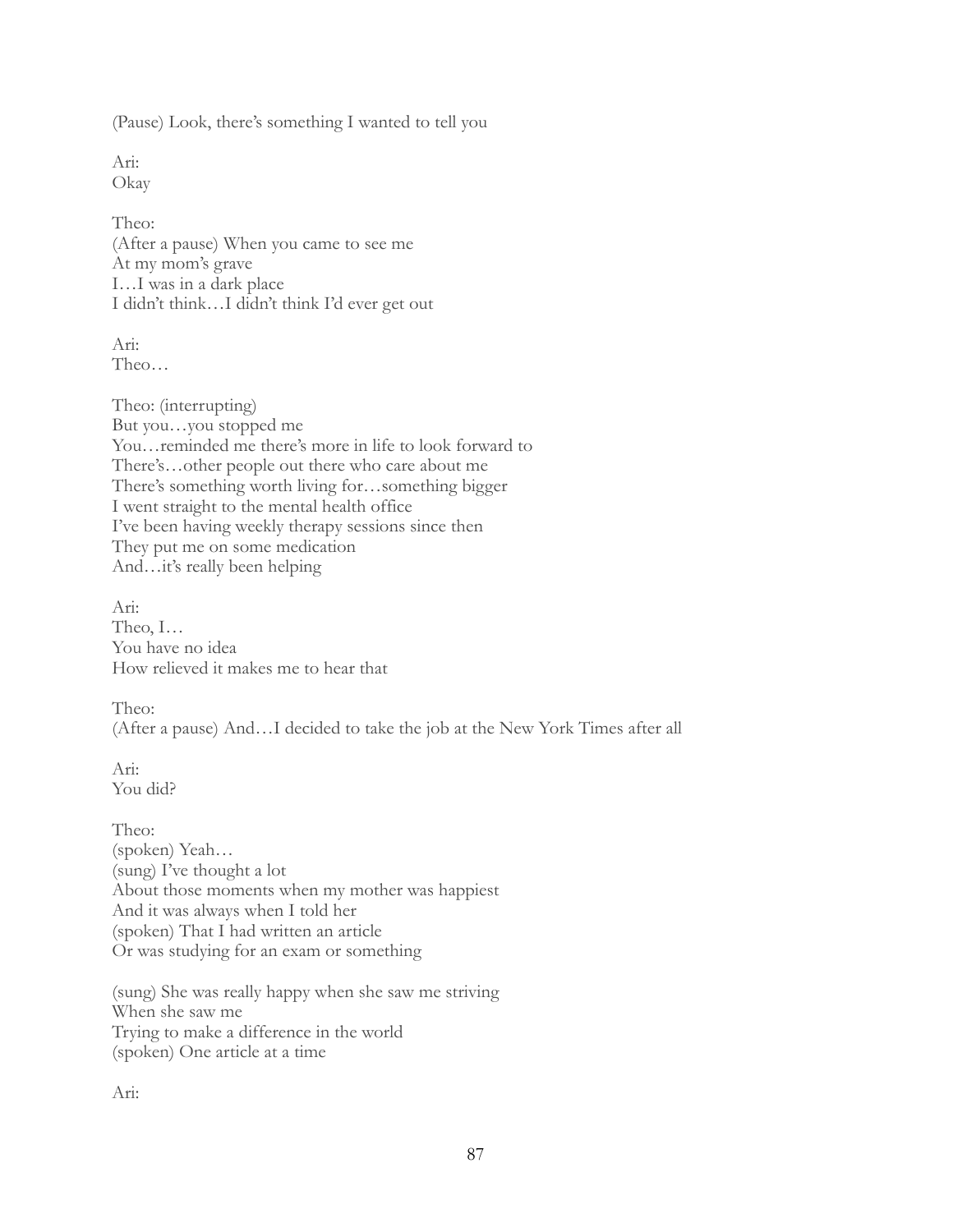(Pause) Look, there's something I wanted to tell you

Ari:
Okay

Theo:
(After a pause) When you came to see me
At my mom's grave
I…I was in a dark place
I didn't think…I didn't think I'd ever get out

Ari:
Theo…

Theo: (interrupting)
But you…you stopped me
You…reminded me there's more in life to look forward to
There's…other people out there who care about me
There's something worth living for…something bigger
I went straight to the mental health office
I've been having weekly therapy sessions since then
They put me on some medication
And…it's really been helping

Ari:
Theo, I…
You have no idea
How relieved it makes me to hear that

Theo:
(After a pause) And…I decided to take the job at the New York Times after all

Ari:
You did?

Theo:
(spoken) Yeah…
(sung) I've thought a lot
About those moments when my mother was happiest
And it was always when I told her
(spoken) That I had written an article
Or was studying for an exam or something

(sung) She was really happy when she saw me striving
When she saw me
Trying to make a difference in the world
(spoken) One article at a time

Ari: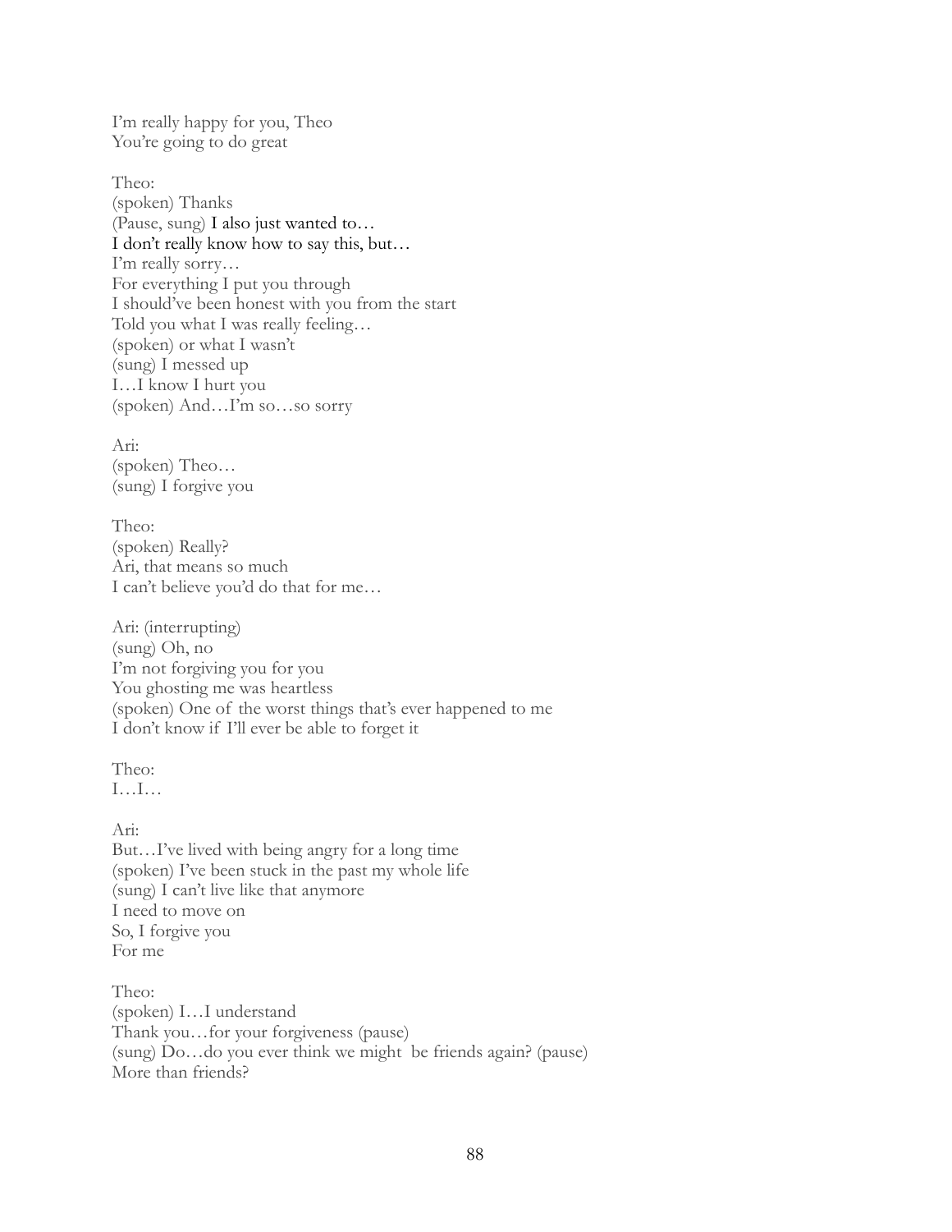I'm really happy for you, Theo
You're going to do great

Theo:
(spoken) Thanks
(Pause, sung) I also just wanted to…
I don't really know how to say this, but…
I'm really sorry…
For everything I put you through
I should've been honest with you from the start
Told you what I was really feeling…
(spoken) or what I wasn't
(sung) I messed up
I…I know I hurt you
(spoken) And…I'm so…so sorry

Ari:
(spoken) Theo…
(sung) I forgive you

Theo:
(spoken) Really?
Ari, that means so much
I can't believe you'd do that for me…

Ari: (interrupting)
(sung) Oh, no
I'm not forgiving you for you
You ghosting me was heartless
(spoken) One of the worst things that's ever happened to me
I don't know if I'll ever be able to forget it

Theo:
I…I…

Ari:
But…I've lived with being angry for a long time
(spoken) I've been stuck in the past my whole life
(sung) I can't live like that anymore
I need to move on
So, I forgive you
For me

Theo:
(spoken) I…I understand
Thank you…for your forgiveness (pause)
(sung) Do…do you ever think we might be friends again? (pause)
More than friends?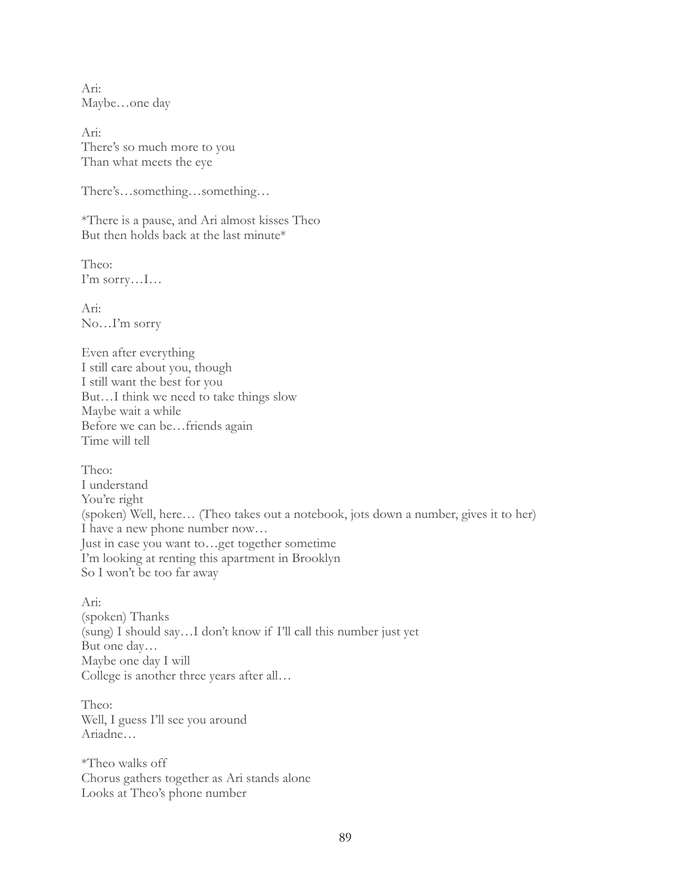Ari:
Maybe…one day

Ari:
There's so much more to you
Than what meets the eye

There's…something…something…

*There is a pause, and Ari almost kisses Theo
But then holds back at the last minute*

Theo:
I'm sorry…I…

Ari:
No…I'm sorry

Even after everything
I still care about you, though
I still want the best for you
But…I think we need to take things slow
Maybe wait a while
Before we can be…friends again
Time will tell

Theo:
I understand
You're right
(spoken) Well, here… (Theo takes out a notebook, jots down a number, gives it to her)
I have a new phone number now…
Just in case you want to…get together sometime
I'm looking at renting this apartment in Brooklyn
So I won't be too far away

Ari:
(spoken) Thanks
(sung) I should say…I don't know if I'll call this number just yet
But one day…
Maybe one day I will
College is another three years after all…

Theo:
Well, I guess I'll see you around
Ariadne…

*Theo walks off
Chorus gathers together as Ari stands alone
Looks at Theo's phone number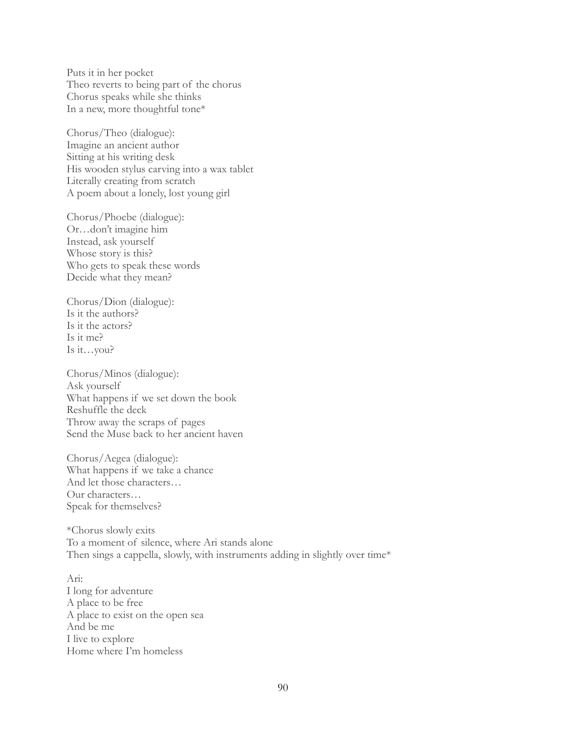Puts it in her pocket
Theo reverts to being part of the chorus
Chorus speaks while she thinks
In a new, more thoughtful tone*

Chorus/Theo (dialogue):
Imagine an ancient author
Sitting at his writing desk
His wooden stylus carving into a wax tablet
Literally creating from scratch
A poem about a lonely, lost young girl

Chorus/Phoebe (dialogue):
Or…don't imagine him
Instead, ask yourself
Whose story is this?
Who gets to speak these words
Decide what they mean?

Chorus/Dion (dialogue):
Is it the authors?
Is it the actors?
Is it me?
Is it…you?

Chorus/Minos (dialogue):
Ask yourself
What happens if we set down the book
Reshuffle the deck
Throw away the scraps of pages
Send the Muse back to her ancient haven

Chorus/Aegea (dialogue):
What happens if we take a chance
And let those characters…
Our characters…
Speak for themselves?

*Chorus slowly exits
To a moment of silence, where Ari stands alone
Then sings a cappella, slowly, with instruments adding in slightly over time*

Ari:
I long for adventure
A place to be free
A place to exist on the open sea
And be me
I live to explore
Home where I'm homeless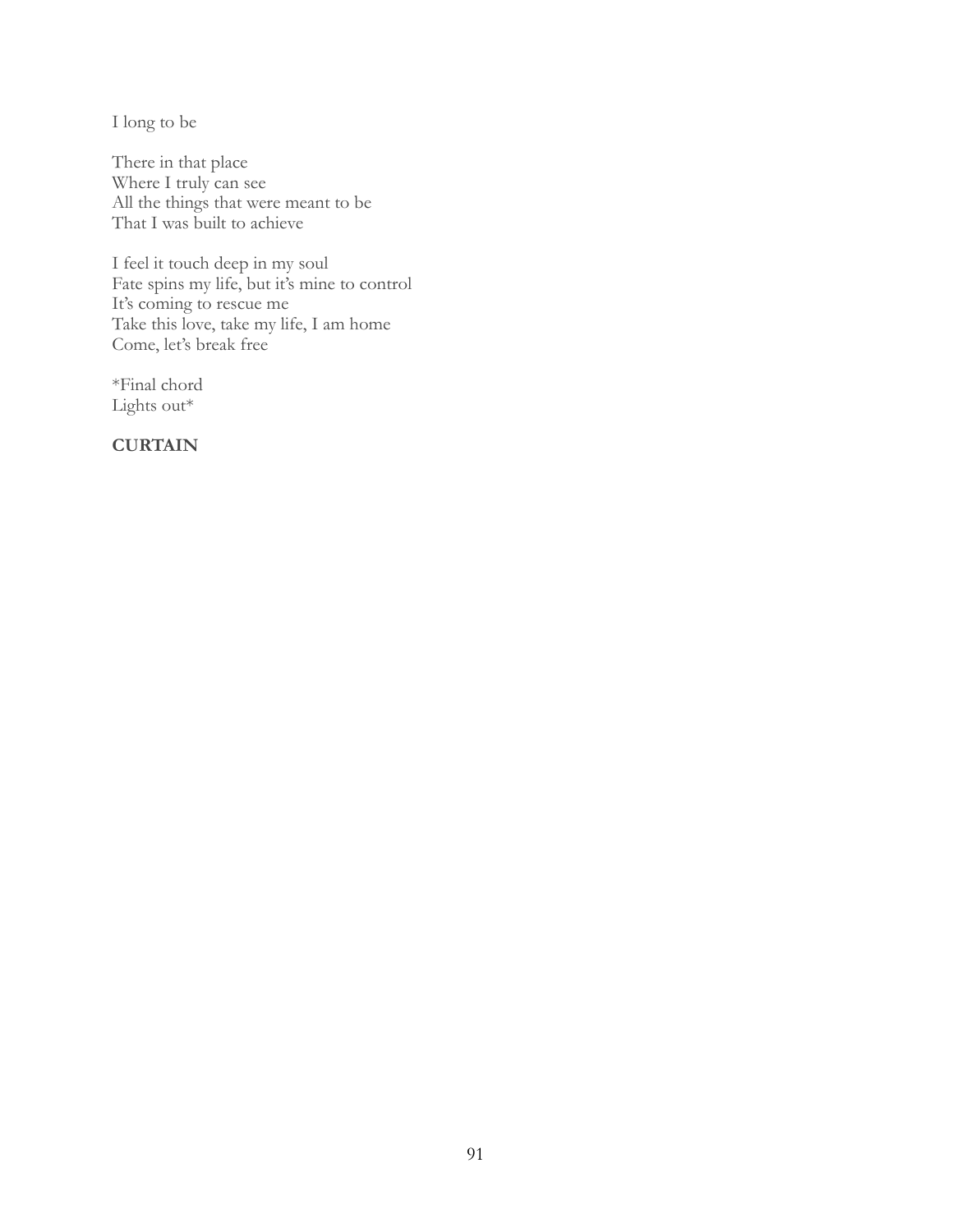I long to be

There in that place
Where I truly can see
All the things that were meant to be
That I was built to achieve

I feel it touch deep in my soul
Fate spins my life, but it's mine to control
It's coming to rescue me
Take this love, take my life, I am home
Come, let's break free

*Final chord
Lights out*

**CURTAIN**